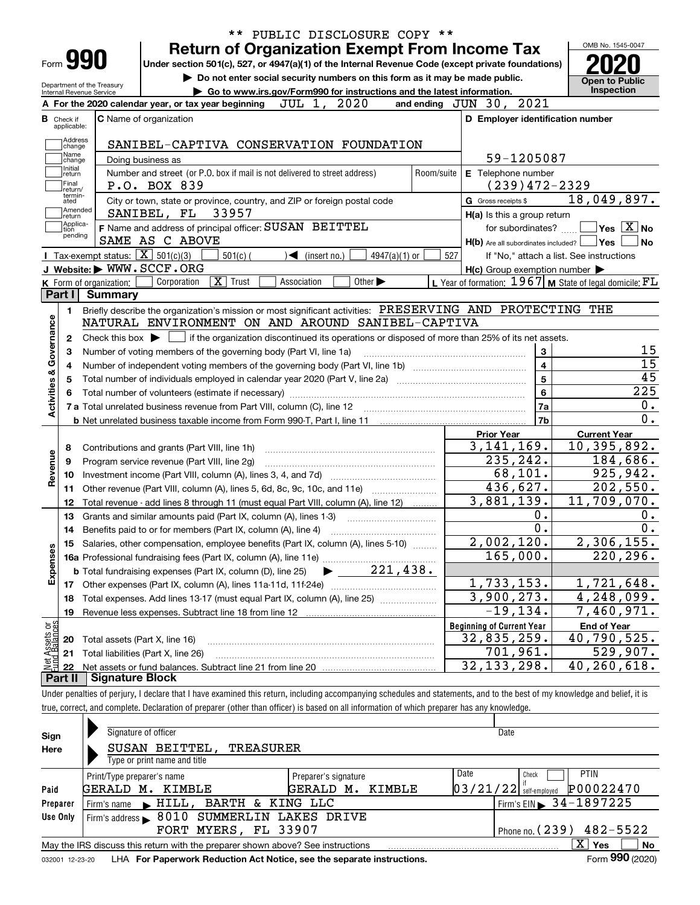** PUBLIC DISCLOSURE COPY **

# Form 990 — Return of Organization Exempt From Income Tax (2020)

Under section 501(c), 527, or 4947(a)(1) of the Internal Revenue Code (except private foundations)

▶ Do not enter social security numbers on this form as it may be made public.

▶ Go to www.irs.gov/Form990 for instructions and the latest information.

Department of the Treasury, Internal Revenue Service

OMB No. 1545-0047 — **Open to Public Inspection**

**A** For the 2020 calendar year, or tax year beginning JUL 1, 2020 and ending JUN 30, 2021

**B** Check if applicable: Address change, Name change, Initial return, Final return/terminated, Amended return, Application pending

**C** Name of organization: SANIBEL-CAPTIVA CONSERVATION FOUNDATION

Doing business as

Number and street (or P.O. box if mail is not delivered to street address): P.O. BOX 839 — Room/suite

City or town, state or province, country, and ZIP or foreign postal code: SANIBEL, FL 33957

**D** Employer identification number: 59-1205087

**E** Telephone number: (239)472-2329

**G** Gross receipts $ 18,049,897.

**F** Name and address of principal officer: SUSAN BEITTEL, SAME AS C ABOVE

**H(a)** Is this a group return for subordinates? Yes [ ] No [X]

**H(b)** Are all subordinates included? Yes [ ] No [ ] — If "No," attach a list. See instructions

**H(c)** Group exemption number ▶

**I** Tax-exempt status: [X] 501(c)(3) [ ] 501(c) ( ) ◀ (insert no.) [ ] 4947(a)(1) or [ ] 527

**J** Website: ▶ WWW.SCCF.ORG

**K** Form of organization: [ ] Corporation [X] Trust [ ] Association [ ] Other ▶

**L** Year of formation: 1967 **M** State of legal domicile: FL

## Part I Summary

**Activities & Governance**

1. Briefly describe the organization's mission or most significant activities: PRESERVING AND PROTECTING THE NATURAL ENVIRONMENT ON AND AROUND SANIBEL-CAPTIVA
2. Check this box ▶ [ ] if the organization discontinued its operations or disposed of more than 25% of its net assets.

| Line | Description | No. | Value |
|---|---|---|---|
| 3 | Number of voting members of the governing body (Part VI, line 1a) | 3 | 15 |
| 4 | Number of independent voting members of the governing body (Part VI, line 1b) | 4 | 15 |
| 5 | Total number of individuals employed in calendar year 2020 (Part V, line 2a) | 5 | 45 |
| 6 | Total number of volunteers (estimate if necessary) | 6 | 225 |
| 7a | Total unrelated business revenue from Part VIII, column (C), line 12 | 7a | 0. |
| 7b | Net unrelated business taxable income from Form 990-T, Part I, line 11 | 7b | 0. |

| Line | Description | Prior Year | Current Year |
|---|---|---|---|
| **Revenue** | | | |
| 8 | Contributions and grants (Part VIII, line 1h) | 3,141,169. | 10,395,892. |
| 9 | Program service revenue (Part VIII, line 2g) | 235,242. | 184,686. |
| 10 | Investment income (Part VIII, column (A), lines 3, 4, and 7d) | 68,101. | 925,942. |
| 11 | Other revenue (Part VIII, column (A), lines 5, 6d, 8c, 9c, 10c, and 11e) | 436,627. | 202,550. |
| 12 | Total revenue - add lines 8 through 11 (must equal Part VIII, column (A), line 12) | 3,881,139. | 11,709,070. |
| **Expenses** | | | |
| 13 | Grants and similar amounts paid (Part IX, column (A), lines 1-3) | 0. | 0. |
| 14 | Benefits paid to or for members (Part IX, column (A), line 4) | 0. | 0. |
| 15 | Salaries, other compensation, employee benefits (Part IX, column (A), lines 5-10) | 2,002,120. | 2,306,155. |
| 16a | Professional fundraising fees (Part IX, column (A), line 11e) | 165,000. | 220,296. |
| b | Total fundraising expenses (Part IX, column (D), line 25) ▶ 221,438. | | |
| 17 | Other expenses (Part IX, column (A), lines 11a-11d, 11f-24e) | 1,733,153. | 1,721,648. |
| 18 | Total expenses. Add lines 13-17 (must equal Part IX, column (A), line 25) | 3,900,273. | 4,248,099. |
| 19 | Revenue less expenses. Subtract line 18 from line 12 | -19,134. | 7,460,971. |

| Line | Net Assets or Fund Balances | Beginning of Current Year | End of Year |
|---|---|---|---|
| 20 | Total assets (Part X, line 16) | 32,835,259. | 40,790,525. |
| 21 | Total liabilities (Part X, line 26) | 701,961. | 529,907. |
| 22 | Net assets or fund balances. Subtract line 21 from line 20 | 32,133,298. | 40,260,618. |

## Part II Signature Block

Under penalties of perjury, I declare that I have examined this return, including accompanying schedules and statements, and to the best of my knowledge and belief, it is true, correct, and complete. Declaration of preparer (other than officer) is based on all information of which preparer has any knowledge.

**Sign Here**

Signature of officer — Date

SUSAN BEITTEL, TREASURER

Type or print name and title

**Paid Preparer Use Only**

| Print/Type preparer's name | Preparer's signature | Date | Check if self-employed | PTIN |
|---|---|---|---|---|
| GERALD M. KIMBLE | GERALD M. KIMBLE | 03/21/22 | [ ] | P00022470 |

Firm's name ▶ HILL, BARTH & KING LLC — Firm's EIN ▶ 34-1897225

Firm's address ▶ 8010 SUMMERLIN LAKES DRIVE, FORT MYERS, FL 33907 — Phone no. (239) 482-5522

May the IRS discuss this return with the preparer shown above? See instructions [X] Yes [ ] No

032001 12-23-20 LHA For Paperwork Reduction Act Notice, see the separate instructions. Form **990** (2020)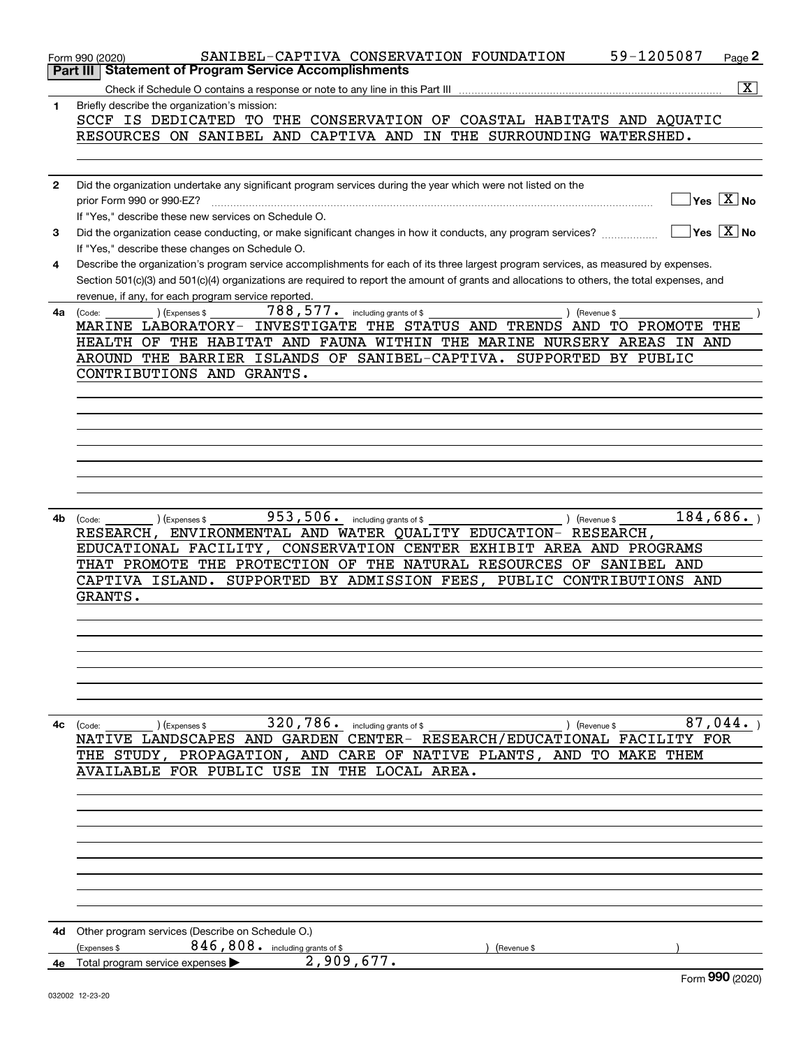Form 990 (2020) SANIBEL-CAPTIVA CONSERVATION FOUNDATION 59-1205087 Page **2**

## Part III Statement of Program Service Accomplishments

Check if Schedule O contains a response or note to any line in this Part III ..... [X]

**1** Briefly describe the organization's mission:

SCCF IS DEDICATED TO THE CONSERVATION OF COASTAL HABITATS AND AQUATIC RESOURCES ON SANIBEL AND CAPTIVA AND IN THE SURROUNDING WATERSHED.

**2** Did the organization undertake any significant program services during the year which were not listed on the prior Form 990 or 990-EZ? ..... [ ] Yes [X] No

If "Yes," describe these new services on Schedule O.

**3** Did the organization cease conducting, or make significant changes in how it conducts, any program services? ..... [ ] Yes [X] No

If "Yes," describe these changes on Schedule O.

**4** Describe the organization's program service accomplishments for each of its three largest program services, as measured by expenses. Section 501(c)(3) and 501(c)(4) organizations are required to report the amount of grants and allocations to others, the total expenses, and revenue, if any, for each program service reported.

**4a** (Code: ) (Expenses $ 788,577. including grants of $ ) (Revenue $ )

MARINE LABORATORY- INVESTIGATE THE STATUS AND TRENDS AND TO PROMOTE THE HEALTH OF THE HABITAT AND FAUNA WITHIN THE MARINE NURSERY AREAS IN AND AROUND THE BARRIER ISLANDS OF SANIBEL-CAPTIVA. SUPPORTED BY PUBLIC CONTRIBUTIONS AND GRANTS.

**4b** (Code: ) (Expenses $ 953,506. including grants of $ ) (Revenue $ 184,686. )

RESEARCH, ENVIRONMENTAL AND WATER QUALITY EDUCATION- RESEARCH, EDUCATIONAL FACILITY, CONSERVATION CENTER EXHIBIT AREA AND PROGRAMS THAT PROMOTE THE PROTECTION OF THE NATURAL RESOURCES OF SANIBEL AND CAPTIVA ISLAND. SUPPORTED BY ADMISSION FEES, PUBLIC CONTRIBUTIONS AND GRANTS.

**4c** (Code: ) (Expenses $ 320,786. including grants of $ ) (Revenue $ 87,044. )

NATIVE LANDSCAPES AND GARDEN CENTER- RESEARCH/EDUCATIONAL FACILITY FOR THE STUDY, PROPAGATION, AND CARE OF NATIVE PLANTS, AND TO MAKE THEM AVAILABLE FOR PUBLIC USE IN THE LOCAL AREA.

**4d** Other program services (Describe on Schedule O.)

(Expenses $ 846,808. including grants of $ ) (Revenue $ )

**4e** Total program service expenses ▶ 2,909,677.

Form **990** (2020)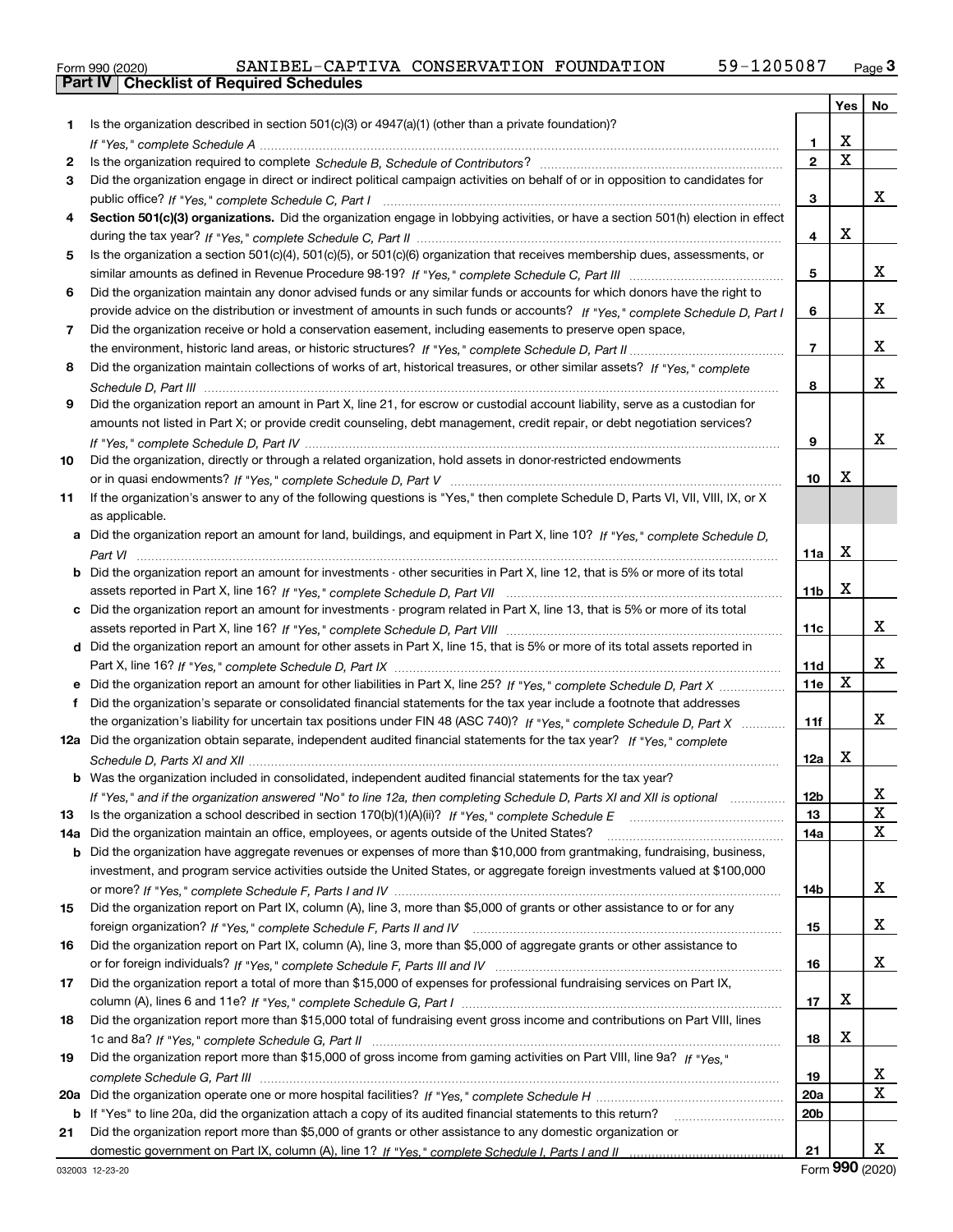Form 990 (2020) SANIBEL-CAPTIVA CONSERVATION FOUNDATION 59-1205087

## Part IV Checklist of Required Schedules

| | | | Yes | No |
|---|---|---|---|---|
| 1 | Is the organization described in section 501(c)(3) or 4947(a)(1) (other than a private foundation)? *If "Yes," complete Schedule A* | 1 | X | |
| 2 | Is the organization required to complete *Schedule B, Schedule of Contributors*? | 2 | X | |
| 3 | Did the organization engage in direct or indirect political campaign activities on behalf of or in opposition to candidates for public office? *If "Yes," complete Schedule C, Part I* | 3 | | X |
| 4 | **Section 501(c)(3) organizations.** Did the organization engage in lobbying activities, or have a section 501(h) election in effect during the tax year? *If "Yes," complete Schedule C, Part II* | 4 | X | |
| 5 | Is the organization a section 501(c)(4), 501(c)(5), or 501(c)(6) organization that receives membership dues, assessments, or similar amounts as defined in Revenue Procedure 98-19? *If "Yes," complete Schedule C, Part III* | 5 | | X |
| 6 | Did the organization maintain any donor advised funds or any similar funds or accounts for which donors have the right to provide advice on the distribution or investment of amounts in such funds or accounts? *If "Yes," complete Schedule D, Part I* | 6 | | X |
| 7 | Did the organization receive or hold a conservation easement, including easements to preserve open space, the environment, historic land areas, or historic structures? *If "Yes," complete Schedule D, Part II* | 7 | | X |
| 8 | Did the organization maintain collections of works of art, historical treasures, or other similar assets? *If "Yes," complete Schedule D, Part III* | 8 | | X |
| 9 | Did the organization report an amount in Part X, line 21, for escrow or custodial account liability, serve as a custodian for amounts not listed in Part X; or provide credit counseling, debt management, credit repair, or debt negotiation services? *If "Yes," complete Schedule D, Part IV* | 9 | | X |
| 10 | Did the organization, directly or through a related organization, hold assets in donor-restricted endowments or in quasi endowments? *If "Yes," complete Schedule D, Part V* | 10 | X | |
| 11 | If the organization's answer to any of the following questions is "Yes," then complete Schedule D, Parts VI, VII, VIII, IX, or X as applicable. | | | |
| a | Did the organization report an amount for land, buildings, and equipment in Part X, line 10? *If "Yes," complete Schedule D, Part VI* | 11a | X | |
| b | Did the organization report an amount for investments - other securities in Part X, line 12, that is 5% or more of its total assets reported in Part X, line 16? *If "Yes," complete Schedule D, Part VII* | 11b | X | |
| c | Did the organization report an amount for investments - program related in Part X, line 13, that is 5% or more of its total assets reported in Part X, line 16? *If "Yes," complete Schedule D, Part VIII* | 11c | | X |
| d | Did the organization report an amount for other assets in Part X, line 15, that is 5% or more of its total assets reported in Part X, line 16? *If "Yes," complete Schedule D, Part IX* | 11d | | X |
| e | Did the organization report an amount for other liabilities in Part X, line 25? *If "Yes," complete Schedule D, Part X* | 11e | X | |
| f | Did the organization's separate or consolidated financial statements for the tax year include a footnote that addresses the organization's liability for uncertain tax positions under FIN 48 (ASC 740)? *If "Yes," complete Schedule D, Part X* | 11f | | X |
| 12a | Did the organization obtain separate, independent audited financial statements for the tax year? *If "Yes," complete Schedule D, Parts XI and XII* | 12a | X | |
| b | Was the organization included in consolidated, independent audited financial statements for the tax year? *If "Yes," and if the organization answered "No" to line 12a, then completing Schedule D, Parts XI and XII is optional* | 12b | | X |
| 13 | Is the organization a school described in section 170(b)(1)(A)(ii)? *If "Yes," complete Schedule E* | 13 | | X |
| 14a | Did the organization maintain an office, employees, or agents outside of the United States? | 14a | | X |
| b | Did the organization have aggregate revenues or expenses of more than $10,000 from grantmaking, fundraising, business, investment, and program service activities outside the United States, or aggregate foreign investments valued at $100,000 or more? *If "Yes," complete Schedule F, Parts I and IV* | 14b | | X |
| 15 | Did the organization report on Part IX, column (A), line 3, more than $5,000 of grants or other assistance to or for any foreign organization? *If "Yes," complete Schedule F, Parts II and IV* | 15 | | X |
| 16 | Did the organization report on Part IX, column (A), line 3, more than $5,000 of aggregate grants or other assistance to or for foreign individuals? *If "Yes," complete Schedule F, Parts III and IV* | 16 | | X |
| 17 | Did the organization report a total of more than $15,000 of expenses for professional fundraising services on Part IX, column (A), lines 6 and 11e? *If "Yes," complete Schedule G, Part I* | 17 | X | |
| 18 | Did the organization report more than $15,000 total of fundraising event gross income and contributions on Part VIII, lines 1c and 8a? *If "Yes," complete Schedule G, Part II* | 18 | X | |
| 19 | Did the organization report more than $15,000 of gross income from gaming activities on Part VIII, line 9a? *If "Yes," complete Schedule G, Part III* | 19 | | X |
| 20a | Did the organization operate one or more hospital facilities? *If "Yes," complete Schedule H* | 20a | | X |
| b | If "Yes" to line 20a, did the organization attach a copy of its audited financial statements to this return? | 20b | | |
| 21 | Did the organization report more than $5,000 of grants or other assistance to any domestic organization or domestic government on Part IX, column (A), line 1? *If "Yes," complete Schedule I, Parts I and II* | 21 | | X |

032003 12-23-20 Form **990** (2020)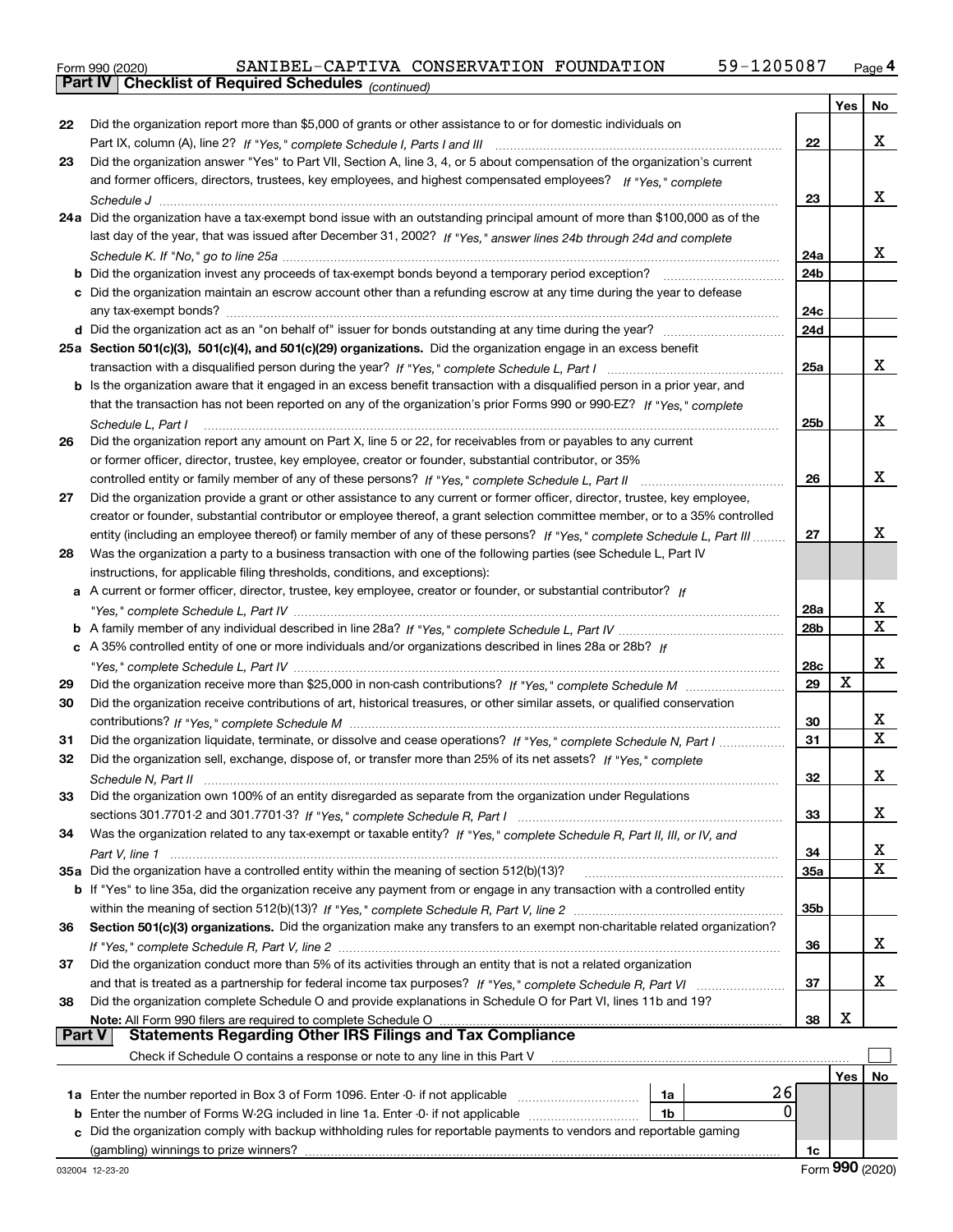Form 990 (2020) SANIBEL-CAPTIVA CONSERVATION FOUNDATION 59-1205087 Page 4

**Part IV Checklist of Required Schedules** *(continued)*

| | | | Yes | No |
|---|---|---|---|---|
| 22 | Did the organization report more than $5,000 of grants or other assistance to or for domestic individuals on Part IX, column (A), line 2? *If "Yes," complete Schedule I, Parts I and III* | 22 | | X |
| 23 | Did the organization answer "Yes" to Part VII, Section A, line 3, 4, or 5 about compensation of the organization's current and former officers, directors, trustees, key employees, and highest compensated employees? *If "Yes," complete Schedule J* | 23 | | X |
| 24a | Did the organization have a tax-exempt bond issue with an outstanding principal amount of more than $100,000 as of the last day of the year, that was issued after December 31, 2002? *If "Yes," answer lines 24b through 24d and complete Schedule K. If "No," go to line 25a* | 24a | | X |
| b | Did the organization invest any proceeds of tax-exempt bonds beyond a temporary period exception? | 24b | | |
| c | Did the organization maintain an escrow account other than a refunding escrow at any time during the year to defease any tax-exempt bonds? | 24c | | |
| d | Did the organization act as an "on behalf of" issuer for bonds outstanding at any time during the year? | 24d | | |
| 25a | **Section 501(c)(3), 501(c)(4), and 501(c)(29) organizations.** Did the organization engage in an excess benefit transaction with a disqualified person during the year? *If "Yes," complete Schedule L, Part I* | 25a | | X |
| b | Is the organization aware that it engaged in an excess benefit transaction with a disqualified person in a prior year, and that the transaction has not been reported on any of the organization's prior Forms 990 or 990-EZ? *If "Yes," complete Schedule L, Part I* | 25b | | X |
| 26 | Did the organization report any amount on Part X, line 5 or 22, for receivables from or payables to any current or former officer, director, trustee, key employee, creator or founder, substantial contributor, or 35% controlled entity or family member of any of these persons? *If "Yes," complete Schedule L, Part II* | 26 | | X |
| 27 | Did the organization provide a grant or other assistance to any current or former officer, director, trustee, key employee, creator or founder, substantial contributor or employee thereof, a grant selection committee member, or to a 35% controlled entity (including an employee thereof) or family member of any of these persons? *If "Yes," complete Schedule L, Part III* | 27 | | X |
| 28 | Was the organization a party to a business transaction with one of the following parties (see Schedule L, Part IV instructions, for applicable filing thresholds, conditions, and exceptions): | | | |
| a | A current or former officer, director, trustee, key employee, creator or founder, or substantial contributor? *If "Yes," complete Schedule L, Part IV* | 28a | | X |
| b | A family member of any individual described in line 28a? *If "Yes," complete Schedule L, Part IV* | 28b | | X |
| c | A 35% controlled entity of one or more individuals and/or organizations described in lines 28a or 28b? *If "Yes," complete Schedule L, Part IV* | 28c | | X |
| 29 | Did the organization receive more than $25,000 in non-cash contributions? *If "Yes," complete Schedule M* | 29 | X | |
| 30 | Did the organization receive contributions of art, historical treasures, or other similar assets, or qualified conservation contributions? *If "Yes," complete Schedule M* | 30 | | X |
| 31 | Did the organization liquidate, terminate, or dissolve and cease operations? *If "Yes," complete Schedule N, Part I* | 31 | | X |
| 32 | Did the organization sell, exchange, dispose of, or transfer more than 25% of its net assets? *If "Yes," complete Schedule N, Part II* | 32 | | X |
| 33 | Did the organization own 100% of an entity disregarded as separate from the organization under Regulations sections 301.7701-2 and 301.7701-3? *If "Yes," complete Schedule R, Part I* | 33 | | X |
| 34 | Was the organization related to any tax-exempt or taxable entity? *If "Yes," complete Schedule R, Part II, III, or IV, and Part V, line 1* | 34 | | X |
| 35a | Did the organization have a controlled entity within the meaning of section 512(b)(13)? | 35a | | X |
| b | If "Yes" to line 35a, did the organization receive any payment from or engage in any transaction with a controlled entity within the meaning of section 512(b)(13)? *If "Yes," complete Schedule R, Part V, line 2* | 35b | | |
| 36 | **Section 501(c)(3) organizations.** Did the organization make any transfers to an exempt non-charitable related organization? *If "Yes," complete Schedule R, Part V, line 2* | 36 | | X |
| 37 | Did the organization conduct more than 5% of its activities through an entity that is not a related organization and that is treated as a partnership for federal income tax purposes? *If "Yes," complete Schedule R, Part VI* | 37 | | X |
| 38 | Did the organization complete Schedule O and provide explanations in Schedule O for Part VI, lines 11b and 19? **Note:** All Form 990 filers are required to complete Schedule O | 38 | X | |

**Part V Statements Regarding Other IRS Filings and Tax Compliance**

Check if Schedule O contains a response or note to any line in this Part V ☐

| | | | | | Yes | No |
|---|---|---|---|---|---|---|
| 1a | Enter the number reported in Box 3 of Form 1096. Enter -0- if not applicable | 1a | 26 | | | |
| b | Enter the number of Forms W-2G included in line 1a. Enter -0- if not applicable | 1b | 0 | | | |
| c | Did the organization comply with backup withholding rules for reportable payments to vendors and reportable gaming (gambling) winnings to prize winners? | | | 1c | | |

032004 12-23-20 Form **990** (2020)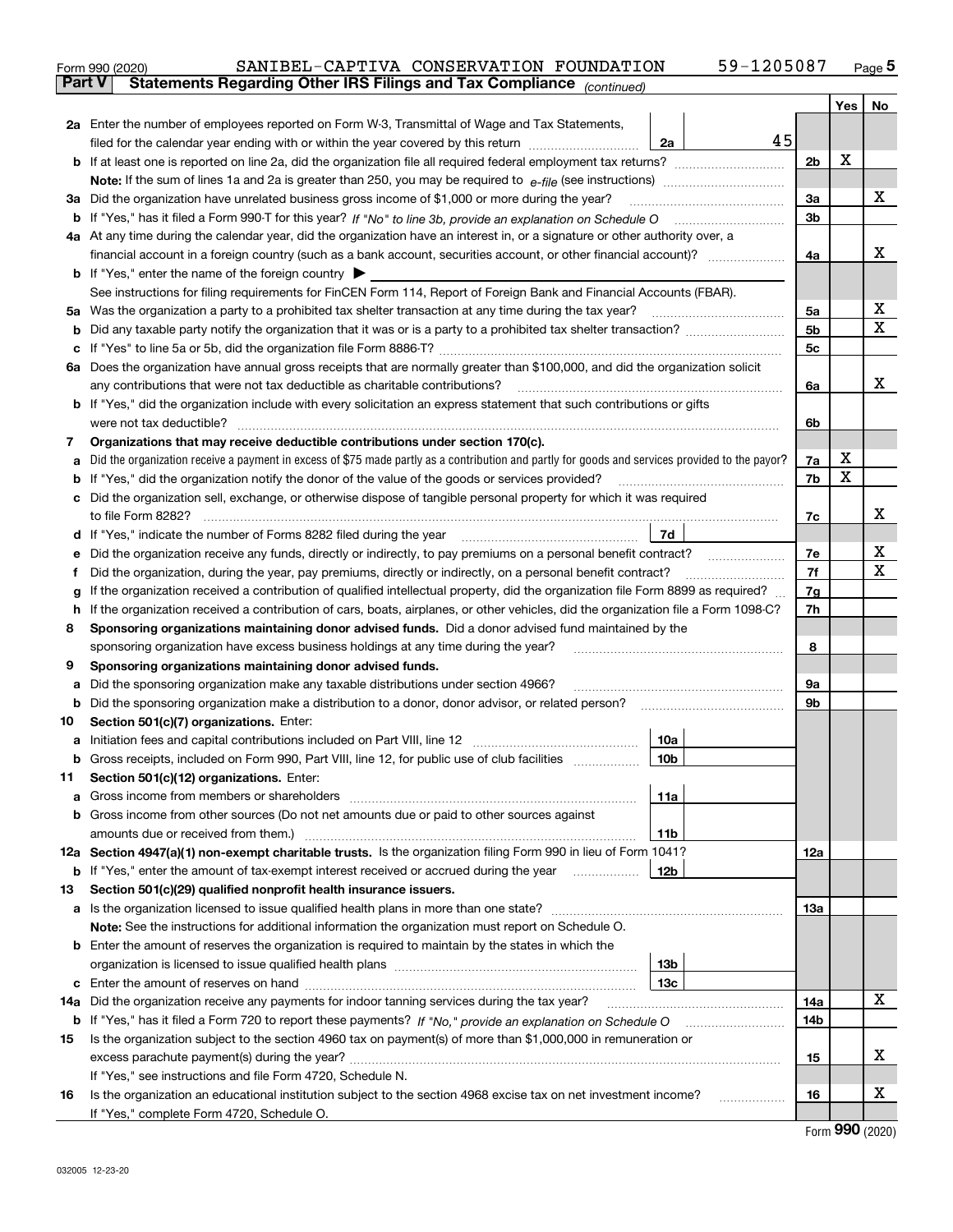Form 990 (2020) SANIBEL-CAPTIVA CONSERVATION FOUNDATION 59-1205087

## Part V Statements Regarding Other IRS Filings and Tax Compliance *(continued)*

| | | | | | Yes | No |
|---|---|---|---|---|---|---|
| **2a** | Enter the number of employees reported on Form W-3, Transmittal of Wage and Tax Statements, filed for the calendar year ending with or within the year covered by this return | 2a | 45 | | | |
| **b** | If at least one is reported on line 2a, did the organization file all required federal employment tax returns? | | | 2b | X | |
| | **Note:** If the sum of lines 1a and 2a is greater than 250, you may be required to *e-file* (see instructions) | | | | | |
| **3a** | Did the organization have unrelated business gross income of $1,000 or more during the year? | | | 3a | | X |
| **b** | If "Yes," has it filed a Form 990-T for this year? *If "No" to line 3b, provide an explanation on Schedule O* | | | 3b | | |
| **4a** | At any time during the calendar year, did the organization have an interest in, or a signature or other authority over, a financial account in a foreign country (such as a bank account, securities account, or other financial account)? | | | 4a | | X |
| **b** | If "Yes," enter the name of the foreign country ▶ | | | | | |
| | See instructions for filing requirements for FinCEN Form 114, Report of Foreign Bank and Financial Accounts (FBAR). | | | | | |
| **5a** | Was the organization a party to a prohibited tax shelter transaction at any time during the tax year? | | | 5a | | X |
| **b** | Did any taxable party notify the organization that it was or is a party to a prohibited tax shelter transaction? | | | 5b | | X |
| **c** | If "Yes" to line 5a or 5b, did the organization file Form 8886-T? | | | 5c | | |
| **6a** | Does the organization have annual gross receipts that are normally greater than $100,000, and did the organization solicit any contributions that were not tax deductible as charitable contributions? | | | 6a | | X |
| **b** | If "Yes," did the organization include with every solicitation an express statement that such contributions or gifts were not tax deductible? | | | 6b | | |
| **7** | **Organizations that may receive deductible contributions under section 170(c).** | | | | | |
| **a** | Did the organization receive a payment in excess of $75 made partly as a contribution and partly for goods and services provided to the payor? | | | 7a | X | |
| **b** | If "Yes," did the organization notify the donor of the value of the goods or services provided? | | | 7b | X | |
| **c** | Did the organization sell, exchange, or otherwise dispose of tangible personal property for which it was required to file Form 8282? | | | 7c | | X |
| **d** | If "Yes," indicate the number of Forms 8282 filed during the year | 7d | | | | |
| **e** | Did the organization receive any funds, directly or indirectly, to pay premiums on a personal benefit contract? | | | 7e | | X |
| **f** | Did the organization, during the year, pay premiums, directly or indirectly, on a personal benefit contract? | | | 7f | | X |
| **g** | If the organization received a contribution of qualified intellectual property, did the organization file Form 8899 as required? | | | 7g | | |
| **h** | If the organization received a contribution of cars, boats, airplanes, or other vehicles, did the organization file a Form 1098-C? | | | 7h | | |
| **8** | **Sponsoring organizations maintaining donor advised funds.** Did a donor advised fund maintained by the sponsoring organization have excess business holdings at any time during the year? | | | 8 | | |
| **9** | **Sponsoring organizations maintaining donor advised funds.** | | | | | |
| **a** | Did the sponsoring organization make any taxable distributions under section 4966? | | | 9a | | |
| **b** | Did the sponsoring organization make a distribution to a donor, donor advisor, or related person? | | | 9b | | |
| **10** | **Section 501(c)(7) organizations.** Enter: | | | | | |
| **a** | Initiation fees and capital contributions included on Part VIII, line 12 | 10a | | | | |
| **b** | Gross receipts, included on Form 990, Part VIII, line 12, for public use of club facilities | 10b | | | | |
| **11** | **Section 501(c)(12) organizations.** Enter: | | | | | |
| **a** | Gross income from members or shareholders | 11a | | | | |
| **b** | Gross income from other sources (Do not net amounts due or paid to other sources against amounts due or received from them.) | 11b | | | | |
| **12a** | **Section 4947(a)(1) non-exempt charitable trusts.** Is the organization filing Form 990 in lieu of Form 1041? | | | 12a | | |
| **b** | If "Yes," enter the amount of tax-exempt interest received or accrued during the year | 12b | | | | |
| **13** | **Section 501(c)(29) qualified nonprofit health insurance issuers.** | | | | | |
| **a** | Is the organization licensed to issue qualified health plans in more than one state? | | | 13a | | |
| | **Note:** See the instructions for additional information the organization must report on Schedule O. | | | | | |
| **b** | Enter the amount of reserves the organization is required to maintain by the states in which the organization is licensed to issue qualified health plans | 13b | | | | |
| **c** | Enter the amount of reserves on hand | 13c | | | | |
| **14a** | Did the organization receive any payments for indoor tanning services during the tax year? | | | 14a | | X |
| **b** | If "Yes," has it filed a Form 720 to report these payments? *If "No," provide an explanation on Schedule O* | | | 14b | | |
| **15** | Is the organization subject to the section 4960 tax on payment(s) of more than $1,000,000 in remuneration or excess parachute payment(s) during the year? | | | 15 | | X |
| | If "Yes," see instructions and file Form 4720, Schedule N. | | | | | |
| **16** | Is the organization an educational institution subject to the section 4968 excise tax on net investment income? | | | 16 | | X |
| | If "Yes," complete Form 4720, Schedule O. | | | | | |

Form **990** (2020)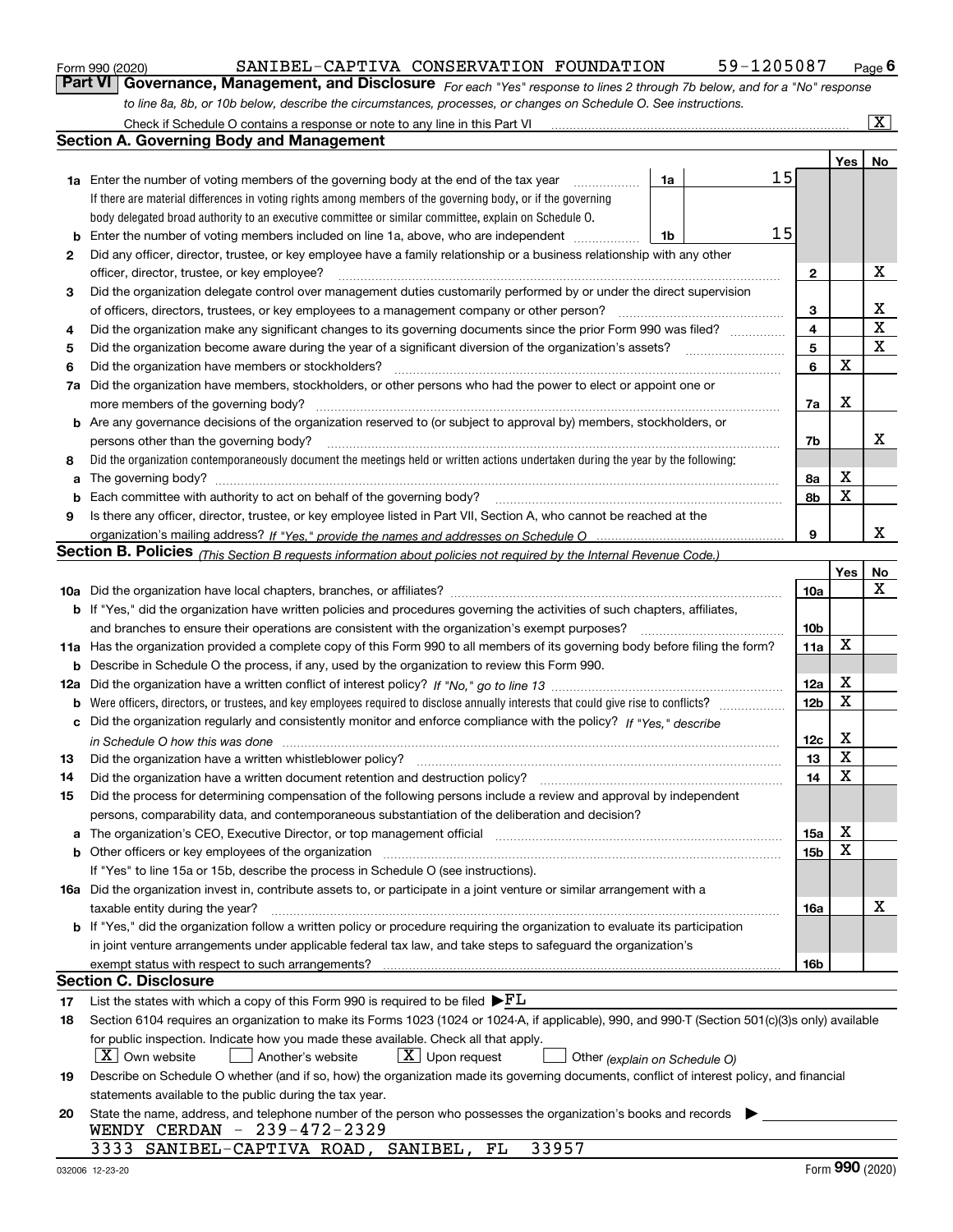Form 990 (2020) SANIBEL-CAPTIVA CONSERVATION FOUNDATION 59-1205087 Page 6

## Part VI Governance, Management, and Disclosure

*For each "Yes" response to lines 2 through 7b below, and for a "No" response to line 8a, 8b, or 10b below, describe the circumstances, processes, or changes on Schedule O. See instructions.*

Check if Schedule O contains a response or note to any line in this Part VI ..... [X]

### Section A. Governing Body and Management

| | | | | Yes | No |
|---|---|---|---|---|---|
| **1a** | Enter the number of voting members of the governing body at the end of the tax year — 1a: 15. If there are material differences in voting rights among members of the governing body, or if the governing body delegated broad authority to an executive committee or similar committee, explain on Schedule O. | | | | |
| **b** | Enter the number of voting members included on line 1a, above, who are independent — 1b: 15 | | | | |
| **2** | Did any officer, director, trustee, or key employee have a family relationship or a business relationship with any other officer, director, trustee, or key employee? | 2 | | | X |
| **3** | Did the organization delegate control over management duties customarily performed by or under the direct supervision of officers, directors, trustees, or key employees to a management company or other person? | 3 | | | X |
| **4** | Did the organization make any significant changes to its governing documents since the prior Form 990 was filed? | 4 | | | X |
| **5** | Did the organization become aware during the year of a significant diversion of the organization's assets? | 5 | | | X |
| **6** | Did the organization have members or stockholders? | 6 | | X | |
| **7a** | Did the organization have members, stockholders, or other persons who had the power to elect or appoint one or more members of the governing body? | 7a | | X | |
| **b** | Are any governance decisions of the organization reserved to (or subject to approval by) members, stockholders, or persons other than the governing body? | 7b | | | X |
| **8** | Did the organization contemporaneously document the meetings held or written actions undertaken during the year by the following: | | | | |
| **a** | The governing body? | 8a | | X | |
| **b** | Each committee with authority to act on behalf of the governing body? | 8b | | X | |
| **9** | Is there any officer, director, trustee, or key employee listed in Part VII, Section A, who cannot be reached at the organization's mailing address? *If "Yes," provide the names and addresses on Schedule O* | 9 | | | X |

### Section B. Policies *(This Section B requests information about policies not required by the Internal Revenue Code.)*

| | | | Yes | No |
|---|---|---|---|---|
| **10a** | Did the organization have local chapters, branches, or affiliates? | 10a | | X |
| **b** | If "Yes," did the organization have written policies and procedures governing the activities of such chapters, affiliates, and branches to ensure their operations are consistent with the organization's exempt purposes? | 10b | | |
| **11a** | Has the organization provided a complete copy of this Form 990 to all members of its governing body before filing the form? | 11a | X | |
| **b** | Describe in Schedule O the process, if any, used by the organization to review this Form 990. | | | |
| **12a** | Did the organization have a written conflict of interest policy? *If "No," go to line 13* | 12a | X | |
| **b** | Were officers, directors, or trustees, and key employees required to disclose annually interests that could give rise to conflicts? | 12b | X | |
| **c** | Did the organization regularly and consistently monitor and enforce compliance with the policy? *If "Yes," describe in Schedule O how this was done* | 12c | X | |
| **13** | Did the organization have a written whistleblower policy? | 13 | X | |
| **14** | Did the organization have a written document retention and destruction policy? | 14 | X | |
| **15** | Did the process for determining compensation of the following persons include a review and approval by independent persons, comparability data, and contemporaneous substantiation of the deliberation and decision? | | | |
| **a** | The organization's CEO, Executive Director, or top management official | 15a | X | |
| **b** | Other officers or key employees of the organization | 15b | X | |
| | If "Yes" to line 15a or 15b, describe the process in Schedule O (see instructions). | | | |
| **16a** | Did the organization invest in, contribute assets to, or participate in a joint venture or similar arrangement with a taxable entity during the year? | 16a | | X |
| **b** | If "Yes," did the organization follow a written policy or procedure requiring the organization to evaluate its participation in joint venture arrangements under applicable federal tax law, and take steps to safeguard the organization's exempt status with respect to such arrangements? | 16b | | |

### Section C. Disclosure

**17** List the states with which a copy of this Form 990 is required to be filed ▶ FL

**18** Section 6104 requires an organization to make its Forms 1023 (1024 or 1024-A, if applicable), 990, and 990-T (Section 501(c)(3)s only) available for public inspection. Indicate how you made these available. Check all that apply.

[X] Own website [ ] Another's website [X] Upon request [ ] Other *(explain on Schedule O)*

**19** Describe on Schedule O whether (and if so, how) the organization made its governing documents, conflict of interest policy, and financial statements available to the public during the tax year.

**20** State the name, address, and telephone number of the person who possesses the organization's books and records ▶

WENDY CERDAN - 239-472-2329

3333 SANIBEL-CAPTIVA ROAD, SANIBEL, FL 33957

032006 12-23-20 Form **990** (2020)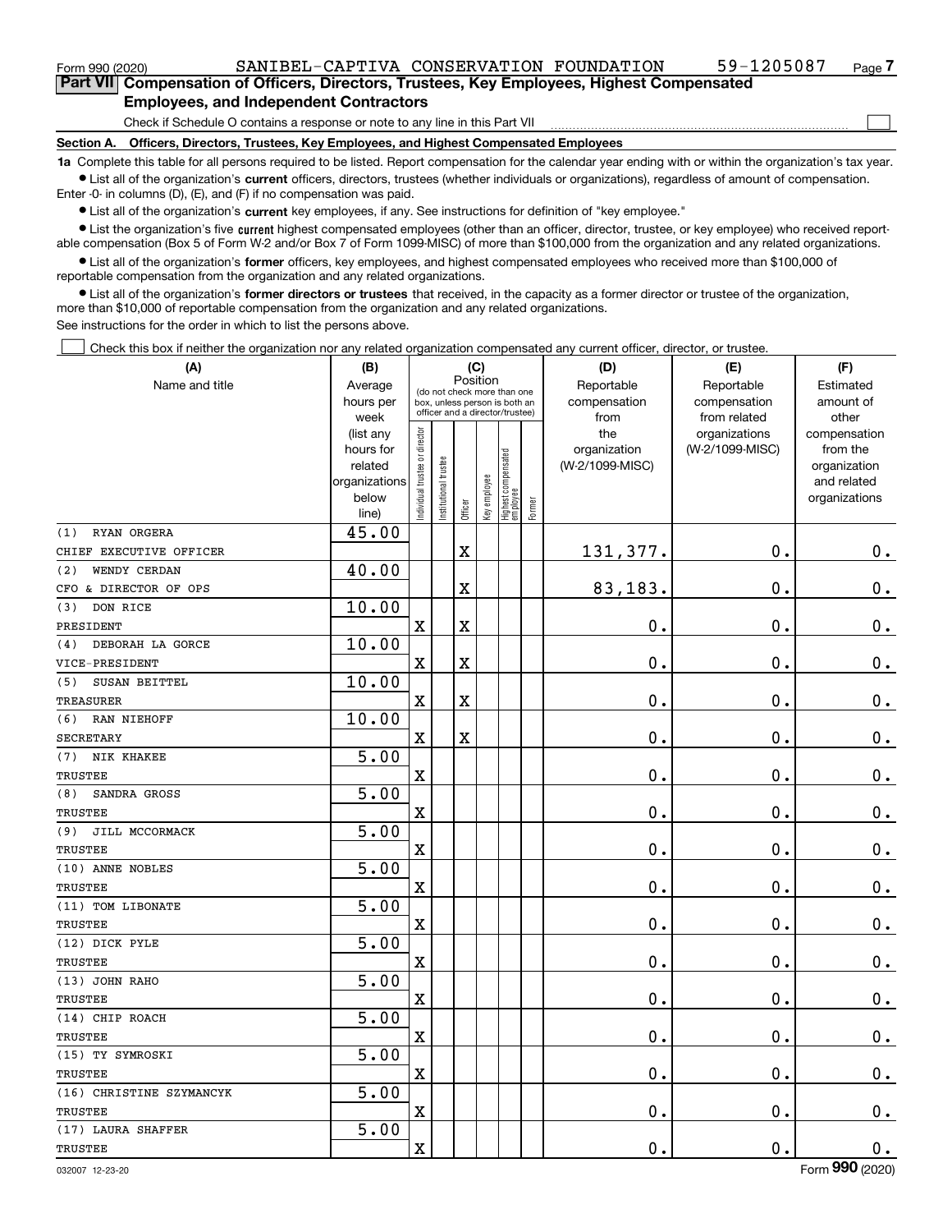Form 990 (2020) SANIBEL-CAPTIVA CONSERVATION FOUNDATION 59-1205087 Page 7

**Part VII Compensation of Officers, Directors, Trustees, Key Employees, Highest Compensated Employees, and Independent Contractors**

Check if Schedule O contains a response or note to any line in this Part VII ☐

**Section A. Officers, Directors, Trustees, Key Employees, and Highest Compensated Employees**

**1a** Complete this table for all persons required to be listed. Report compensation for the calendar year ending with or within the organization's tax year.

- List all of the organization's **current** officers, directors, trustees (whether individuals or organizations), regardless of amount of compensation. Enter -0- in columns (D), (E), and (F) if no compensation was paid.
- List all of the organization's **current** key employees, if any. See instructions for definition of "key employee."
- List the organization's five **current** highest compensated employees (other than an officer, director, trustee, or key employee) who received reportable compensation (Box 5 of Form W-2 and/or Box 7 of Form 1099-MISC) of more than $100,000 from the organization and any related organizations.
- List all of the organization's **former** officers, key employees, and highest compensated employees who received more than $100,000 of reportable compensation from the organization and any related organizations.
- List all of the organization's **former directors or trustees** that received, in the capacity as a former director or trustee of the organization, more than $10,000 of reportable compensation from the organization and any related organizations.

See instructions for the order in which to list the persons above.

☐ Check this box if neither the organization nor any related organization compensated any current officer, director, or trustee.

| (A) Name and title | (B) Average hours per week (list any hours for related organizations below line) | (C) Position: Individual trustee or director | Institutional trustee | Officer | Key employee | Highest compensated employee | Former | (D) Reportable compensation from the organization (W-2/1099-MISC) | (E) Reportable compensation from related organizations (W-2/1099-MISC) | (F) Estimated amount of other compensation from the organization and related organizations |
|---|---|---|---|---|---|---|---|---|---|---|
| (1) RYAN ORGERA<br>CHIEF EXECUTIVE OFFICER | 45.00 | | | X | | | | 131,377. | 0. | 0. |
| (2) WENDY CERDAN<br>CFO & DIRECTOR OF OPS | 40.00 | | | X | | | | 83,183. | 0. | 0. |
| (3) DON RICE<br>PRESIDENT | 10.00 | X | | X | | | | 0. | 0. | 0. |
| (4) DEBORAH LA GORCE<br>VICE-PRESIDENT | 10.00 | X | | X | | | | 0. | 0. | 0. |
| (5) SUSAN BEITTEL<br>TREASURER | 10.00 | X | | X | | | | 0. | 0. | 0. |
| (6) RAN NIEHOFF<br>SECRETARY | 10.00 | X | | X | | | | 0. | 0. | 0. |
| (7) NIK KHAKEE<br>TRUSTEE | 5.00 | X | | | | | | 0. | 0. | 0. |
| (8) SANDRA GROSS<br>TRUSTEE | 5.00 | X | | | | | | 0. | 0. | 0. |
| (9) JILL MCCORMACK<br>TRUSTEE | 5.00 | X | | | | | | 0. | 0. | 0. |
| (10) ANNE NOBLES<br>TRUSTEE | 5.00 | X | | | | | | 0. | 0. | 0. |
| (11) TOM LIBONATE<br>TRUSTEE | 5.00 | X | | | | | | 0. | 0. | 0. |
| (12) DICK PYLE<br>TRUSTEE | 5.00 | X | | | | | | 0. | 0. | 0. |
| (13) JOHN RAHO<br>TRUSTEE | 5.00 | X | | | | | | 0. | 0. | 0. |
| (14) CHIP ROACH<br>TRUSTEE | 5.00 | X | | | | | | 0. | 0. | 0. |
| (15) TY SYMROSKI<br>TRUSTEE | 5.00 | X | | | | | | 0. | 0. | 0. |
| (16) CHRISTINE SZYMANCYK<br>TRUSTEE | 5.00 | X | | | | | | 0. | 0. | 0. |
| (17) LAURA SHAFFER<br>TRUSTEE | 5.00 | X | | | | | | 0. | 0. | 0. |

032007 12-23-20 Form 990 (2020)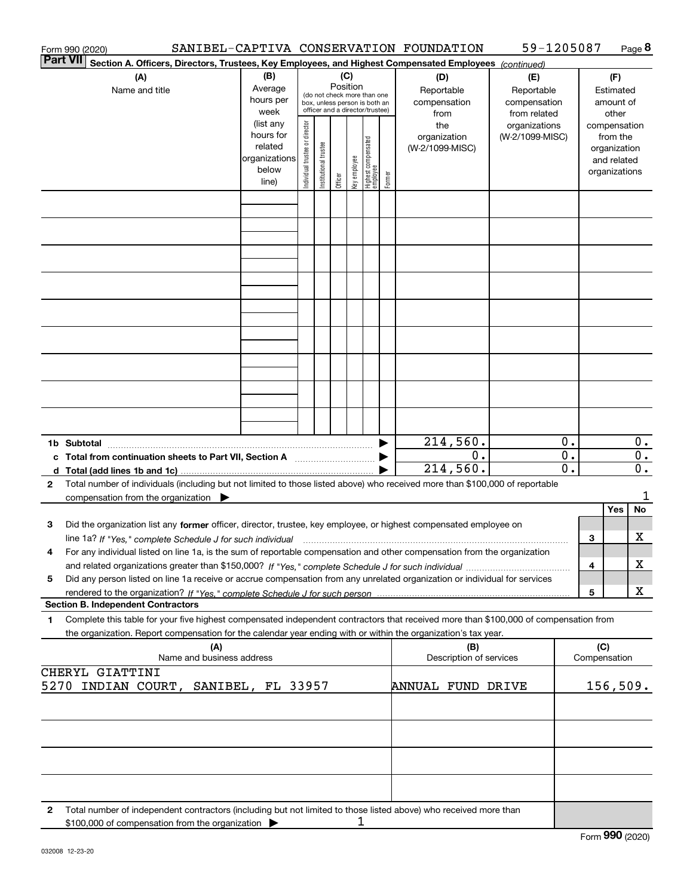Form 990 (2020) SANIBEL-CAPTIVA CONSERVATION FOUNDATION 59-1205087 Page **8**

**Part VII** **Section A. Officers, Directors, Trustees, Key Employees, and Highest Compensated Employees** *(continued)*

| (A) Name and title | (B) Average hours per week (list any hours for related organizations below line) | (C) Position (do not check more than one box, unless person is both an officer and a director/trustee): Individual trustee or director | Institutional trustee | Officer | Key employee | Highest compensated employee | Former | (D) Reportable compensation from the organization (W-2/1099-MISC) | (E) Reportable compensation from related organizations (W-2/1099-MISC) | (F) Estimated amount of other compensation from the organization and related organizations |
|---|---|---|---|---|---|---|---|---|---|---|
| | | | | | | | | | | |
| | | | | | | | | | | |
| | | | | | | | | | | |
| | | | | | | | | | | |
| | | | | | | | | | | |
| | | | | | | | | | | |
| | | | | | | | | | | |
| | | | | | | | | | | |
| | | | | | | | | | | |
| **1b Subtotal** | | | | | | | ▶ | 214,560. | 0. | 0. |
| **c Total from continuation sheets to Part VII, Section A** | | | | | | | ▶ | 0. | 0. | 0. |
| **d Total (add lines 1b and 1c)** | | | | | | | ▶ | 214,560. | 0. | 0. |

**2** Total number of individuals (including but not limited to those listed above) who received more than $100,000 of reportable compensation from the organization ▶ 1

| | | | Yes | No |
|---|---|---|---|---|
| **3** | Did the organization list any **former** officer, director, trustee, key employee, or highest compensated employee on line 1a? *If "Yes," complete Schedule J for such individual* | 3 | | X |
| **4** | For any individual listed on line 1a, is the sum of reportable compensation and other compensation from the organization and related organizations greater than $150,000? *If "Yes," complete Schedule J for such individual* | 4 | | X |
| **5** | Did any person listed on line 1a receive or accrue compensation from any unrelated organization or individual for services rendered to the organization? *If "Yes," complete Schedule J for such person* | 5 | | X |

**Section B. Independent Contractors**

**1** Complete this table for your five highest compensated independent contractors that received more than $100,000 of compensation from the organization. Report compensation for the calendar year ending with or within the organization's tax year.

| (A) Name and business address | (B) Description of services | (C) Compensation |
|---|---|---|
| CHERYL GIATTINI<br>5270 INDIAN COURT, SANIBEL, FL 33957 | ANNUAL FUND DRIVE | 156,509. |
| | | |
| | | |
| | | |
| | | |

**2** Total number of independent contractors (including but not limited to those listed above) who received more than $100,000 of compensation from the organization ▶ 1

Form **990** (2020)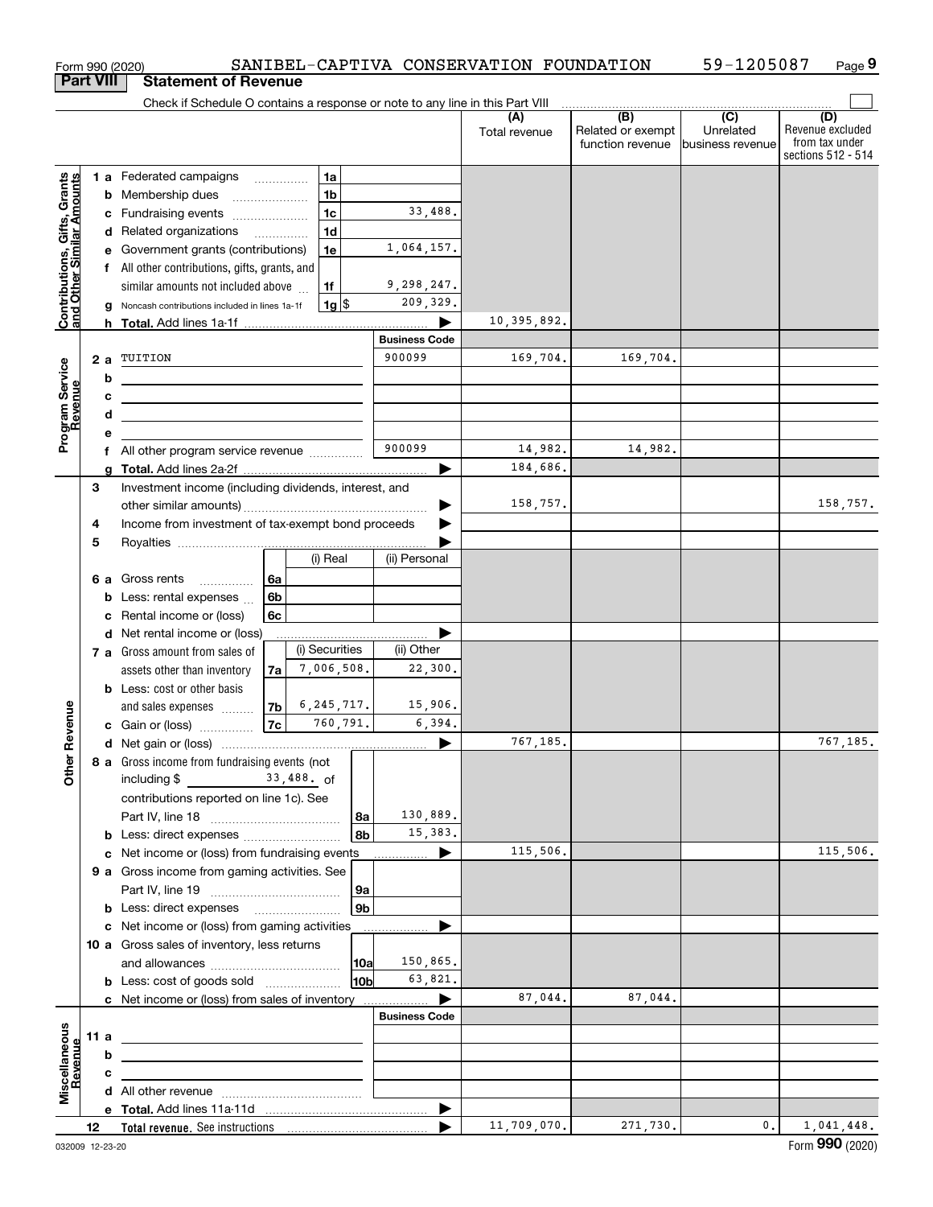Form 990 (2020) SANIBEL-CAPTIVA CONSERVATION FOUNDATION 59-1205087

## Part VIII Statement of Revenue

Check if Schedule O contains a response or note to any line in this Part VIII

| | | | | (A) Total revenue | (B) Related or exempt function revenue | (C) Unrelated business revenue | (D) Revenue excluded from tax under sections 512 - 514 |
|---|---|---|---|---|---|---|---|
| **Contributions, Gifts, Grants and Other Similar Amounts** | 1 a Federated campaigns | 1a | | | | | |
| | b Membership dues | 1b | | | | | |
| | c Fundraising events | 1c | 33,488. | | | | |
| | d Related organizations | 1d | | | | | |
| | e Government grants (contributions) | 1e | 1,064,157. | | | | |
| | f All other contributions, gifts, grants, and similar amounts not included above | 1f | 9,298,247. | | | | |
| | g Noncash contributions included in lines 1a-1f | 1g $ | 209,329. | | | | |
| | h **Total.** Add lines 1a-1f | | | 10,395,892. | | | |
| **Program Service Revenue** | | | **Business Code** | | | | |
| | 2 a TUITION | | 900099 | 169,704. | 169,704. | | |
| | b | | | | | | |
| | c | | | | | | |
| | d | | | | | | |
| | e | | | | | | |
| | f All other program service revenue | | 900099 | 14,982. | 14,982. | | |
| | g **Total.** Add lines 2a-2f | | | 184,686. | | | |
| **Other Revenue** | 3 Investment income (including dividends, interest, and other similar amounts) | | | 158,757. | | | 158,757. |
| | 4 Income from investment of tax-exempt bond proceeds | | | | | | |
| | 5 Royalties | | | | | | |
| | | (i) Real | (ii) Personal | | | | |
| | 6 a Gross rents 6a | | | | | | |
| | b Less: rental expenses 6b | | | | | | |
| | c Rental income or (loss) 6c | | | | | | |
| | d Net rental income or (loss) | | | | | | |
| | | (i) Securities | (ii) Other | | | | |
| | 7 a Gross amount from sales of assets other than inventory 7a | 7,006,508. | 22,300. | | | | |
| | b Less: cost or other basis and sales expenses 7b | 6,245,717. | 15,906. | | | | |
| | c Gain or (loss) 7c | 760,791. | 6,394. | | | | |
| | d Net gain or (loss) | | | 767,185. | | | 767,185. |
| | 8 a Gross income from fundraising events (not including $ 33,488. of contributions reported on line 1c). See Part IV, line 18 | 8a | 130,889. | | | | |
| | b Less: direct expenses | 8b | 15,383. | | | | |
| | c Net income or (loss) from fundraising events | | | 115,506. | | | 115,506. |
| | 9 a Gross income from gaming activities. See Part IV, line 19 | 9a | | | | | |
| | b Less: direct expenses | 9b | | | | | |
| | c Net income or (loss) from gaming activities | | | | | | |
| | 10 a Gross sales of inventory, less returns and allowances | 10a | 150,865. | | | | |
| | b Less: cost of goods sold | 10b | 63,821. | | | | |
| | c Net income or (loss) from sales of inventory | | | 87,044. | 87,044. | | |
| **Miscellaneous Revenue** | | | **Business Code** | | | | |
| | 11 a | | | | | | |
| | b | | | | | | |
| | c | | | | | | |
| | d All other revenue | | | | | | |
| | e **Total.** Add lines 11a-11d | | | | | | |
| | 12 **Total revenue.** See instructions | | | 11,709,070. | 271,730. | 0. | 1,041,448. |

032009 12-23-20 Form **990** (2020)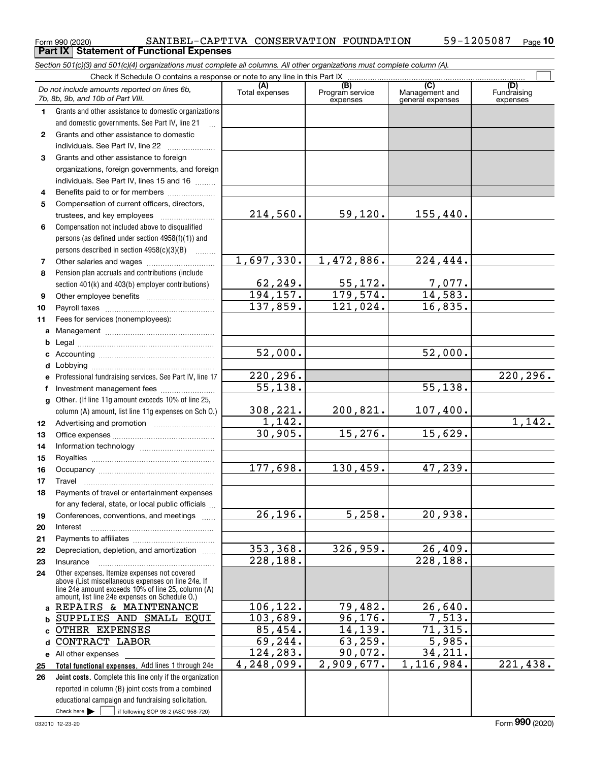Form 990 (2020) SANIBEL-CAPTIVA CONSERVATION FOUNDATION 59-1205087

## Part IX Statement of Functional Expenses

*Section 501(c)(3) and 501(c)(4) organizations must complete all columns. All other organizations must complete column (A).*

Check if Schedule O contains a response or note to any line in this Part IX

| | *Do not include amounts reported on lines 6b, 7b, 8b, 9b, and 10b of Part VIII.* | (A) Total expenses | (B) Program service expenses | (C) Management and general expenses | (D) Fundraising expenses |
|---|---|---|---|---|---|
| 1 | Grants and other assistance to domestic organizations and domestic governments. See Part IV, line 21 | | | | |
| 2 | Grants and other assistance to domestic individuals. See Part IV, line 22 | | | | |
| 3 | Grants and other assistance to foreign organizations, foreign governments, and foreign individuals. See Part IV, lines 15 and 16 | | | | |
| 4 | Benefits paid to or for members | | | | |
| 5 | Compensation of current officers, directors, trustees, and key employees | 214,560. | 59,120. | 155,440. | |
| 6 | Compensation not included above to disqualified persons (as defined under section 4958(f)(1)) and persons described in section 4958(c)(3)(B) | | | | |
| 7 | Other salaries and wages | 1,697,330. | 1,472,886. | 224,444. | |
| 8 | Pension plan accruals and contributions (include section 401(k) and 403(b) employer contributions) | 62,249. | 55,172. | 7,077. | |
| 9 | Other employee benefits | 194,157. | 179,574. | 14,583. | |
| 10 | Payroll taxes | 137,859. | 121,024. | 16,835. | |
| 11 | Fees for services (nonemployees): | | | | |
| a | Management | | | | |
| b | Legal | | | | |
| c | Accounting | 52,000. | | 52,000. | |
| d | Lobbying | | | | |
| e | Professional fundraising services. See Part IV, line 17 | 220,296. | | | 220,296. |
| f | Investment management fees | 55,138. | | 55,138. | |
| g | Other. (If line 11g amount exceeds 10% of line 25, column (A) amount, list line 11g expenses on Sch O.) | 308,221. | 200,821. | 107,400. | |
| 12 | Advertising and promotion | 1,142. | | | 1,142. |
| 13 | Office expenses | 30,905. | 15,276. | 15,629. | |
| 14 | Information technology | | | | |
| 15 | Royalties | | | | |
| 16 | Occupancy | 177,698. | 130,459. | 47,239. | |
| 17 | Travel | | | | |
| 18 | Payments of travel or entertainment expenses for any federal, state, or local public officials | | | | |
| 19 | Conferences, conventions, and meetings | 26,196. | 5,258. | 20,938. | |
| 20 | Interest | | | | |
| 21 | Payments to affiliates | | | | |
| 22 | Depreciation, depletion, and amortization | 353,368. | 326,959. | 26,409. | |
| 23 | Insurance | 228,188. | | 228,188. | |
| 24 | Other expenses. Itemize expenses not covered above (List miscellaneous expenses on line 24e. If line 24e amount exceeds 10% of line 25, column (A) amount, list line 24e expenses on Schedule O.) | | | | |
| a | REPAIRS & MAINTENANCE | 106,122. | 79,482. | 26,640. | |
| b | SUPPLIES AND SMALL EQUI | 103,689. | 96,176. | 7,513. | |
| c | OTHER EXPENSES | 85,454. | 14,139. | 71,315. | |
| d | CONTRACT LABOR | 69,244. | 63,259. | 5,985. | |
| e | All other expenses | 124,283. | 90,072. | 34,211. | |
| 25 | **Total functional expenses.** Add lines 1 through 24e | 4,248,099. | 2,909,677. | 1,116,984. | 221,438. |
| 26 | **Joint costs.** Complete this line only if the organization reported in column (B) joint costs from a combined educational campaign and fundraising solicitation. Check here ☐ if following SOP 98-2 (ASC 958-720) | | | | |

032010 12-23-20 Form **990** (2020)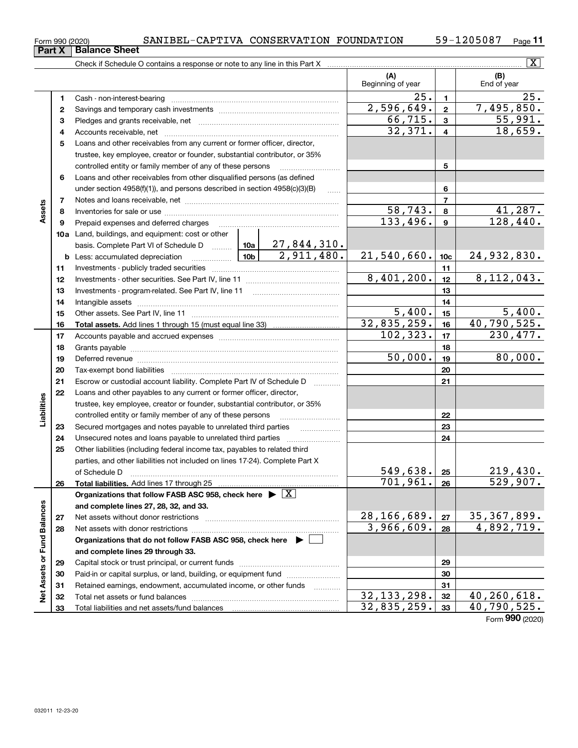Form 990 (2020) SANIBEL-CAPTIVA CONSERVATION FOUNDATION 59-1205087

## Part X Balance Sheet

Check if Schedule O contains a response or note to any line in this Part X [X]

| | | | | (A) Beginning of year | | (B) End of year |
|---|---|---|---|---|---|---|
| **Assets** | 1 | Cash - non-interest-bearing | | 25. | 1 | 25. |
| | 2 | Savings and temporary cash investments | | 2,596,649. | 2 | 7,495,850. |
| | 3 | Pledges and grants receivable, net | | 66,715. | 3 | 55,991. |
| | 4 | Accounts receivable, net | | 32,371. | 4 | 18,659. |
| | 5 | Loans and other receivables from any current or former officer, director, trustee, key employee, creator or founder, substantial contributor, or 35% controlled entity or family member of any of these persons | | | 5 | |
| | 6 | Loans and other receivables from other disqualified persons (as defined under section 4958(f)(1)), and persons described in section 4958(c)(3)(B) | | | 6 | |
| | 7 | Notes and loans receivable, net | | | 7 | |
| | 8 | Inventories for sale or use | | 58,743. | 8 | 41,287. |
| | 9 | Prepaid expenses and deferred charges | | 133,496. | 9 | 128,440. |
| | 10a | Land, buildings, and equipment: cost or other basis. Complete Part VI of Schedule D | 10a 27,844,310. | | | |
| | b | Less: accumulated depreciation | 10b 2,911,480. | 21,540,660. | 10c | 24,932,830. |
| | 11 | Investments - publicly traded securities | | | 11 | |
| | 12 | Investments - other securities. See Part IV, line 11 | | 8,401,200. | 12 | 8,112,043. |
| | 13 | Investments - program-related. See Part IV, line 11 | | | 13 | |
| | 14 | Intangible assets | | | 14 | |
| | 15 | Other assets. See Part IV, line 11 | | 5,400. | 15 | 5,400. |
| | 16 | **Total assets.** Add lines 1 through 15 (must equal line 33) | | 32,835,259. | 16 | 40,790,525. |
| **Liabilities** | 17 | Accounts payable and accrued expenses | | 102,323. | 17 | 230,477. |
| | 18 | Grants payable | | | 18 | |
| | 19 | Deferred revenue | | 50,000. | 19 | 80,000. |
| | 20 | Tax-exempt bond liabilities | | | 20 | |
| | 21 | Escrow or custodial account liability. Complete Part IV of Schedule D | | | 21 | |
| | 22 | Loans and other payables to any current or former officer, director, trustee, key employee, creator or founder, substantial contributor, or 35% controlled entity or family member of any of these persons | | | 22 | |
| | 23 | Secured mortgages and notes payable to unrelated third parties | | | 23 | |
| | 24 | Unsecured notes and loans payable to unrelated third parties | | | 24 | |
| | 25 | Other liabilities (including federal income tax, payables to related third parties, and other liabilities not included on lines 17-24). Complete Part X of Schedule D | | 549,638. | 25 | 219,430. |
| | 26 | **Total liabilities.** Add lines 17 through 25 | | 701,961. | 26 | 529,907. |
| **Net Assets or Fund Balances** | | **Organizations that follow FASB ASC 958, check here** ▶ [X] **and complete lines 27, 28, 32, and 33.** | | | | |
| | 27 | Net assets without donor restrictions | | 28,166,689. | 27 | 35,367,899. |
| | 28 | Net assets with donor restrictions | | 3,966,609. | 28 | 4,892,719. |
| | | **Organizations that do not follow FASB ASC 958, check here** ▶ [ ] **and complete lines 29 through 33.** | | | | |
| | 29 | Capital stock or trust principal, or current funds | | | 29 | |
| | 30 | Paid-in or capital surplus, or land, building, or equipment fund | | | 30 | |
| | 31 | Retained earnings, endowment, accumulated income, or other funds | | | 31 | |
| | 32 | Total net assets or fund balances | | 32,133,298. | 32 | 40,260,618. |
| | 33 | Total liabilities and net assets/fund balances | | 32,835,259. | 33 | 40,790,525. |

Form **990** (2020)

032011 12-23-20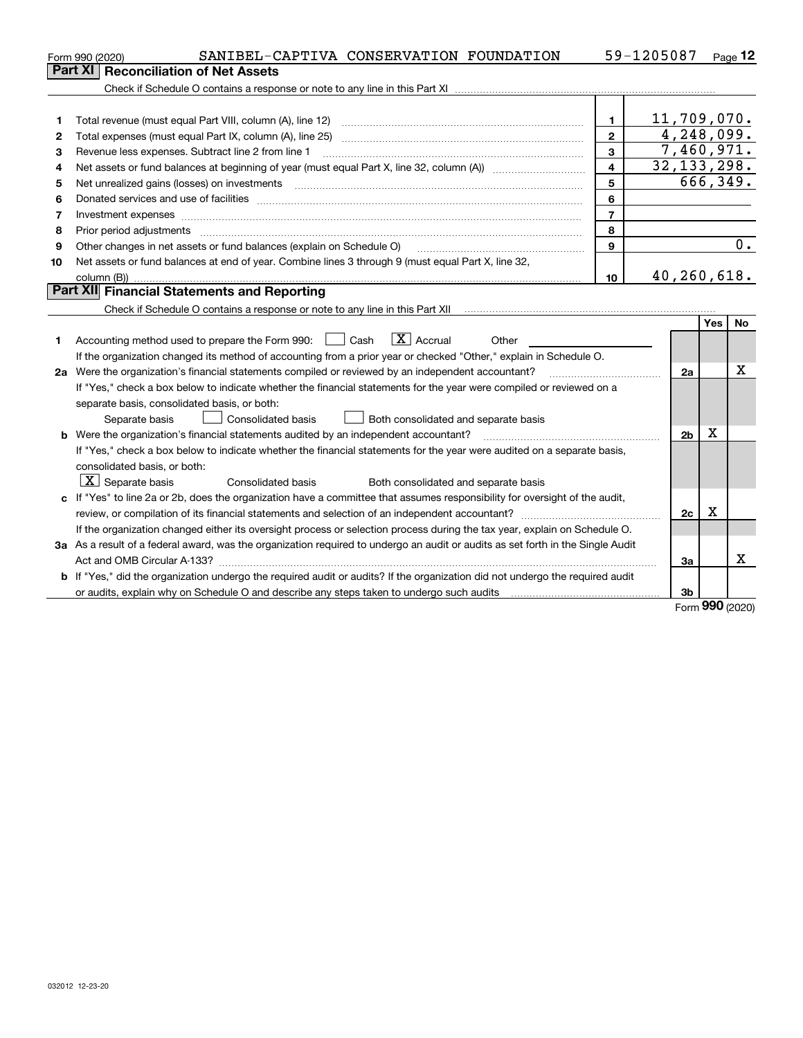Form 990 (2020) SANIBEL-CAPTIVA CONSERVATION FOUNDATION 59-1205087 Page 12

## Part XI Reconciliation of Net Assets

Check if Schedule O contains a response or note to any line in this Part XI

| | | | |
|---|---|---|---|
| 1 | Total revenue (must equal Part VIII, column (A), line 12) | 1 | 11,709,070. |
| 2 | Total expenses (must equal Part IX, column (A), line 25) | 2 | 4,248,099. |
| 3 | Revenue less expenses. Subtract line 2 from line 1 | 3 | 7,460,971. |
| 4 | Net assets or fund balances at beginning of year (must equal Part X, line 32, column (A)) | 4 | 32,133,298. |
| 5 | Net unrealized gains (losses) on investments | 5 | 666,349. |
| 6 | Donated services and use of facilities | 6 | |
| 7 | Investment expenses | 7 | |
| 8 | Prior period adjustments | 8 | |
| 9 | Other changes in net assets or fund balances (explain on Schedule O) | 9 | 0. |
| 10 | Net assets or fund balances at end of year. Combine lines 3 through 9 (must equal Part X, line 32, column (B)) | 10 | 40,260,618. |

## Part XII Financial Statements and Reporting

Check if Schedule O contains a response or note to any line in this Part XII

| | | | Yes | No |
|---|---|---|---|---|
| 1 | Accounting method used to prepare the Form 990: ☐ Cash ☒ Accrual ☐ Other<br>If the organization changed its method of accounting from a prior year or checked "Other," explain in Schedule O. | | | |
| 2a | Were the organization's financial statements compiled or reviewed by an independent accountant?<br>If "Yes," check a box below to indicate whether the financial statements for the year were compiled or reviewed on a separate basis, consolidated basis, or both:<br>☐ Separate basis ☐ Consolidated basis ☐ Both consolidated and separate basis | 2a | | X |
| b | Were the organization's financial statements audited by an independent accountant?<br>If "Yes," check a box below to indicate whether the financial statements for the year were audited on a separate basis, consolidated basis, or both:<br>☒ Separate basis ☐ Consolidated basis ☐ Both consolidated and separate basis | 2b | X | |
| c | If "Yes" to line 2a or 2b, does the organization have a committee that assumes responsibility for oversight of the audit, review, or compilation of its financial statements and selection of an independent accountant?<br>If the organization changed either its oversight process or selection process during the tax year, explain on Schedule O. | 2c | X | |
| 3a | As a result of a federal award, was the organization required to undergo an audit or audits as set forth in the Single Audit Act and OMB Circular A-133? | 3a | | X |
| b | If "Yes," did the organization undergo the required audit or audits? If the organization did not undergo the required audit or audits, explain why on Schedule O and describe any steps taken to undergo such audits | 3b | | |

Form 990 (2020)

032012 12-23-20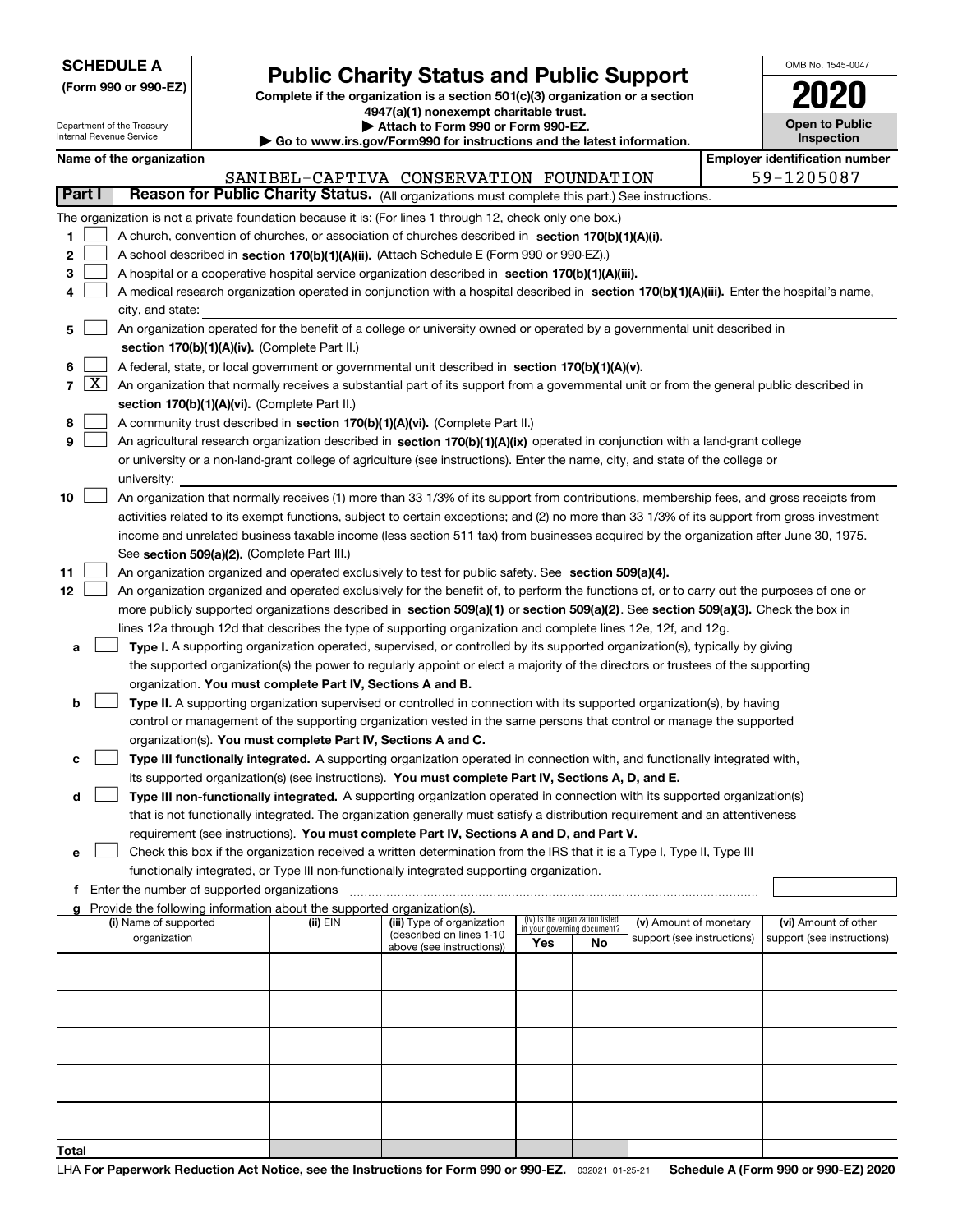**SCHEDULE A**
**(Form 990 or 990-EZ)**

Department of the Treasury
Internal Revenue Service

# Public Charity Status and Public Support

**Complete if the organization is a section 501(c)(3) organization or a section 4947(a)(1) nonexempt charitable trust.**
**▶ Attach to Form 990 or Form 990-EZ.**
**▶ Go to www.irs.gov/Form990 for instructions and the latest information.**

OMB No. 1545-0047
**2020**
**Open to Public Inspection**

**Name of the organization:** SANIBEL-CAPTIVA CONSERVATION FOUNDATION
**Employer identification number:** 59-1205087

## Part I — Reason for Public Charity Status. (All organizations must complete this part.) See instructions.

The organization is not a private foundation because it is: (For lines 1 through 12, check only one box.)

1. [ ] A church, convention of churches, or association of churches described in **section 170(b)(1)(A)(i).**
2. [ ] A school described in **section 170(b)(1)(A)(ii).** (Attach Schedule E (Form 990 or 990-EZ).)
3. [ ] A hospital or a cooperative hospital service organization described in **section 170(b)(1)(A)(iii).**
4. [ ] A medical research organization operated in conjunction with a hospital described in **section 170(b)(1)(A)(iii).** Enter the hospital's name, city, and state:
5. [ ] An organization operated for the benefit of a college or university owned or operated by a governmental unit described in **section 170(b)(1)(A)(iv).** (Complete Part II.)
6. [ ] A federal, state, or local government or governmental unit described in **section 170(b)(1)(A)(v).**
7. [X] An organization that normally receives a substantial part of its support from a governmental unit or from the general public described in **section 170(b)(1)(A)(vi).** (Complete Part II.)
8. [ ] A community trust described in **section 170(b)(1)(A)(vi).** (Complete Part II.)
9. [ ] An agricultural research organization described in **section 170(b)(1)(A)(ix)** operated in conjunction with a land-grant college or university or a non-land-grant college of agriculture (see instructions). Enter the name, city, and state of the college or university:
10. [ ] An organization that normally receives (1) more than 33 1/3% of its support from contributions, membership fees, and gross receipts from activities related to its exempt functions, subject to certain exceptions; and (2) no more than 33 1/3% of its support from gross investment income and unrelated business taxable income (less section 511 tax) from businesses acquired by the organization after June 30, 1975. See **section 509(a)(2).** (Complete Part III.)
11. [ ] An organization organized and operated exclusively to test for public safety. See **section 509(a)(4).**
12. [ ] An organization organized and operated exclusively for the benefit of, to perform the functions of, or to carry out the purposes of one or more publicly supported organizations described in **section 509(a)(1)** or **section 509(a)(2)**. See **section 509(a)(3).** Check the box in lines 12a through 12d that describes the type of supporting organization and complete lines 12e, 12f, and 12g.
   - **a** [ ] **Type I.** A supporting organization operated, supervised, or controlled by its supported organization(s), typically by giving the supported organization(s) the power to regularly appoint or elect a majority of the directors or trustees of the supporting organization. **You must complete Part IV, Sections A and B.**
   - **b** [ ] **Type II.** A supporting organization supervised or controlled in connection with its supported organization(s), by having control or management of the supporting organization vested in the same persons that control or manage the supported organization(s). **You must complete Part IV, Sections A and C.**
   - **c** [ ] **Type III functionally integrated.** A supporting organization operated in connection with, and functionally integrated with, its supported organization(s) (see instructions). **You must complete Part IV, Sections A, D, and E.**
   - **d** [ ] **Type III non-functionally integrated.** A supporting organization operated in connection with its supported organization(s) that is not functionally integrated. The organization generally must satisfy a distribution requirement and an attentiveness requirement (see instructions). **You must complete Part IV, Sections A and D, and Part V.**
   - **e** [ ] Check this box if the organization received a written determination from the IRS that it is a Type I, Type II, Type III functionally integrated, or Type III non-functionally integrated supporting organization.
   - **f** Enter the number of supported organizations
   - **g** Provide the following information about the supported organization(s).

| (i) Name of supported organization | (ii) EIN | (iii) Type of organization (described on lines 1-10 above (see instructions)) | (iv) Is the organization listed in your governing document? Yes | No | (v) Amount of monetary support (see instructions) | (vi) Amount of other support (see instructions) |
|---|---|---|---|---|---|---|
| | | | | | | |
| | | | | | | |
| | | | | | | |
| | | | | | | |
| | | | | | | |
| **Total** | | | | | | |

LHA **For Paperwork Reduction Act Notice, see the Instructions for Form 990 or 990-EZ.** 032021 01-25-21 **Schedule A (Form 990 or 990-EZ) 2020**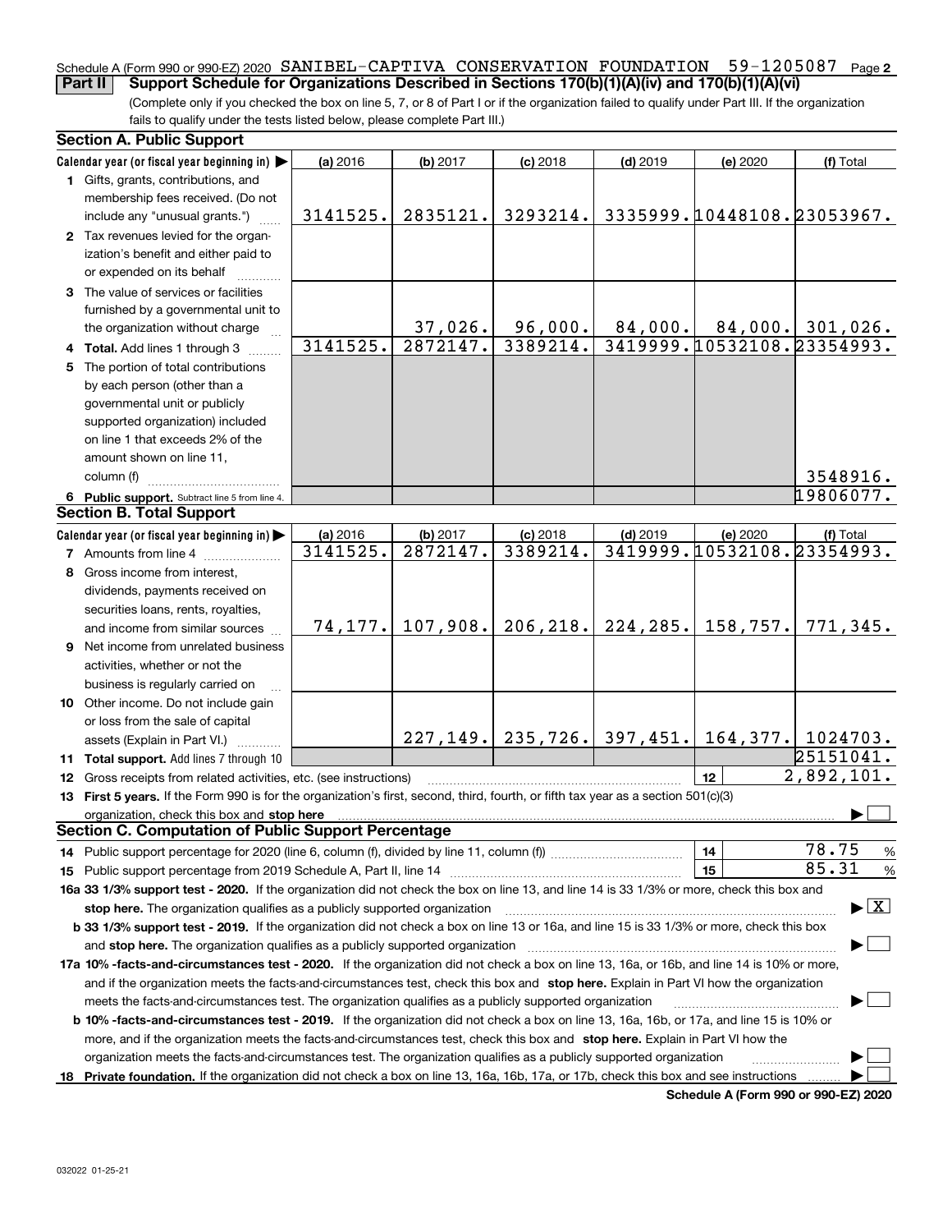Schedule A (Form 990 or 990-EZ) 2020 SANIBEL-CAPTIVA CONSERVATION FOUNDATION 59-1205087 Page 2

**Part II Support Schedule for Organizations Described in Sections 170(b)(1)(A)(iv) and 170(b)(1)(A)(vi)**

(Complete only if you checked the box on line 5, 7, or 8 of Part I or if the organization failed to qualify under Part III. If the organization fails to qualify under the tests listed below, please complete Part III.)

**Section A. Public Support**

| Calendar year (or fiscal year beginning in) ▶ | (a) 2016 | (b) 2017 | (c) 2018 | (d) 2019 | (e) 2020 | (f) Total |
|---|---|---|---|---|---|---|
| 1 Gifts, grants, contributions, and membership fees received. (Do not include any "unusual grants.") | 3141525. | 2835121. | 3293214. | 3335999. | 10448108. | 23053967. |
| 2 Tax revenues levied for the organization's benefit and either paid to or expended on its behalf | | | | | | |
| 3 The value of services or facilities furnished by a governmental unit to the organization without charge | | 37,026. | 96,000. | 84,000. | 84,000. | 301,026. |
| 4 **Total.** Add lines 1 through 3 | 3141525. | 2872147. | 3389214. | 3419999. | 10532108. | 23354993. |
| 5 The portion of total contributions by each person (other than a governmental unit or publicly supported organization) included on line 1 that exceeds 2% of the amount shown on line 11, column (f) | | | | | | 3548916. |
| 6 **Public support.** Subtract line 5 from line 4. | | | | | | 19806077. |

**Section B. Total Support**

| Calendar year (or fiscal year beginning in) ▶ | (a) 2016 | (b) 2017 | (c) 2018 | (d) 2019 | (e) 2020 | (f) Total |
|---|---|---|---|---|---|---|
| 7 Amounts from line 4 | 3141525. | 2872147. | 3389214. | 3419999. | 10532108. | 23354993. |
| 8 Gross income from interest, dividends, payments received on securities loans, rents, royalties, and income from similar sources | 74,177. | 107,908. | 206,218. | 224,285. | 158,757. | 771,345. |
| 9 Net income from unrelated business activities, whether or not the business is regularly carried on | | | | | | |
| 10 Other income. Do not include gain or loss from the sale of capital assets (Explain in Part VI.) | | 227,149. | 235,726. | 397,451. | 164,377. | 1024703. |
| 11 **Total support.** Add lines 7 through 10 | | | | | | 25151041. |
| 12 Gross receipts from related activities, etc. (see instructions) | | | | | 12 | 2,892,101. |

**13 First 5 years.** If the Form 990 is for the organization's first, second, third, fourth, or fifth tax year as a section 501(c)(3) organization, check this box and **stop here** ▶ ☐

**Section C. Computation of Public Support Percentage**

| | | |
|---|---|---|
| 14 Public support percentage for 2020 (line 6, column (f), divided by line 11, column (f)) | 14 | 78.75 % |
| 15 Public support percentage from 2019 Schedule A, Part II, line 14 | 15 | 85.31 % |

**16a 33 1/3% support test - 2020.** If the organization did not check the box on line 13, and line 14 is 33 1/3% or more, check this box and **stop here.** The organization qualifies as a publicly supported organization ▶ ☒

**b 33 1/3% support test - 2019.** If the organization did not check a box on line 13 or 16a, and line 15 is 33 1/3% or more, check this box and **stop here.** The organization qualifies as a publicly supported organization ▶ ☐

**17a 10% -facts-and-circumstances test - 2020.** If the organization did not check a box on line 13, 16a, or 16b, and line 14 is 10% or more, and if the organization meets the facts-and-circumstances test, check this box and **stop here.** Explain in Part VI how the organization meets the facts-and-circumstances test. The organization qualifies as a publicly supported organization ▶ ☐

**b 10% -facts-and-circumstances test - 2019.** If the organization did not check a box on line 13, 16a, 16b, or 17a, and line 15 is 10% or more, and if the organization meets the facts-and-circumstances test, check this box and **stop here.** Explain in Part VI how the organization meets the facts-and-circumstances test. The organization qualifies as a publicly supported organization ▶ ☐

**18 Private foundation.** If the organization did not check a box on line 13, 16a, 16b, 17a, or 17b, check this box and see instructions ▶ ☐

**Schedule A (Form 990 or 990-EZ) 2020**

032022 01-25-21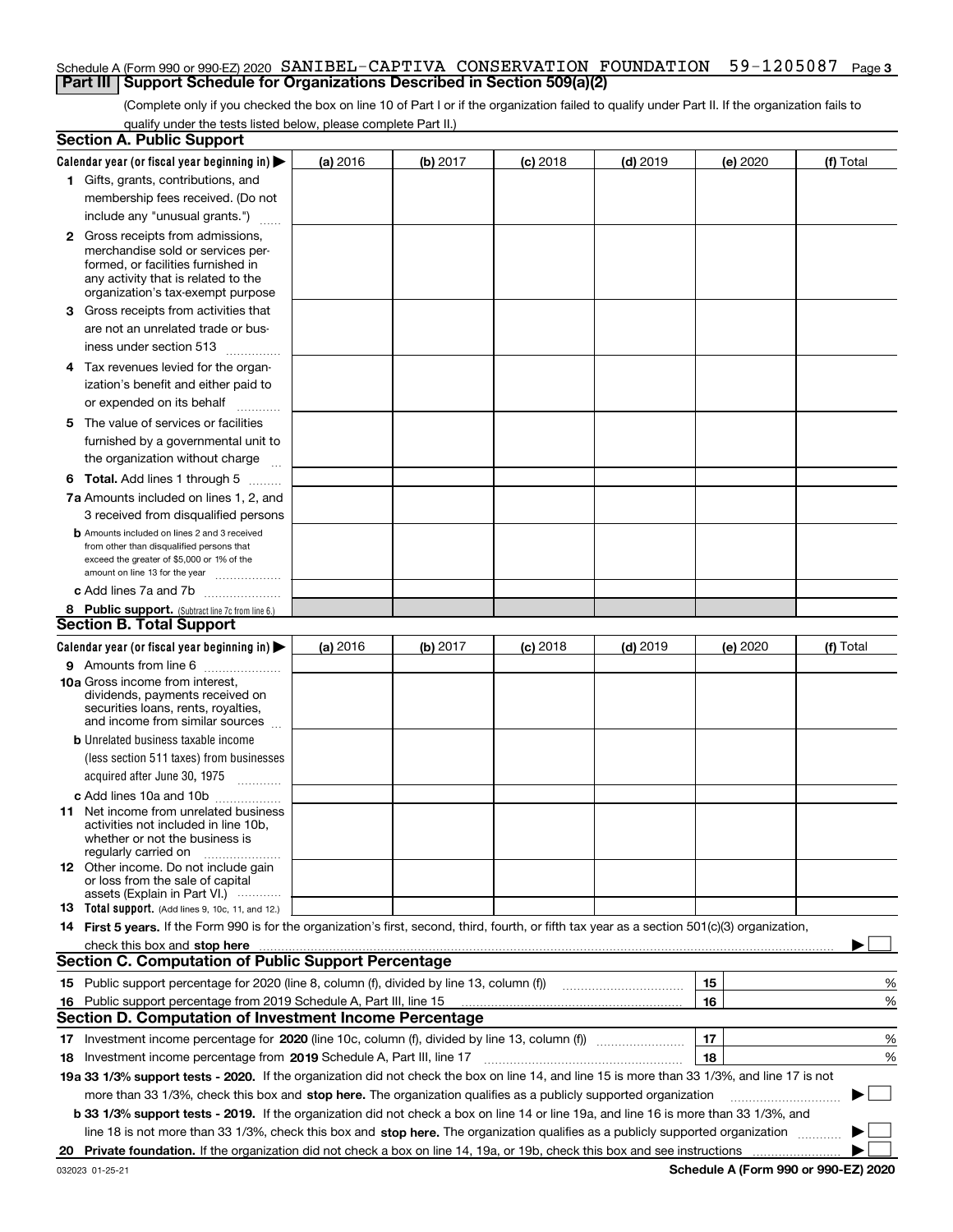Schedule A (Form 990 or 990-EZ) 2020 SANIBEL-CAPTIVA CONSERVATION FOUNDATION 59-1205087 Page 3

## Part III Support Schedule for Organizations Described in Section 509(a)(2)

(Complete only if you checked the box on line 10 of Part I or if the organization failed to qualify under Part II. If the organization fails to qualify under the tests listed below, please complete Part II.)

### Section A. Public Support

| Calendar year (or fiscal year beginning in) ▶ | (a) 2016 | (b) 2017 | (c) 2018 | (d) 2019 | (e) 2020 | (f) Total |
|---|---|---|---|---|---|---|
| 1 Gifts, grants, contributions, and membership fees received. (Do not include any "unusual grants.") | | | | | | |
| 2 Gross receipts from admissions, merchandise sold or services performed, or facilities furnished in any activity that is related to the organization's tax-exempt purpose | | | | | | |
| 3 Gross receipts from activities that are not an unrelated trade or business under section 513 | | | | | | |
| 4 Tax revenues levied for the organization's benefit and either paid to or expended on its behalf | | | | | | |
| 5 The value of services or facilities furnished by a governmental unit to the organization without charge | | | | | | |
| 6 Total. Add lines 1 through 5 | | | | | | |
| 7a Amounts included on lines 1, 2, and 3 received from disqualified persons | | | | | | |
| b Amounts included on lines 2 and 3 received from other than disqualified persons that exceed the greater of $5,000 or 1% of the amount on line 13 for the year | | | | | | |
| c Add lines 7a and 7b | | | | | | |
| 8 Public support. (Subtract line 7c from line 6.) | | | | | | |

### Section B. Total Support

| Calendar year (or fiscal year beginning in) ▶ | (a) 2016 | (b) 2017 | (c) 2018 | (d) 2019 | (e) 2020 | (f) Total |
|---|---|---|---|---|---|---|
| 9 Amounts from line 6 | | | | | | |
| 10a Gross income from interest, dividends, payments received on securities loans, rents, royalties, and income from similar sources | | | | | | |
| b Unrelated business taxable income (less section 511 taxes) from businesses acquired after June 30, 1975 | | | | | | |
| c Add lines 10a and 10b | | | | | | |
| 11 Net income from unrelated business activities not included in line 10b, whether or not the business is regularly carried on | | | | | | |
| 12 Other income. Do not include gain or loss from the sale of capital assets (Explain in Part VI.) | | | | | | |
| 13 Total support. (Add lines 9, 10c, 11, and 12.) | | | | | | |

14 **First 5 years.** If the Form 990 is for the organization's first, second, third, fourth, or fifth tax year as a section 501(c)(3) organization, check this box and **stop here** ▶ ☐

### Section C. Computation of Public Support Percentage

| | | |
|---|---|---|
| 15 Public support percentage for 2020 (line 8, column (f), divided by line 13, column (f)) | 15 | % |
| 16 Public support percentage from 2019 Schedule A, Part III, line 15 | 16 | % |

### Section D. Computation of Investment Income Percentage

| | | |
|---|---|---|
| 17 Investment income percentage for **2020** (line 10c, column (f), divided by line 13, column (f)) | 17 | % |
| 18 Investment income percentage from **2019** Schedule A, Part III, line 17 | 18 | % |

**19a 33 1/3% support tests - 2020.** If the organization did not check the box on line 14, and line 15 is more than 33 1/3%, and line 17 is not more than 33 1/3%, check this box and **stop here.** The organization qualifies as a publicly supported organization ▶ ☐

**b 33 1/3% support tests - 2019.** If the organization did not check a box on line 14 or line 19a, and line 16 is more than 33 1/3%, and line 18 is not more than 33 1/3%, check this box and **stop here.** The organization qualifies as a publicly supported organization ▶ ☐

**20 Private foundation.** If the organization did not check a box on line 14, 19a, or 19b, check this box and see instructions ▶ ☐

032023 01-25-21 **Schedule A (Form 990 or 990-EZ) 2020**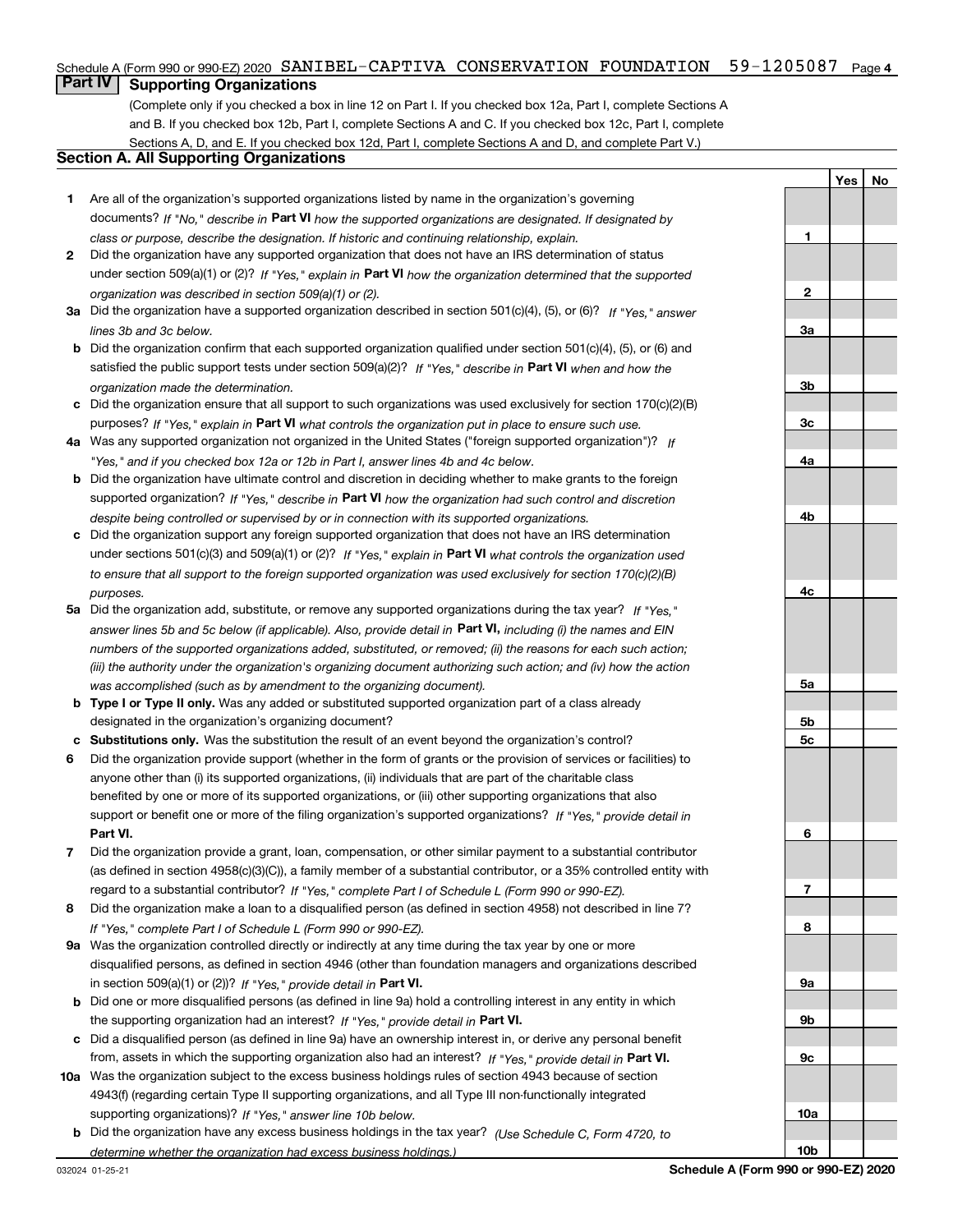Schedule A (Form 990 or 990-EZ) 2020 SANIBEL-CAPTIVA CONSERVATION FOUNDATION 59-1205087 Page 4

## Part IV Supporting Organizations

(Complete only if you checked a box in line 12 on Part I. If you checked box 12a, Part I, complete Sections A and B. If you checked box 12b, Part I, complete Sections A and C. If you checked box 12c, Part I, complete Sections A, D, and E. If you checked box 12d, Part I, complete Sections A and D, and complete Part V.)

### Section A. All Supporting Organizations

| | | | Yes | No |
|---|---|---|---|---|
| **1** | Are all of the organization's supported organizations listed by name in the organization's governing documents? *If "No," describe in* **Part VI** *how the supported organizations are designated. If designated by class or purpose, describe the designation. If historic and continuing relationship, explain.* | 1 | | |
| **2** | Did the organization have any supported organization that does not have an IRS determination of status under section 509(a)(1) or (2)? *If "Yes," explain in* **Part VI** *how the organization determined that the supported organization was described in section 509(a)(1) or (2).* | 2 | | |
| **3a** | Did the organization have a supported organization described in section 501(c)(4), (5), or (6)? *If "Yes," answer lines 3b and 3c below.* | 3a | | |
| **b** | Did the organization confirm that each supported organization qualified under section 501(c)(4), (5), or (6) and satisfied the public support tests under section 509(a)(2)? *If "Yes," describe in* **Part VI** *when and how the organization made the determination.* | 3b | | |
| **c** | Did the organization ensure that all support to such organizations was used exclusively for section 170(c)(2)(B) purposes? *If "Yes," explain in* **Part VI** *what controls the organization put in place to ensure such use.* | 3c | | |
| **4a** | Was any supported organization not organized in the United States ("foreign supported organization")? *If "Yes," and if you checked box 12a or 12b in Part I, answer lines 4b and 4c below.* | 4a | | |
| **b** | Did the organization have ultimate control and discretion in deciding whether to make grants to the foreign supported organization? *If "Yes," describe in* **Part VI** *how the organization had such control and discretion despite being controlled or supervised by or in connection with its supported organizations.* | 4b | | |
| **c** | Did the organization support any foreign supported organization that does not have an IRS determination under sections 501(c)(3) and 509(a)(1) or (2)? *If "Yes," explain in* **Part VI** *what controls the organization used to ensure that all support to the foreign supported organization was used exclusively for section 170(c)(2)(B) purposes.* | 4c | | |
| **5a** | Did the organization add, substitute, or remove any supported organizations during the tax year? *If "Yes," answer lines 5b and 5c below (if applicable). Also, provide detail in* **Part VI,** *including (i) the names and EIN numbers of the supported organizations added, substituted, or removed; (ii) the reasons for each such action; (iii) the authority under the organization's organizing document authorizing such action; and (iv) how the action was accomplished (such as by amendment to the organizing document).* | 5a | | |
| **b** | **Type I or Type II only.** Was any added or substituted supported organization part of a class already designated in the organization's organizing document? | 5b | | |
| **c** | **Substitutions only.** Was the substitution the result of an event beyond the organization's control? | 5c | | |
| **6** | Did the organization provide support (whether in the form of grants or the provision of services or facilities) to anyone other than (i) its supported organizations, (ii) individuals that are part of the charitable class benefited by one or more of its supported organizations, or (iii) other supporting organizations that also support or benefit one or more of the filing organization's supported organizations? *If "Yes," provide detail in* **Part VI.** | 6 | | |
| **7** | Did the organization provide a grant, loan, compensation, or other similar payment to a substantial contributor (as defined in section 4958(c)(3)(C)), a family member of a substantial contributor, or a 35% controlled entity with regard to a substantial contributor? *If "Yes," complete Part I of Schedule L (Form 990 or 990-EZ).* | 7 | | |
| **8** | Did the organization make a loan to a disqualified person (as defined in section 4958) not described in line 7? *If "Yes," complete Part I of Schedule L (Form 990 or 990-EZ).* | 8 | | |
| **9a** | Was the organization controlled directly or indirectly at any time during the tax year by one or more disqualified persons, as defined in section 4946 (other than foundation managers and organizations described in section 509(a)(1) or (2))? *If "Yes," provide detail in* **Part VI.** | 9a | | |
| **b** | Did one or more disqualified persons (as defined in line 9a) hold a controlling interest in any entity in which the supporting organization had an interest? *If "Yes," provide detail in* **Part VI.** | 9b | | |
| **c** | Did a disqualified person (as defined in line 9a) have an ownership interest in, or derive any personal benefit from, assets in which the supporting organization also had an interest? *If "Yes," provide detail in* **Part VI.** | 9c | | |
| **10a** | Was the organization subject to the excess business holdings rules of section 4943 because of section 4943(f) (regarding certain Type II supporting organizations, and all Type III non-functionally integrated supporting organizations)? *If "Yes," answer line 10b below.* | 10a | | |
| **b** | Did the organization have any excess business holdings in the tax year? *(Use Schedule C, Form 4720, to determine whether the organization had excess business holdings.)* | 10b | | |

032024 01-25-21 **Schedule A (Form 990 or 990-EZ) 2020**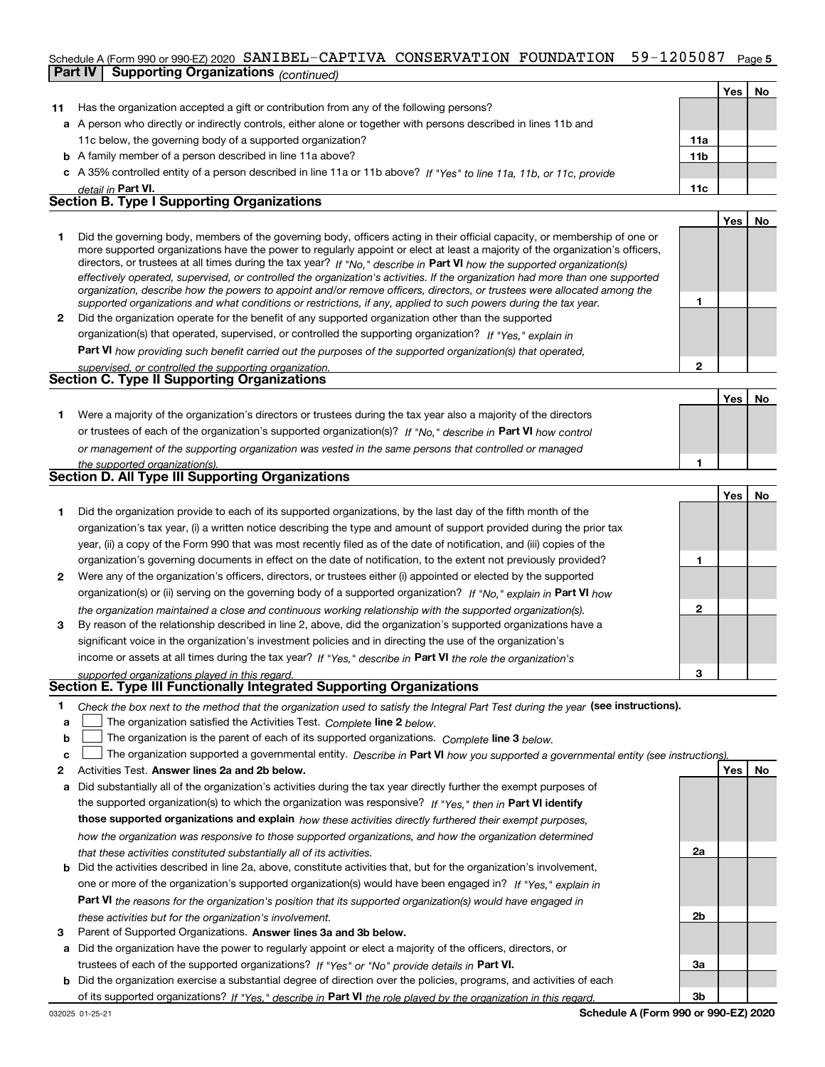Schedule A (Form 990 or 990-EZ) 2020 SANIBEL-CAPTIVA CONSERVATION FOUNDATION 59-1205087

## Part IV Supporting Organizations *(continued)*

| | | | Yes | No |
|---|---|---|---|---|
| **11** | Has the organization accepted a gift or contribution from any of the following persons? | | | |
| **a** | A person who directly or indirectly controls, either alone or together with persons described in lines 11b and 11c below, the governing body of a supported organization? | **11a** | | |
| **b** | A family member of a person described in line 11a above? | **11b** | | |
| **c** | A 35% controlled entity of a person described in line 11a or 11b above? *If "Yes" to line 11a, 11b, or 11c, provide detail in* **Part VI.** | **11c** | | |

### Section B. Type I Supporting Organizations

| | | | Yes | No |
|---|---|---|---|---|
| **1** | Did the governing body, members of the governing body, officers acting in their official capacity, or membership of one or more supported organizations have the power to regularly appoint or elect at least a majority of the organization's officers, directors, or trustees at all times during the tax year? *If "No," describe in* **Part VI** *how the supported organization(s) effectively operated, supervised, or controlled the organization's activities. If the organization had more than one supported organization, describe how the powers to appoint and/or remove officers, directors, or trustees were allocated among the supported organizations and what conditions or restrictions, if any, applied to such powers during the tax year.* | **1** | | |
| **2** | Did the organization operate for the benefit of any supported organization other than the supported organization(s) that operated, supervised, or controlled the supporting organization? *If "Yes," explain in* **Part VI** *how providing such benefit carried out the purposes of the supported organization(s) that operated, supervised, or controlled the supporting organization.* | **2** | | |

### Section C. Type II Supporting Organizations

| | | | Yes | No |
|---|---|---|---|---|
| **1** | Were a majority of the organization's directors or trustees during the tax year also a majority of the directors or trustees of each of the organization's supported organization(s)? *If "No," describe in* **Part VI** *how control or management of the supporting organization was vested in the same persons that controlled or managed the supported organization(s).* | **1** | | |

### Section D. All Type III Supporting Organizations

| | | | Yes | No |
|---|---|---|---|---|
| **1** | Did the organization provide to each of its supported organizations, by the last day of the fifth month of the organization's tax year, (i) a written notice describing the type and amount of support provided during the prior tax year, (ii) a copy of the Form 990 that was most recently filed as of the date of notification, and (iii) copies of the organization's governing documents in effect on the date of notification, to the extent not previously provided? | **1** | | |
| **2** | Were any of the organization's officers, directors, or trustees either (i) appointed or elected by the supported organization(s) or (ii) serving on the governing body of a supported organization? *If "No," explain in* **Part VI** *how the organization maintained a close and continuous working relationship with the supported organization(s).* | **2** | | |
| **3** | By reason of the relationship described in line 2, above, did the organization's supported organizations have a significant voice in the organization's investment policies and in directing the use of the organization's income or assets at all times during the tax year? *If "Yes," describe in* **Part VI** *the role the organization's supported organizations played in this regard.* | **3** | | |

### Section E. Type III Functionally Integrated Supporting Organizations

**1** *Check the box next to the method that the organization used to satisfy the Integral Part Test during the year* **(see instructions).**

- **a** ☐ The organization satisfied the Activities Test. *Complete* **line 2** *below.*
- **b** ☐ The organization is the parent of each of its supported organizations. *Complete* **line 3** *below.*
- **c** ☐ The organization supported a governmental entity. *Describe in* **Part VI** *how you supported a governmental entity (see instructions).*

| | | | Yes | No |
|---|---|---|---|---|
| **2** | Activities Test. **Answer lines 2a and 2b below.** | | | |
| **a** | Did substantially all of the organization's activities during the tax year directly further the exempt purposes of the supported organization(s) to which the organization was responsive? *If "Yes," then in* **Part VI identify those supported organizations and explain** *how these activities directly furthered their exempt purposes, how the organization was responsive to those supported organizations, and how the organization determined that these activities constituted substantially all of its activities.* | **2a** | | |
| **b** | Did the activities described in line 2a, above, constitute activities that, but for the organization's involvement, one or more of the organization's supported organization(s) would have been engaged in? *If "Yes," explain in* **Part VI** *the reasons for the organization's position that its supported organization(s) would have engaged in these activities but for the organization's involvement.* | **2b** | | |
| **3** | Parent of Supported Organizations. **Answer lines 3a and 3b below.** | | | |
| **a** | Did the organization have the power to regularly appoint or elect a majority of the officers, directors, or trustees of each of the supported organizations? *If "Yes" or "No" provide details in* **Part VI.** | **3a** | | |
| **b** | Did the organization exercise a substantial degree of direction over the policies, programs, and activities of each of its supported organizations? *If "Yes," describe in* **Part VI** *the role played by the organization in this regard.* | **3b** | | |

032025 01-25-21 **Schedule A (Form 990 or 990-EZ) 2020**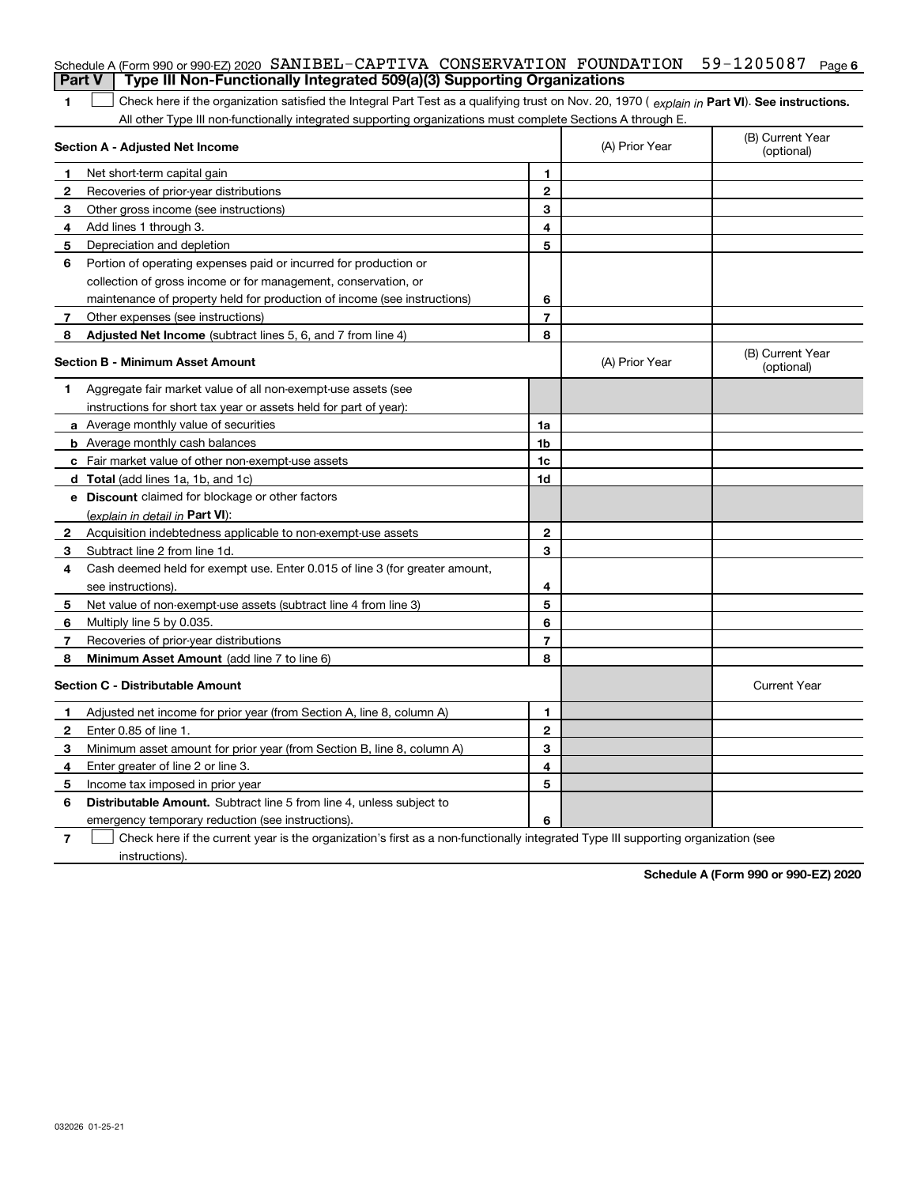Schedule A (Form 990 or 990-EZ) 2020 SANIBEL-CAPTIVA CONSERVATION FOUNDATION 59-1205087 Page 6

## Part V | Type III Non-Functionally Integrated 509(a)(3) Supporting Organizations

1 ☐ Check here if the organization satisfied the Integral Part Test as a qualifying trust on Nov. 20, 1970 ( *explain in* **Part VI**). **See instructions.** All other Type III non-functionally integrated supporting organizations must complete Sections A through E.

| **Section A - Adjusted Net Income** | | | (A) Prior Year | (B) Current Year (optional) |
|---|---|---|---|---|
| 1 | Net short-term capital gain | 1 | | |
| 2 | Recoveries of prior-year distributions | 2 | | |
| 3 | Other gross income (see instructions) | 3 | | |
| 4 | Add lines 1 through 3. | 4 | | |
| 5 | Depreciation and depletion | 5 | | |
| 6 | Portion of operating expenses paid or incurred for production or collection of gross income or for management, conservation, or maintenance of property held for production of income (see instructions) | 6 | | |
| 7 | Other expenses (see instructions) | 7 | | |
| 8 | **Adjusted Net Income** (subtract lines 5, 6, and 7 from line 4) | 8 | | |

| **Section B - Minimum Asset Amount** | | | (A) Prior Year | (B) Current Year (optional) |
|---|---|---|---|---|
| 1 | Aggregate fair market value of all non-exempt-use assets (see instructions for short tax year or assets held for part of year): | | | |
| a | Average monthly value of securities | 1a | | |
| b | Average monthly cash balances | 1b | | |
| c | Fair market value of other non-exempt-use assets | 1c | | |
| d | **Total** (add lines 1a, 1b, and 1c) | 1d | | |
| e | **Discount** claimed for blockage or other factors (*explain in detail in* **Part VI**): | | | |
| 2 | Acquisition indebtedness applicable to non-exempt-use assets | 2 | | |
| 3 | Subtract line 2 from line 1d. | 3 | | |
| 4 | Cash deemed held for exempt use. Enter 0.015 of line 3 (for greater amount, see instructions). | 4 | | |
| 5 | Net value of non-exempt-use assets (subtract line 4 from line 3) | 5 | | |
| 6 | Multiply line 5 by 0.035. | 6 | | |
| 7 | Recoveries of prior-year distributions | 7 | | |
| 8 | **Minimum Asset Amount** (add line 7 to line 6) | 8 | | |

| **Section C - Distributable Amount** | | | | Current Year |
|---|---|---|---|---|
| 1 | Adjusted net income for prior year (from Section A, line 8, column A) | 1 | | |
| 2 | Enter 0.85 of line 1. | 2 | | |
| 3 | Minimum asset amount for prior year (from Section B, line 8, column A) | 3 | | |
| 4 | Enter greater of line 2 or line 3. | 4 | | |
| 5 | Income tax imposed in prior year | 5 | | |
| 6 | **Distributable Amount.** Subtract line 5 from line 4, unless subject to emergency temporary reduction (see instructions). | 6 | | |

7 ☐ Check here if the current year is the organization's first as a non-functionally integrated Type III supporting organization (see instructions).

**Schedule A (Form 990 or 990-EZ) 2020**

032026 01-25-21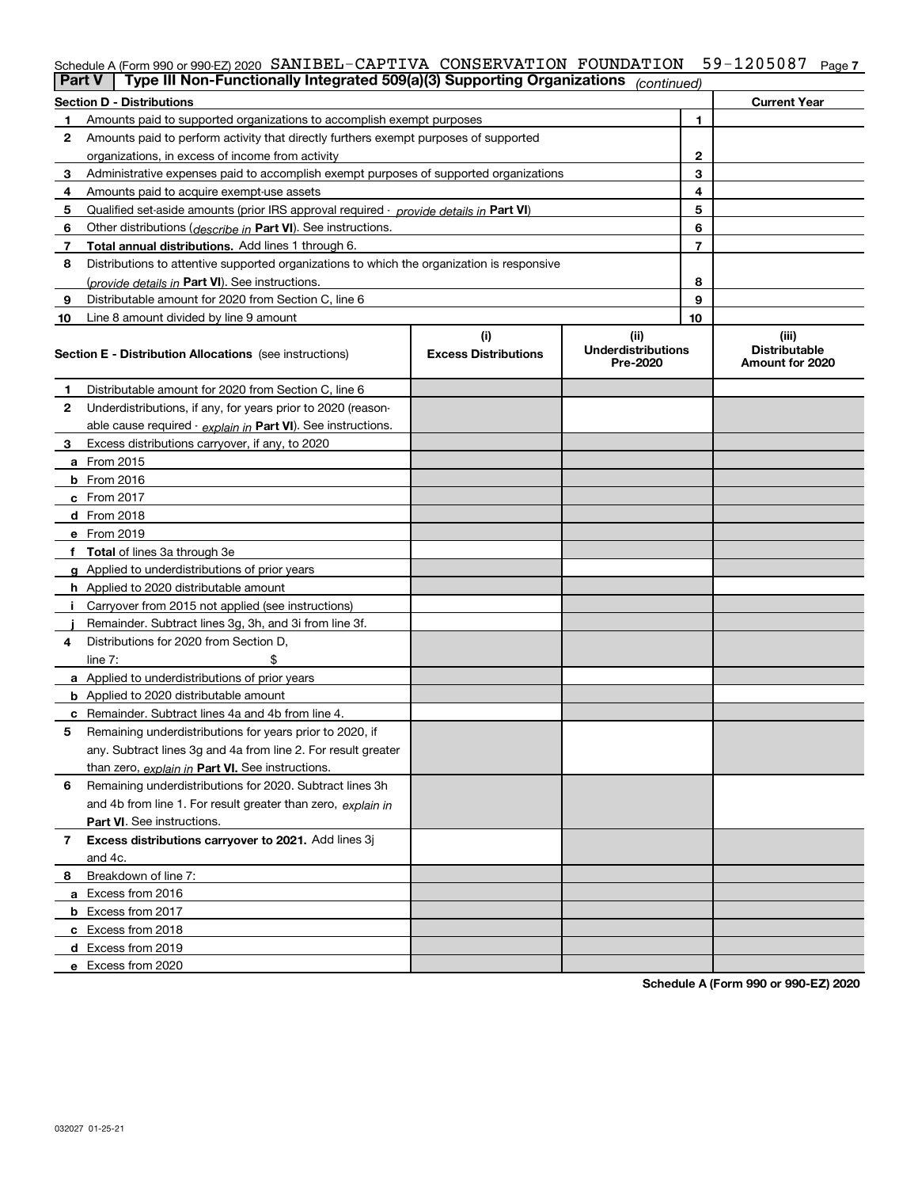Schedule A (Form 990 or 990-EZ) 2020 SANIBEL-CAPTIVA CONSERVATION FOUNDATION 59-1205087 Page 7

## Part V — Type III Non-Functionally Integrated 509(a)(3) Supporting Organizations *(continued)*

| Section D - Distributions | | | Current Year |
|---|---|---|---|
| 1 | Amounts paid to supported organizations to accomplish exempt purposes | 1 | |
| 2 | Amounts paid to perform activity that directly furthers exempt purposes of supported organizations, in excess of income from activity | 2 | |
| 3 | Administrative expenses paid to accomplish exempt purposes of supported organizations | 3 | |
| 4 | Amounts paid to acquire exempt-use assets | 4 | |
| 5 | Qualified set-aside amounts (prior IRS approval required - *provide details in* **Part VI**) | 5 | |
| 6 | Other distributions (*describe in* **Part VI**). See instructions. | 6 | |
| 7 | **Total annual distributions.** Add lines 1 through 6. | 7 | |
| 8 | Distributions to attentive supported organizations to which the organization is responsive (*provide details in* **Part VI**). See instructions. | 8 | |
| 9 | Distributable amount for 2020 from Section C, line 6 | 9 | |
| 10 | Line 8 amount divided by line 9 amount | 10 | |

| Section E - Distribution Allocations (see instructions) | (i) Excess Distributions | (ii) Underdistributions Pre-2020 | (iii) Distributable Amount for 2020 |
|---|---|---|---|
| 1 Distributable amount for 2020 from Section C, line 6 | | | |
| 2 Underdistributions, if any, for years prior to 2020 (reasonable cause required - *explain in* **Part VI**). See instructions. | | | |
| 3 Excess distributions carryover, if any, to 2020 | | | |
| a From 2015 | | | |
| b From 2016 | | | |
| c From 2017 | | | |
| d From 2018 | | | |
| e From 2019 | | | |
| f **Total** of lines 3a through 3e | | | |
| g Applied to underdistributions of prior years | | | |
| h Applied to 2020 distributable amount | | | |
| i Carryover from 2015 not applied (see instructions) | | | |
| j Remainder. Subtract lines 3g, 3h, and 3i from line 3f. | | | |
| 4 Distributions for 2020 from Section D, line 7: $ | | | |
| a Applied to underdistributions of prior years | | | |
| b Applied to 2020 distributable amount | | | |
| c Remainder. Subtract lines 4a and 4b from line 4. | | | |
| 5 Remaining underdistributions for years prior to 2020, if any. Subtract lines 3g and 4a from line 2. For result greater than zero, *explain in* **Part VI.** See instructions. | | | |
| 6 Remaining underdistributions for 2020. Subtract lines 3h and 4b from line 1. For result greater than zero, *explain in* **Part VI**. See instructions. | | | |
| 7 **Excess distributions carryover to 2021.** Add lines 3j and 4c. | | | |
| 8 Breakdown of line 7: | | | |
| a Excess from 2016 | | | |
| b Excess from 2017 | | | |
| c Excess from 2018 | | | |
| d Excess from 2019 | | | |
| e Excess from 2020 | | | |

**Schedule A (Form 990 or 990-EZ) 2020**

032027 01-25-21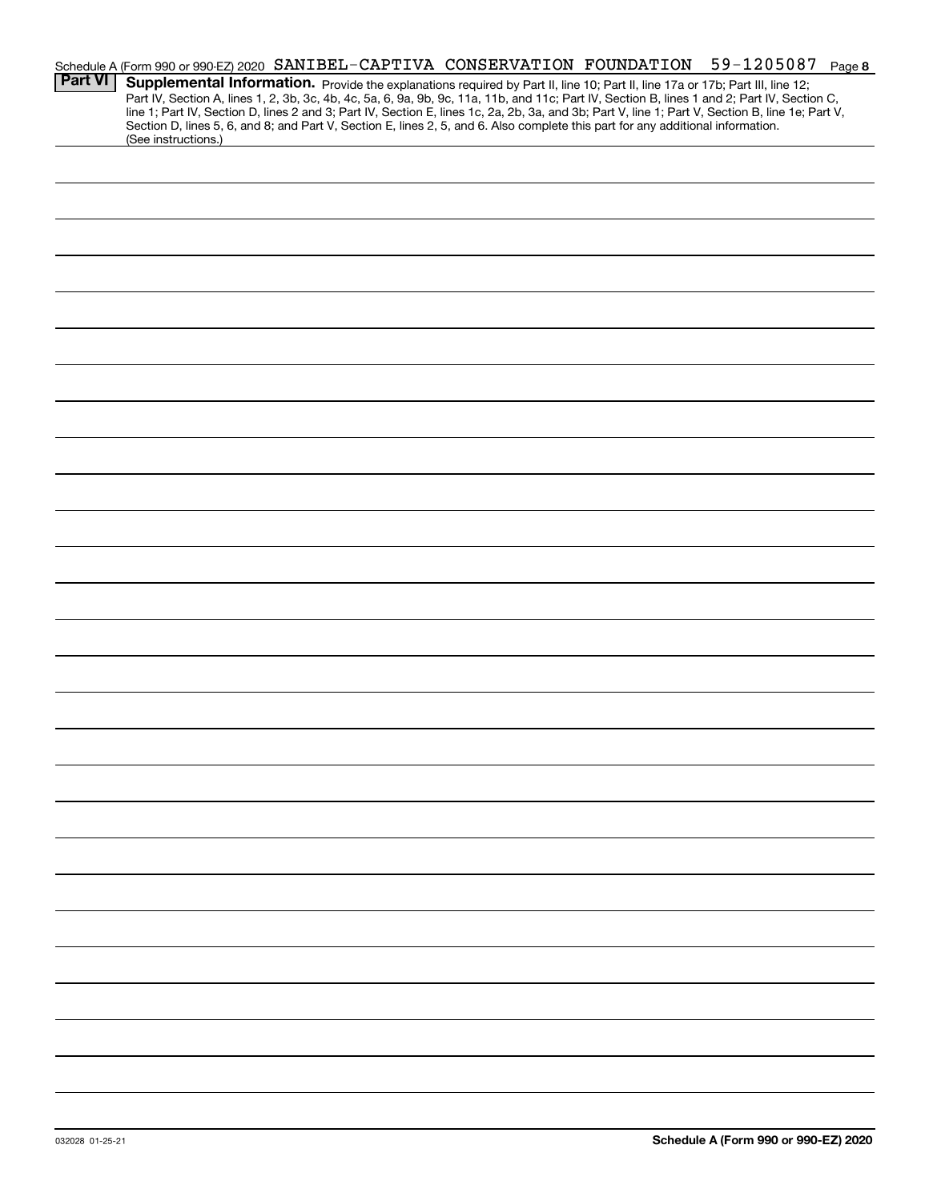Schedule A (Form 990 or 990-EZ) 2020 SANIBEL-CAPTIVA CONSERVATION FOUNDATION 59-1205087 Page 8

**Part VI** **Supplemental Information.** Provide the explanations required by Part II, line 10; Part II, line 17a or 17b; Part III, line 12; Part IV, Section A, lines 1, 2, 3b, 3c, 4b, 4c, 5a, 6, 9a, 9b, 9c, 11a, 11b, and 11c; Part IV, Section B, lines 1 and 2; Part IV, Section C, line 1; Part IV, Section D, lines 2 and 3; Part IV, Section E, lines 1c, 2a, 2b, 3a, and 3b; Part V, line 1; Part V, Section B, line 1e; Part V, Section D, lines 5, 6, and 8; and Part V, Section E, lines 2, 5, and 6. Also complete this part for any additional information. (See instructions.)

032028 01-25-21 **Schedule A (Form 990 or 990-EZ) 2020**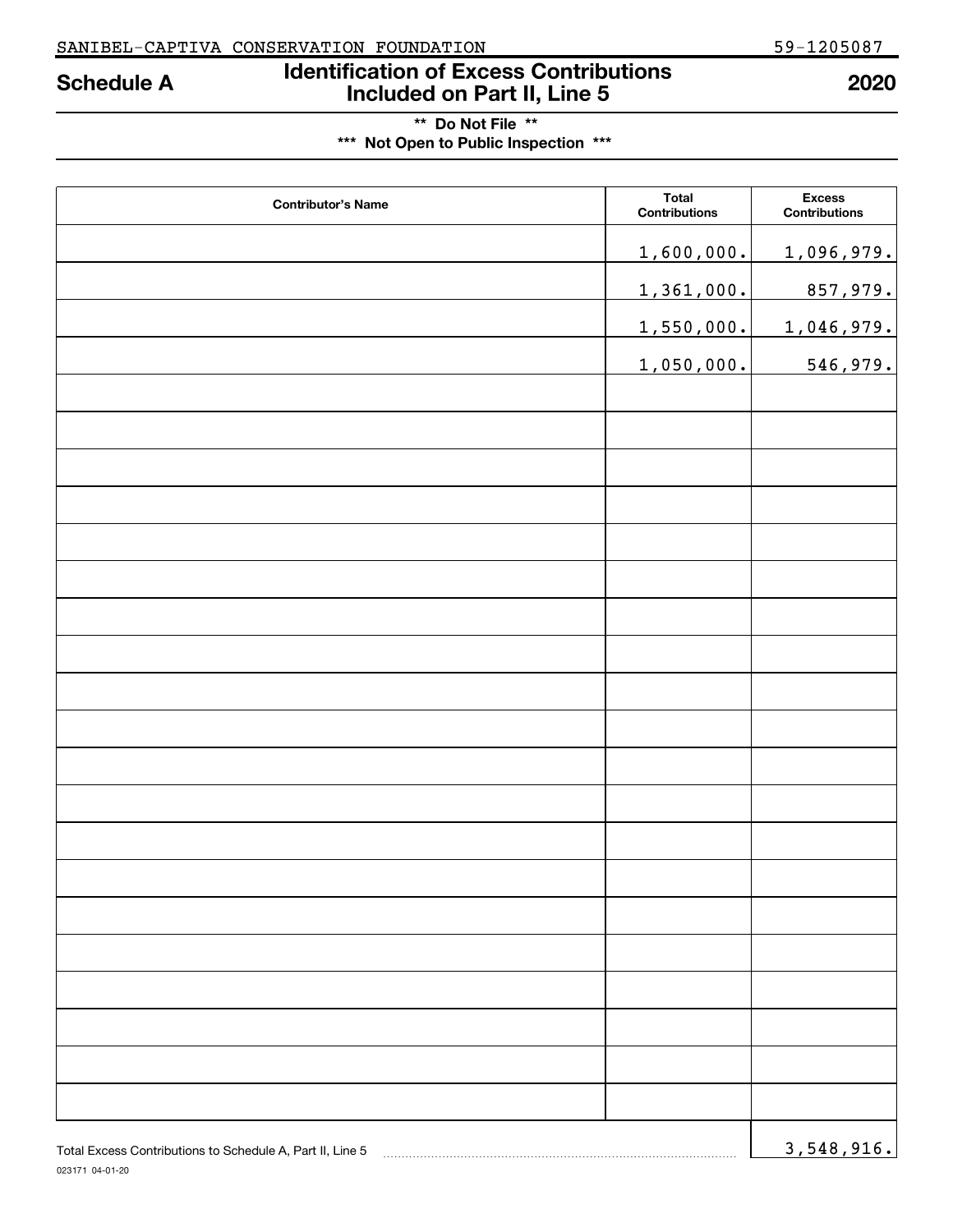SANIBEL-CAPTIVA CONSERVATION FOUNDATION 59-1205087

# Schedule A — Identification of Excess Contributions Included on Part II, Line 5 — 2020

** Do Not File **

*** Not Open to Public Inspection ***

| Contributor's Name | Total Contributions | Excess Contributions |
|---|---|---|
| | 1,600,000. | 1,096,979. |
| | 1,361,000. | 857,979. |
| | 1,550,000. | 1,046,979. |
| | 1,050,000. | 546,979. |
| | | |
| | | |
| | | |
| | | |
| | | |
| | | |
| | | |
| | | |
| | | |
| | | |
| | | |
| | | |
| | | |
| | | |
| | | |
| | | |
| | | |
| | | |
| | | |
| | | |

Total Excess Contributions to Schedule A, Part II, Line 5 ........ 3,548,916.

023171 04-01-20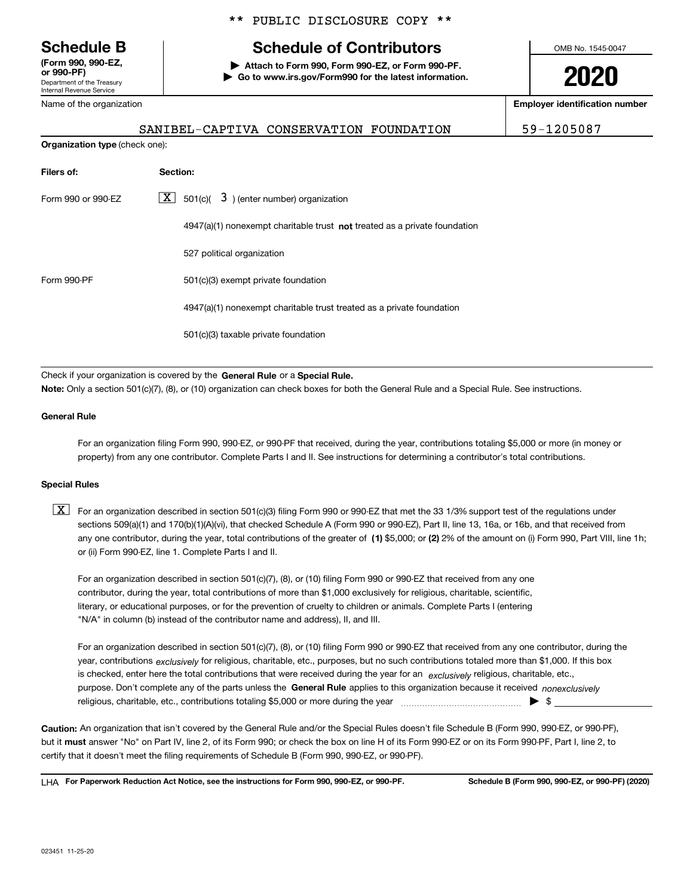\*\* PUBLIC DISCLOSURE COPY \*\*

**Schedule B**
**(Form 990, 990-EZ, or 990-PF)**
Department of the Treasury
Internal Revenue Service

# Schedule of Contributors

**▶ Attach to Form 990, Form 990-EZ, or Form 990-PF.**
**▶ Go to www.irs.gov/Form990 for the latest information.**

OMB No. 1545-0047

**2020**

| Name of the organization | Employer identification number |
|---|---|
| SANIBEL-CAPTIVA CONSERVATION FOUNDATION | 59-1205087 |

**Organization type** (check one):

| Filers of: | Section: |
|---|---|
| Form 990 or 990-EZ | [X] 501(c)( 3 ) (enter number) organization |
| | 4947(a)(1) nonexempt charitable trust **not** treated as a private foundation |
| | 527 political organization |
| Form 990-PF | 501(c)(3) exempt private foundation |
| | 4947(a)(1) nonexempt charitable trust treated as a private foundation |
| | 501(c)(3) taxable private foundation |

Check if your organization is covered by the **General Rule** or a **Special Rule.**

**Note:** Only a section 501(c)(7), (8), or (10) organization can check boxes for both the General Rule and a Special Rule. See instructions.

**General Rule**

For an organization filing Form 990, 990-EZ, or 990-PF that received, during the year, contributions totaling $5,000 or more (in money or property) from any one contributor. Complete Parts I and II. See instructions for determining a contributor's total contributions.

**Special Rules**

[X] For an organization described in section 501(c)(3) filing Form 990 or 990-EZ that met the 33 1/3% support test of the regulations under sections 509(a)(1) and 170(b)(1)(A)(vi), that checked Schedule A (Form 990 or 990-EZ), Part II, line 13, 16a, or 16b, and that received from any one contributor, during the year, total contributions of the greater of **(1)** $5,000; or **(2)** 2% of the amount on (i) Form 990, Part VIII, line 1h; or (ii) Form 990-EZ, line 1. Complete Parts I and II.

For an organization described in section 501(c)(7), (8), or (10) filing Form 990 or 990-EZ that received from any one contributor, during the year, total contributions of more than $1,000 exclusively for religious, charitable, scientific, literary, or educational purposes, or for the prevention of cruelty to children or animals. Complete Parts I (entering "N/A" in column (b) instead of the contributor name and address), II, and III.

For an organization described in section 501(c)(7), (8), or (10) filing Form 990 or 990-EZ that received from any one contributor, during the year, contributions *exclusively* for religious, charitable, etc., purposes, but no such contributions totaled more than $1,000. If this box is checked, enter here the total contributions that were received during the year for an *exclusively* religious, charitable, etc., purpose. Don't complete any of the parts unless the **General Rule** applies to this organization because it received *nonexclusively* religious, charitable, etc., contributions totaling $5,000 or more during the year ▶ $

**Caution:** An organization that isn't covered by the General Rule and/or the Special Rules doesn't file Schedule B (Form 990, 990-EZ, or 990-PF), but it **must** answer "No" on Part IV, line 2, of its Form 990; or check the box on line H of its Form 990-EZ or on its Form 990-PF, Part I, line 2, to certify that it doesn't meet the filing requirements of Schedule B (Form 990, 990-EZ, or 990-PF).

LHA **For Paperwork Reduction Act Notice, see the instructions for Form 990, 990-EZ, or 990-PF.** **Schedule B (Form 990, 990-EZ, or 990-PF) (2020)**

023451 11-25-20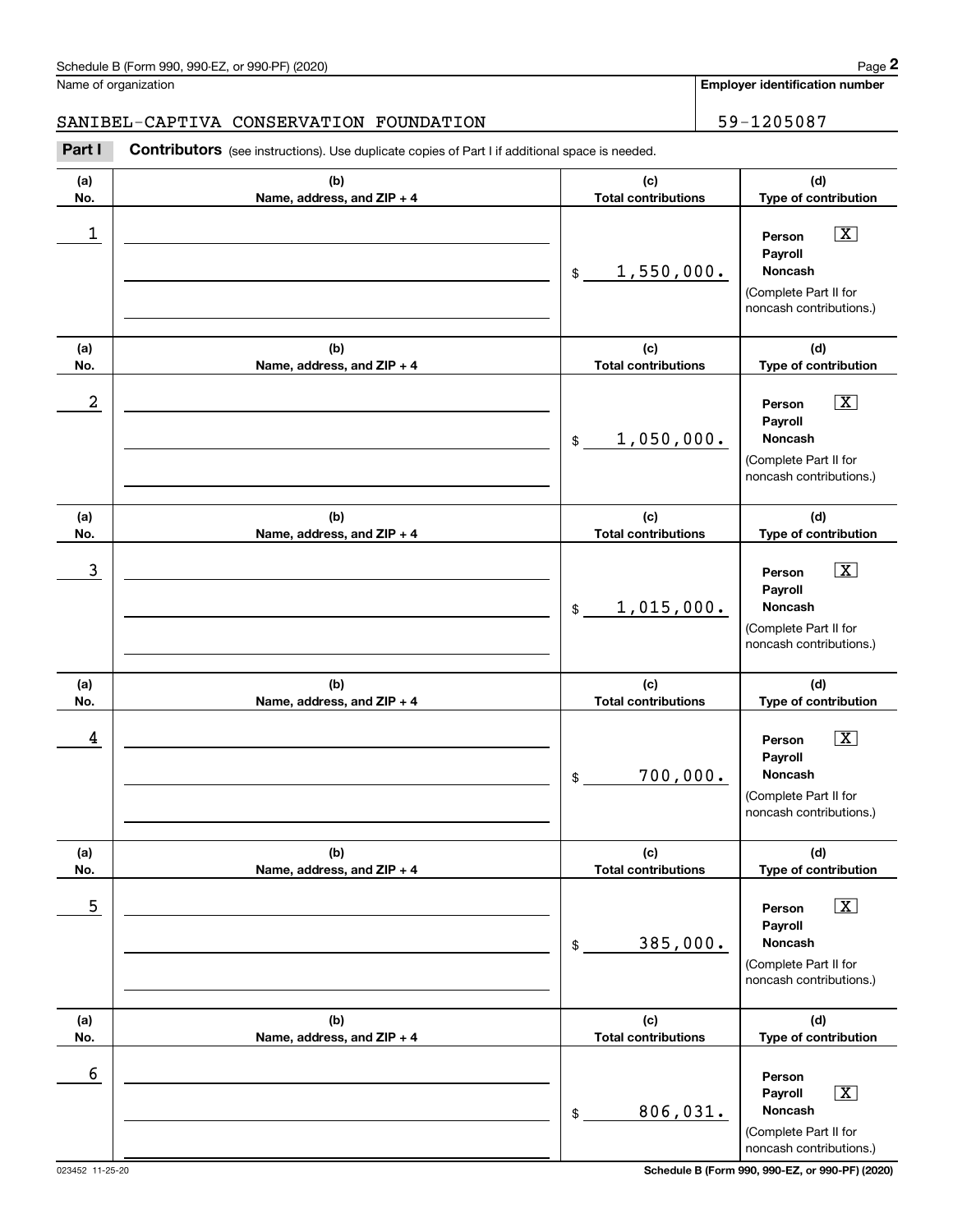Name of organization

SANIBEL-CAPTIVA CONSERVATION FOUNDATION

**Employer identification number**

59-1205087

**Part I** **Contributors** (see instructions). Use duplicate copies of Part I if additional space is needed.

| (a) No. | (b) Name, address, and ZIP + 4 | (c) Total contributions | (d) Type of contribution |
|---|---|---|---|
| 1 | | $ 1,550,000. | Person [X] Payroll [ ] Noncash [ ] (Complete Part II for noncash contributions.) |
| 2 | | $ 1,050,000. | Person [X] Payroll [ ] Noncash [ ] (Complete Part II for noncash contributions.) |
| 3 | | $ 1,015,000. | Person [X] Payroll [ ] Noncash [ ] (Complete Part II for noncash contributions.) |
| 4 | | $ 700,000. | Person [X] Payroll [ ] Noncash [ ] (Complete Part II for noncash contributions.) |
| 5 | | $ 385,000. | Person [X] Payroll [ ] Noncash [ ] (Complete Part II for noncash contributions.) |
| 6 | | $ 806,031. | Person [ ] Payroll [X] Noncash [ ] (Complete Part II for noncash contributions.) |

023452 11-25-20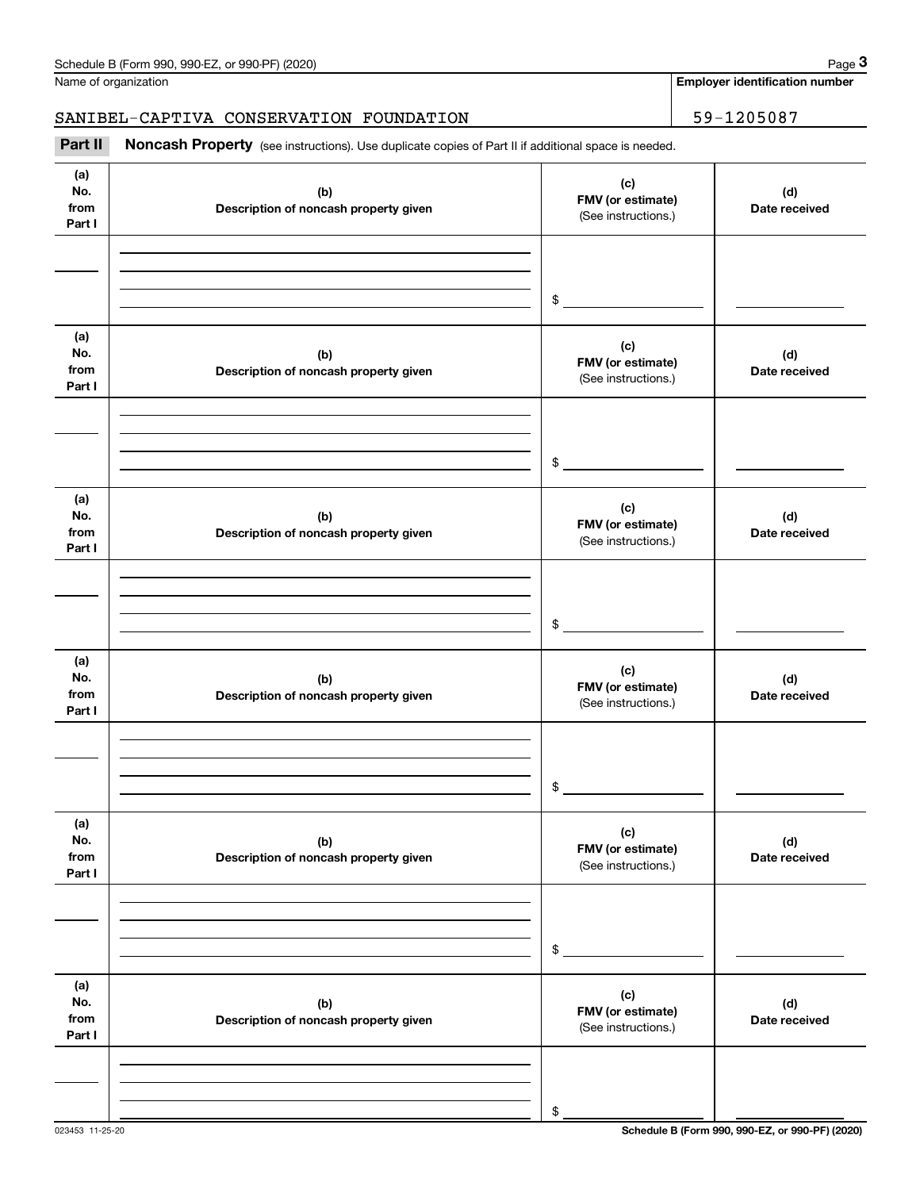Name of organization

**Employer identification number**

SANIBEL-CAPTIVA CONSERVATION FOUNDATION

59-1205087

**Part II** **Noncash Property** (see instructions). Use duplicate copies of Part II if additional space is needed.

| (a) No. from Part I | (b) Description of noncash property given | (c) FMV (or estimate) (See instructions.) | (d) Date received |
|---|---|---|---|
| | | $ | |

| (a) No. from Part I | (b) Description of noncash property given | (c) FMV (or estimate) (See instructions.) | (d) Date received |
|---|---|---|---|
| | | $ | |

| (a) No. from Part I | (b) Description of noncash property given | (c) FMV (or estimate) (See instructions.) | (d) Date received |
|---|---|---|---|
| | | $ | |

| (a) No. from Part I | (b) Description of noncash property given | (c) FMV (or estimate) (See instructions.) | (d) Date received |
|---|---|---|---|
| | | $ | |

| (a) No. from Part I | (b) Description of noncash property given | (c) FMV (or estimate) (See instructions.) | (d) Date received |
|---|---|---|---|
| | | $ | |

| (a) No. from Part I | (b) Description of noncash property given | (c) FMV (or estimate) (See instructions.) | (d) Date received |
|---|---|---|---|
| | | $ | |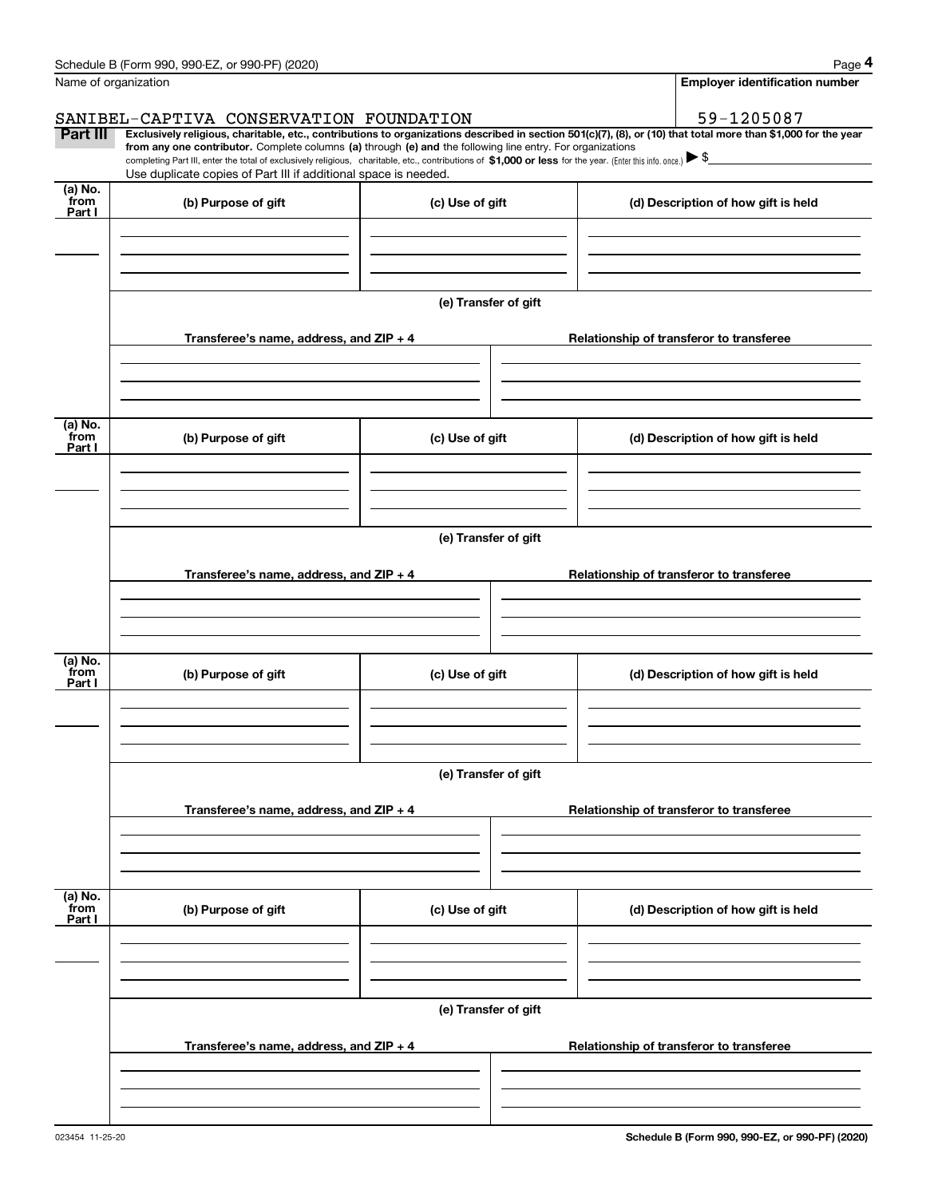Name of organization

**Employer identification number**

SANIBEL-CAPTIVA CONSERVATION FOUNDATION

59-1205087

**Part III** **Exclusively religious, charitable, etc., contributions to organizations described in section 501(c)(7), (8), or (10) that total more than $1,000 for the year from any one contributor.** Complete columns **(a)** through **(e) and** the following line entry. For organizations completing Part III, enter the total of exclusively religious, charitable, etc., contributions of **$1,000 or less** for the year. (Enter this info. once.) ▶ $

Use duplicate copies of Part III if additional space is needed.

| (a) No. from Part I | (b) Purpose of gift | (c) Use of gift | (d) Description of how gift is held |
|---|---|---|---|
| | | | |

**(e) Transfer of gift**

| Transferee's name, address, and ZIP + 4 | Relationship of transferor to transferee |
|---|---|
| | |

| (a) No. from Part I | (b) Purpose of gift | (c) Use of gift | (d) Description of how gift is held |
|---|---|---|---|
| | | | |

**(e) Transfer of gift**

| Transferee's name, address, and ZIP + 4 | Relationship of transferor to transferee |
|---|---|
| | |

| (a) No. from Part I | (b) Purpose of gift | (c) Use of gift | (d) Description of how gift is held |
|---|---|---|---|
| | | | |

**(e) Transfer of gift**

| Transferee's name, address, and ZIP + 4 | Relationship of transferor to transferee |
|---|---|
| | |

| (a) No. from Part I | (b) Purpose of gift | (c) Use of gift | (d) Description of how gift is held |
|---|---|---|---|
| | | | |

**(e) Transfer of gift**

| Transferee's name, address, and ZIP + 4 | Relationship of transferor to transferee |
|---|---|
| | |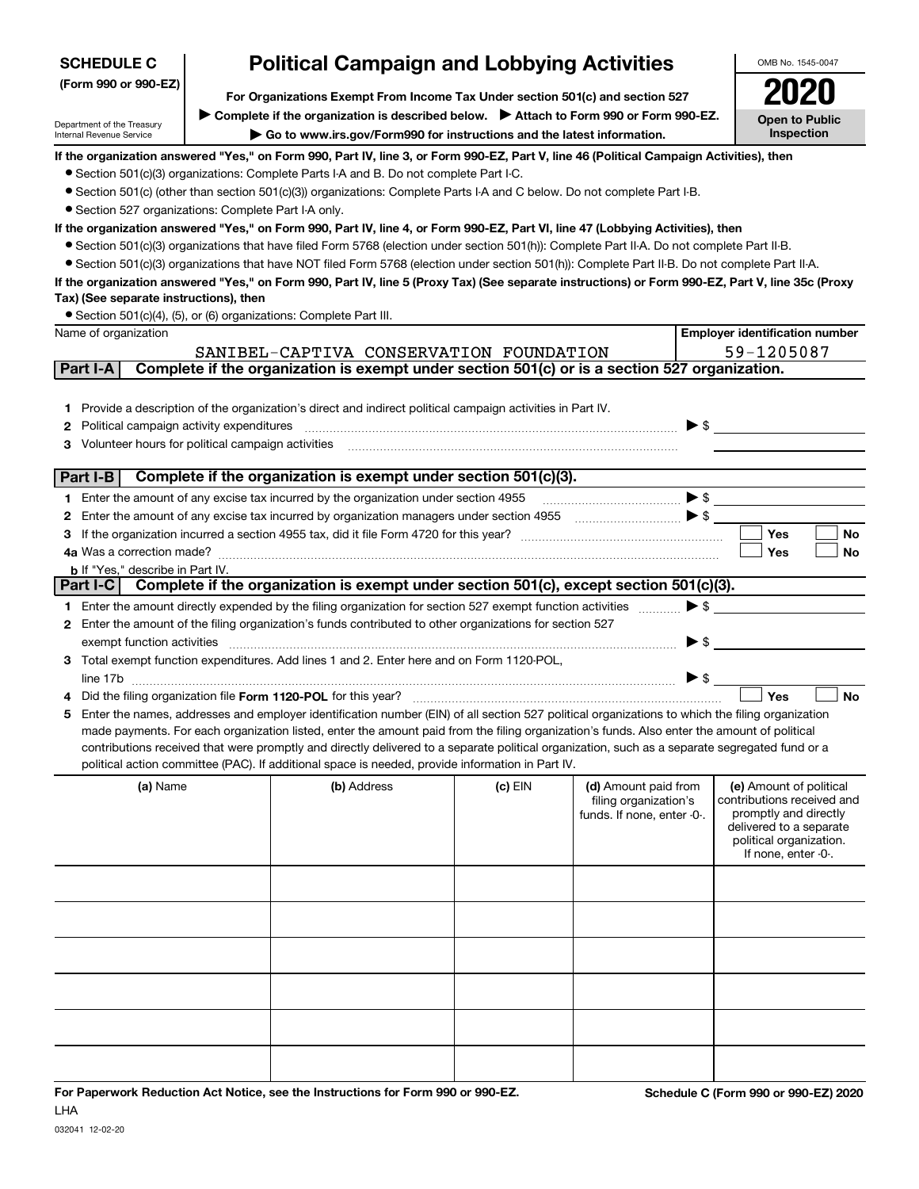**SCHEDULE C (Form 990 or 990-EZ)**

Department of the Treasury
Internal Revenue Service

# Political Campaign and Lobbying Activities

**For Organizations Exempt From Income Tax Under section 501(c) and section 527**

▶ **Complete if the organization is described below.** ▶ **Attach to Form 990 or Form 990-EZ.**

▶ **Go to www.irs.gov/Form990 for instructions and the latest information.**

OMB No. 1545-0047

**2020**

**Open to Public Inspection**

**If the organization answered "Yes," on Form 990, Part IV, line 3, or Form 990-EZ, Part V, line 46 (Political Campaign Activities), then**

- Section 501(c)(3) organizations: Complete Parts I-A and B. Do not complete Part I-C.
- Section 501(c) (other than section 501(c)(3)) organizations: Complete Parts I-A and C below. Do not complete Part I-B.
- Section 527 organizations: Complete Part I-A only.

**If the organization answered "Yes," on Form 990, Part IV, line 4, or Form 990-EZ, Part VI, line 47 (Lobbying Activities), then**

- Section 501(c)(3) organizations that have filed Form 5768 (election under section 501(h)): Complete Part II-A. Do not complete Part II-B.
- Section 501(c)(3) organizations that have NOT filed Form 5768 (election under section 501(h)): Complete Part II-B. Do not complete Part II-A.

**If the organization answered "Yes," on Form 990, Part IV, line 5 (Proxy Tax) (See separate instructions) or Form 990-EZ, Part V, line 35c (Proxy Tax) (See separate instructions), then**

- Section 501(c)(4), (5), or (6) organizations: Complete Part III.

| Name of organization | Employer identification number |
|---|---|
| SANIBEL-CAPTIVA CONSERVATION FOUNDATION | 59-1205087 |

## Part I-A Complete if the organization is exempt under section 501(c) or is a section 527 organization.

1. Provide a description of the organization's direct and indirect political campaign activities in Part IV.
2. Political campaign activity expenditures ▶ $
3. Volunteer hours for political campaign activities

## Part I-B Complete if the organization is exempt under section 501(c)(3).

1. Enter the amount of any excise tax incurred by the organization under section 4955 ▶ $
2. Enter the amount of any excise tax incurred by organization managers under section 4955 ▶ $
3. If the organization incurred a section 4955 tax, did it file Form 4720 for this year? ☐ Yes ☐ No

4a. Was a correction made? ☐ Yes ☐ No

b. If "Yes," describe in Part IV.

## Part I-C Complete if the organization is exempt under section 501(c), except section 501(c)(3).

1. Enter the amount directly expended by the filing organization for section 527 exempt function activities ▶ $
2. Enter the amount of the filing organization's funds contributed to other organizations for section 527 exempt function activities ▶ $
3. Total exempt function expenditures. Add lines 1 and 2. Enter here and on Form 1120-POL, line 17b ▶ $
4. Did the filing organization file **Form 1120-POL** for this year? ☐ Yes ☐ No
5. Enter the names, addresses and employer identification number (EIN) of all section 527 political organizations to which the filing organization made payments. For each organization listed, enter the amount paid from the filing organization's funds. Also enter the amount of political contributions received that were promptly and directly delivered to a separate political organization, such as a separate segregated fund or a political action committee (PAC). If additional space is needed, provide information in Part IV.

| (a) Name | (b) Address | (c) EIN | (d) Amount paid from filing organization's funds. If none, enter -0-. | (e) Amount of political contributions received and promptly and directly delivered to a separate political organization. If none, enter -0-. |
|---|---|---|---|---|
| | | | | |
| | | | | |
| | | | | |
| | | | | |
| | | | | |
| | | | | |

**For Paperwork Reduction Act Notice, see the Instructions for Form 990 or 990-EZ.**

LHA

032041 12-02-20

**Schedule C (Form 990 or 990-EZ) 2020**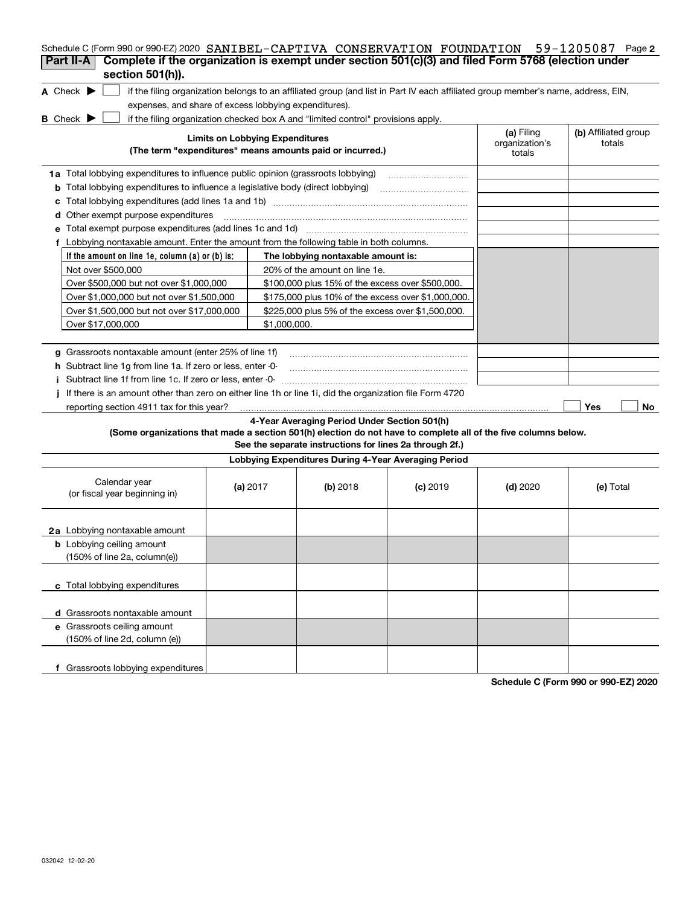Schedule C (Form 990 or 990-EZ) 2020 SANIBEL-CAPTIVA CONSERVATION FOUNDATION 59-1205087 Page 2

## Part II-A Complete if the organization is exempt under section 501(c)(3) and filed Form 5768 (election under section 501(h)).

**A** Check ▶ ☐ if the filing organization belongs to an affiliated group (and list in Part IV each affiliated group member's name, address, EIN, expenses, and share of excess lobbying expenditures).

**B** Check ▶ ☐ if the filing organization checked box A and "limited control" provisions apply.

| Limits on Lobbying Expenditures (The term "expenditures" means amounts paid or incurred.) | (a) Filing organization's totals | (b) Affiliated group totals |
|---|---|---|
| **1a** Total lobbying expenditures to influence public opinion (grassroots lobbying) | | |
| **b** Total lobbying expenditures to influence a legislative body (direct lobbying) | | |
| **c** Total lobbying expenditures (add lines 1a and 1b) | | |
| **d** Other exempt purpose expenditures | | |
| **e** Total exempt purpose expenditures (add lines 1c and 1d) | | |
| **f** Lobbying nontaxable amount. Enter the amount from the following table in both columns. | | |

| If the amount on line 1e, column (a) or (b) is: | The lobbying nontaxable amount is: |
|---|---|
| Not over $500,000 | 20% of the amount on line 1e. |
| Over $500,000 but not over $1,000,000 | $100,000 plus 15% of the excess over $500,000. |
| Over $1,000,000 but not over $1,500,000 | $175,000 plus 10% of the excess over $1,000,000. |
| Over $1,500,000 but not over $17,000,000 | $225,000 plus 5% of the excess over $1,500,000. |
| Over $17,000,000 | $1,000,000. |

| | (a) Filing organization's totals | (b) Affiliated group totals |
|---|---|---|
| **g** Grassroots nontaxable amount (enter 25% of line 1f) | | |
| **h** Subtract line 1g from line 1a. If zero or less, enter -0- | | |
| **i** Subtract line 1f from line 1c. If zero or less, enter -0- | | |

**j** If there is an amount other than zero on either line 1h or line 1i, did the organization file Form 4720 reporting section 4911 tax for this year? ☐ Yes ☐ No

### 4-Year Averaging Period Under Section 501(h)

**(Some organizations that made a section 501(h) election do not have to complete all of the five columns below. See the separate instructions for lines 2a through 2f.)**

**Lobbying Expenditures During 4-Year Averaging Period**

| Calendar year (or fiscal year beginning in) | (a) 2017 | (b) 2018 | (c) 2019 | (d) 2020 | (e) Total |
|---|---|---|---|---|---|
| **2a** Lobbying nontaxable amount | | | | | |
| **b** Lobbying ceiling amount (150% of line 2a, column(e)) | | | | | |
| **c** Total lobbying expenditures | | | | | |
| **d** Grassroots nontaxable amount | | | | | |
| **e** Grassroots ceiling amount (150% of line 2d, column (e)) | | | | | |
| **f** Grassroots lobbying expenditures | | | | | |

**Schedule C (Form 990 or 990-EZ) 2020**

032042 12-02-20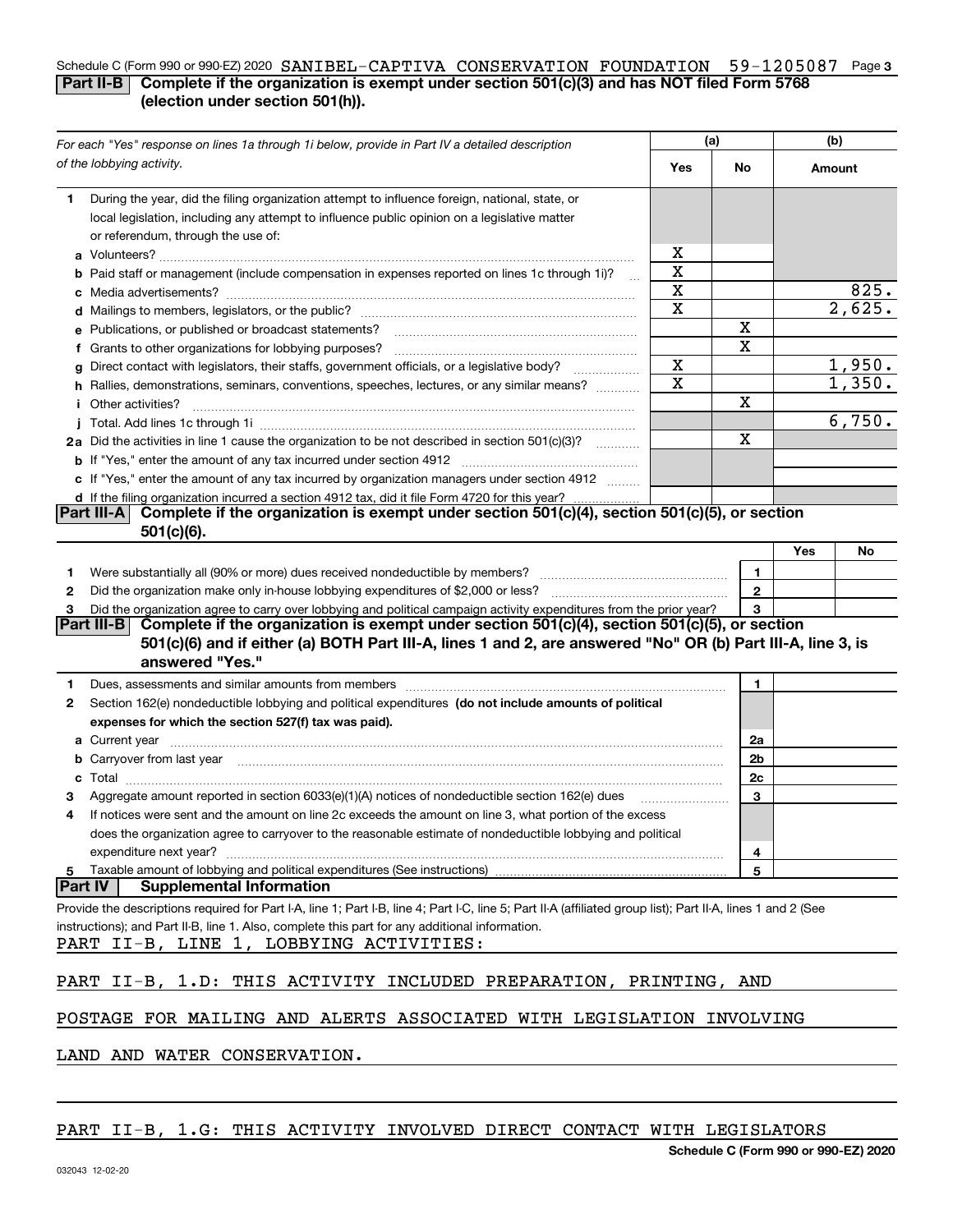Schedule C (Form 990 or 990-EZ) 2020 SANIBEL-CAPTIVA CONSERVATION FOUNDATION 59-1205087 Page 3

**Part II-B Complete if the organization is exempt under section 501(c)(3) and has NOT filed Form 5768 (election under section 501(h)).**

| *For each "Yes" response on lines 1a through 1i below, provide in Part IV a detailed description of the lobbying activity.* | (a) Yes | (a) No | (b) Amount |
|---|---|---|---|
| **1** During the year, did the filing organization attempt to influence foreign, national, state, or local legislation, including any attempt to influence public opinion on a legislative matter or referendum, through the use of: | | | |
| **a** Volunteers? | X | | |
| **b** Paid staff or management (include compensation in expenses reported on lines 1c through 1i)? | X | | |
| **c** Media advertisements? | X | | 825. |
| **d** Mailings to members, legislators, or the public? | X | | 2,625. |
| **e** Publications, or published or broadcast statements? | | X | |
| **f** Grants to other organizations for lobbying purposes? | | X | |
| **g** Direct contact with legislators, their staffs, government officials, or a legislative body? | X | | 1,950. |
| **h** Rallies, demonstrations, seminars, conventions, speeches, lectures, or any similar means? | X | | 1,350. |
| **i** Other activities? | | X | |
| **j** Total. Add lines 1c through 1i | | | 6,750. |
| **2a** Did the activities in line 1 cause the organization to be not described in section 501(c)(3)? | | X | |
| **b** If "Yes," enter the amount of any tax incurred under section 4912 | | | |
| **c** If "Yes," enter the amount of any tax incurred by organization managers under section 4912 | | | |
| **d** If the filing organization incurred a section 4912 tax, did it file Form 4720 for this year? | | | |

**Part III-A Complete if the organization is exempt under section 501(c)(4), section 501(c)(5), or section 501(c)(6).**

| | | | Yes | No |
|---|---|---|---|---|
| **1** | Were substantially all (90% or more) dues received nondeductible by members? | 1 | | |
| **2** | Did the organization make only in-house lobbying expenditures of $2,000 or less? | 2 | | |
| **3** | Did the organization agree to carry over lobbying and political campaign activity expenditures from the prior year? | 3 | | |

**Part III-B Complete if the organization is exempt under section 501(c)(4), section 501(c)(5), or section 501(c)(6) and if either (a) BOTH Part III-A, lines 1 and 2, are answered "No" OR (b) Part III-A, line 3, is answered "Yes."**

| | | | |
|---|---|---|---|
| **1** | Dues, assessments and similar amounts from members | 1 | |
| **2** | Section 162(e) nondeductible lobbying and political expenditures **(do not include amounts of political expenses for which the section 527(f) tax was paid).** | | |
| **a** | Current year | 2a | |
| **b** | Carryover from last year | 2b | |
| **c** | Total | 2c | |
| **3** | Aggregate amount reported in section 6033(e)(1)(A) notices of nondeductible section 162(e) dues | 3 | |
| **4** | If notices were sent and the amount on line 2c exceeds the amount on line 3, what portion of the excess does the organization agree to carryover to the reasonable estimate of nondeductible lobbying and political expenditure next year? | 4 | |
| **5** | Taxable amount of lobbying and political expenditures (See instructions) | 5 | |

**Part IV Supplemental Information**

Provide the descriptions required for Part I-A, line 1; Part I-B, line 4; Part I-C, line 5; Part II-A (affiliated group list); Part II-A, lines 1 and 2 (See instructions); and Part II-B, line 1. Also, complete this part for any additional information.

PART II-B, LINE 1, LOBBYING ACTIVITIES:

PART II-B, 1.D: THIS ACTIVITY INCLUDED PREPARATION, PRINTING, AND POSTAGE FOR MAILING AND ALERTS ASSOCIATED WITH LEGISLATION INVOLVING LAND AND WATER CONSERVATION.

PART II-B, 1.G: THIS ACTIVITY INVOLVED DIRECT CONTACT WITH LEGISLATORS

Schedule C (Form 990 or 990-EZ) 2020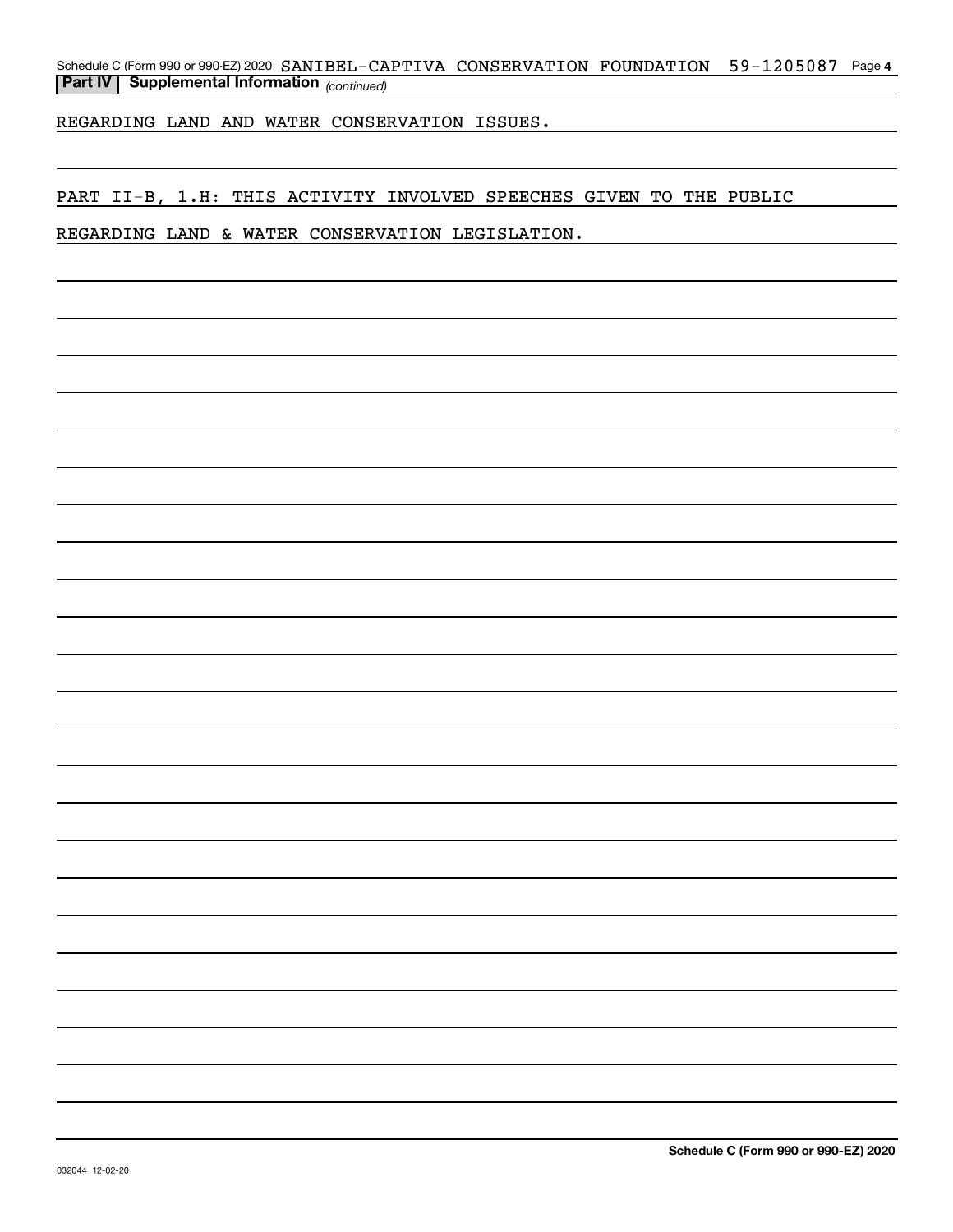Schedule C (Form 990 or 990-EZ) 2020 SANIBEL-CAPTIVA CONSERVATION FOUNDATION 59-1205087 Page 4

**Part IV | Supplemental Information** *(continued)*

REGARDING LAND AND WATER CONSERVATION ISSUES.

PART II-B, 1.H: THIS ACTIVITY INVOLVED SPEECHES GIVEN TO THE PUBLIC

REGARDING LAND & WATER CONSERVATION LEGISLATION.

**Schedule C (Form 990 or 990-EZ) 2020**

032044 12-02-20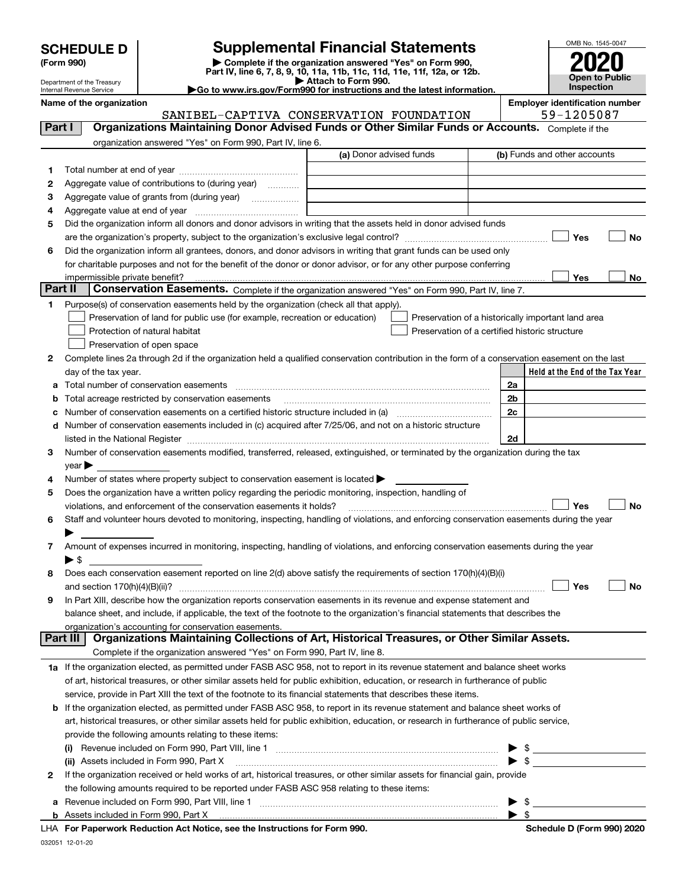**SCHEDULE D (Form 990)**

Department of the Treasury
Internal Revenue Service

# Supplemental Financial Statements

▶ Complete if the organization answered "Yes" on Form 990, Part IV, line 6, 7, 8, 9, 10, 11a, 11b, 11c, 11d, 11e, 11f, 12a, or 12b.
▶ Attach to Form 990.
▶ Go to www.irs.gov/Form990 for instructions and the latest information.

OMB No. 1545-0047

**2020**

**Open to Public Inspection**

**Name of the organization:** SANIBEL-CAPTIVA CONSERVATION FOUNDATION

**Employer identification number:** 59-1205087

## Part I Organizations Maintaining Donor Advised Funds or Other Similar Funds or Accounts.

Complete if the organization answered "Yes" on Form 990, Part IV, line 6.

| | | (a) Donor advised funds | (b) Funds and other accounts |
|---|---|---|---|
| 1 | Total number at end of year | | |
| 2 | Aggregate value of contributions to (during year) | | |
| 3 | Aggregate value of grants from (during year) | | |
| 4 | Aggregate value at end of year | | |

5 Did the organization inform all donors and donor advisors in writing that the assets held in donor advised funds are the organization's property, subject to the organization's exclusive legal control? ☐ Yes ☐ No

6 Did the organization inform all grantees, donors, and donor advisors in writing that grant funds can be used only for charitable purposes and not for the benefit of the donor or donor advisor, or for any other purpose conferring impermissible private benefit? ☐ Yes ☐ No

## Part II Conservation Easements.

Complete if the organization answered "Yes" on Form 990, Part IV, line 7.

1 Purpose(s) of conservation easements held by the organization (check all that apply).

- ☐ Preservation of land for public use (for example, recreation or education)
- ☐ Protection of natural habitat
- ☐ Preservation of open space
- ☐ Preservation of a historically important land area
- ☐ Preservation of a certified historic structure

2 Complete lines 2a through 2d if the organization held a qualified conservation contribution in the form of a conservation easement on the last day of the tax year.

| | | | Held at the End of the Tax Year |
|---|---|---|---|
| a | Total number of conservation easements | 2a | |
| b | Total acreage restricted by conservation easements | 2b | |
| c | Number of conservation easements on a certified historic structure included in (a) | 2c | |
| d | Number of conservation easements included in (c) acquired after 7/25/06, and not on a historic structure listed in the National Register | 2d | |

3 Number of conservation easements modified, transferred, released, extinguished, or terminated by the organization during the tax year ▶

4 Number of states where property subject to conservation easement is located ▶

5 Does the organization have a written policy regarding the periodic monitoring, inspection, handling of violations, and enforcement of the conservation easements it holds? ☐ Yes ☐ No

6 Staff and volunteer hours devoted to monitoring, inspecting, handling of violations, and enforcing conservation easements during the year ▶

7 Amount of expenses incurred in monitoring, inspecting, handling of violations, and enforcing conservation easements during the year ▶ $

8 Does each conservation easement reported on line 2(d) above satisfy the requirements of section 170(h)(4)(B)(i) and section 170(h)(4)(B)(ii)? ☐ Yes ☐ No

9 In Part XIII, describe how the organization reports conservation easements in its revenue and expense statement and balance sheet, and include, if applicable, the text of the footnote to the organization's financial statements that describes the organization's accounting for conservation easements.

## Part III Organizations Maintaining Collections of Art, Historical Treasures, or Other Similar Assets.

Complete if the organization answered "Yes" on Form 990, Part IV, line 8.

1a If the organization elected, as permitted under FASB ASC 958, not to report in its revenue statement and balance sheet works of art, historical treasures, or other similar assets held for public exhibition, education, or research in furtherance of public service, provide in Part XIII the text of the footnote to its financial statements that describes these items.

b If the organization elected, as permitted under FASB ASC 958, to report in its revenue statement and balance sheet works of art, historical treasures, or other similar assets held for public exhibition, education, or research in furtherance of public service, provide the following amounts relating to these items:

(i) Revenue included on Form 990, Part VIII, line 1 ▶ $

(ii) Assets included in Form 990, Part X ▶ $

2 If the organization received or held works of art, historical treasures, or other similar assets for financial gain, provide the following amounts required to be reported under FASB ASC 958 relating to these items:

a Revenue included on Form 990, Part VIII, line 1 ▶ $

b Assets included in Form 990, Part X ▶ $

LHA **For Paperwork Reduction Act Notice, see the Instructions for Form 990.** **Schedule D (Form 990) 2020**

032051 12-01-20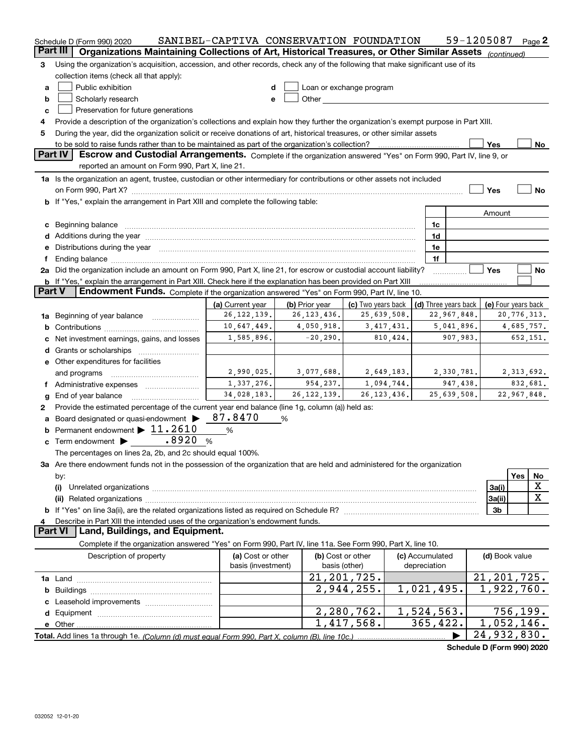Schedule D (Form 990) 2020 SANIBEL-CAPTIVA CONSERVATION FOUNDATION 59-1205087 Page 2

## Part III Organizations Maintaining Collections of Art, Historical Treasures, or Other Similar Assets (continued)

3 Using the organization's acquisition, accession, and other records, check any of the following that make significant use of its collection items (check all that apply):

a ☐ Public exhibition
b ☐ Scholarly research
c ☐ Preservation for future generations
d ☐ Loan or exchange program
e ☐ Other

4 Provide a description of the organization's collections and explain how they further the organization's exempt purpose in Part XIII.

5 During the year, did the organization solicit or receive donations of art, historical treasures, or other similar assets to be sold to raise funds rather than to be maintained as part of the organization's collection? ☐ Yes ☐ No

## Part IV Escrow and Custodial Arrangements.

Complete if the organization answered "Yes" on Form 990, Part IV, line 9, or reported an amount on Form 990, Part X, line 21.

1a Is the organization an agent, trustee, custodian or other intermediary for contributions or other assets not included on Form 990, Part X? ☐ Yes ☐ No

b If "Yes," explain the arrangement in Part XIII and complete the following table:

| | | Amount |
|---|---|---|
| c Beginning balance | 1c | |
| d Additions during the year | 1d | |
| e Distributions during the year | 1e | |
| f Ending balance | 1f | |

2a Did the organization include an amount on Form 990, Part X, line 21, for escrow or custodial account liability? ☐ Yes ☐ No

b If "Yes," explain the arrangement in Part XIII. Check here if the explanation has been provided on Part XIII ☐

## Part V Endowment Funds.

Complete if the organization answered "Yes" on Form 990, Part IV, line 10.

| | (a) Current year | (b) Prior year | (c) Two years back | (d) Three years back | (e) Four years back |
|---|---|---|---|---|---|
| 1a Beginning of year balance | 26,122,139. | 26,123,436. | 25,639,508. | 22,967,848. | 20,776,313. |
| b Contributions | 10,647,449. | 4,050,918. | 3,417,431. | 5,041,896. | 4,685,757. |
| c Net investment earnings, gains, and losses | 1,585,896. | -20,290. | 810,424. | 907,983. | 652,151. |
| d Grants or scholarships | | | | | |
| e Other expenditures for facilities and programs | 2,990,025. | 3,077,688. | 2,649,183. | 2,330,781. | 2,313,692. |
| f Administrative expenses | 1,337,276. | 954,237. | 1,094,744. | 947,438. | 832,681. |
| g End of year balance | 34,028,183. | 26,122,139. | 26,123,436. | 25,639,508. | 22,967,848. |

2 Provide the estimated percentage of the current year end balance (line 1g, column (a)) held as:

a Board designated or quasi-endowment ▶ 87.8470 %
b Permanent endowment ▶ 11.2610 %
c Term endowment ▶ .8920 %

The percentages on lines 2a, 2b, and 2c should equal 100%.

3a Are there endowment funds not in the possession of the organization that are held and administered for the organization by:

| | | Yes | No |
|---|---|---|---|
| (i) Unrelated organizations | 3a(i) | | X |
| (ii) Related organizations | 3a(ii) | | X |
| b If "Yes" on line 3a(ii), are the related organizations listed as required on Schedule R? | 3b | | |

4 Describe in Part XIII the intended uses of the organization's endowment funds.

## Part VI Land, Buildings, and Equipment.

Complete if the organization answered "Yes" on Form 990, Part IV, line 11a. See Form 990, Part X, line 10.

| Description of property | (a) Cost or other basis (investment) | (b) Cost or other basis (other) | (c) Accumulated depreciation | (d) Book value |
|---|---|---|---|---|
| 1a Land | | 21,201,725. | | 21,201,725. |
| b Buildings | | 2,944,255. | 1,021,495. | 1,922,760. |
| c Leasehold improvements | | | | |
| d Equipment | | 2,280,762. | 1,524,563. | 756,199. |
| e Other | | 1,417,568. | 365,422. | 1,052,146. |
| Total. Add lines 1a through 1e. *(Column (d) must equal Form 990, Part X, column (B), line 10c.)* | | | ▶ | 24,932,830. |

Schedule D (Form 990) 2020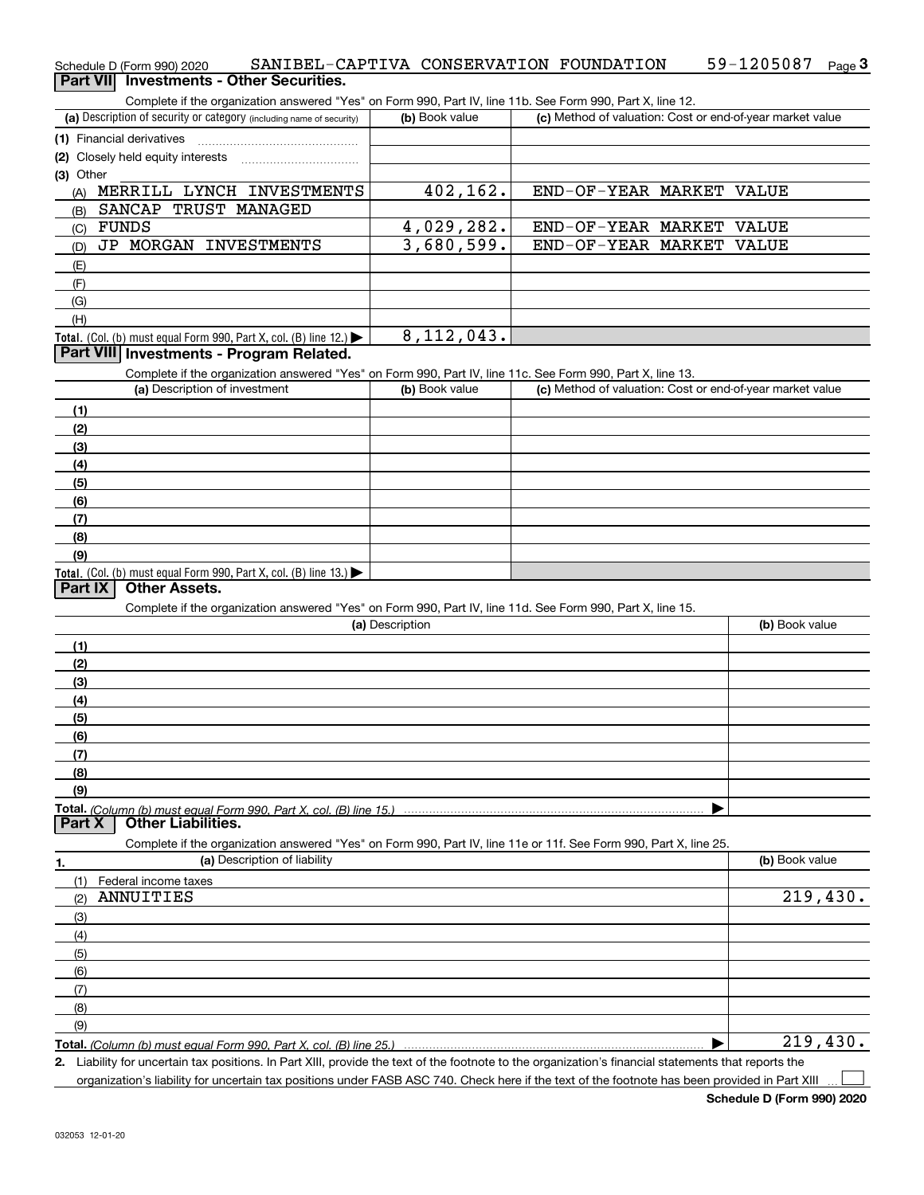Schedule D (Form 990) 2020 SANIBEL-CAPTIVA CONSERVATION FOUNDATION 59-1205087

## Part VII Investments - Other Securities.

Complete if the organization answered "Yes" on Form 990, Part IV, line 11b. See Form 990, Part X, line 12.

| (a) Description of security or category (including name of security) | (b) Book value | (c) Method of valuation: Cost or end-of-year market value |
|---|---|---|
| (1) Financial derivatives | | |
| (2) Closely held equity interests | | |
| (3) Other | | |
| (A) MERRILL LYNCH INVESTMENTS | 402,162. | END-OF-YEAR MARKET VALUE |
| (B) SANCAP TRUST MANAGED | | |
| (C) FUNDS | 4,029,282. | END-OF-YEAR MARKET VALUE |
| (D) JP MORGAN INVESTMENTS | 3,680,599. | END-OF-YEAR MARKET VALUE |
| (E) | | |
| (F) | | |
| (G) | | |
| (H) | | |
| **Total.** (Col. (b) must equal Form 990, Part X, col. (B) line 12.) ▶ | 8,112,043. | |

## Part VIII Investments - Program Related.

Complete if the organization answered "Yes" on Form 990, Part IV, line 11c. See Form 990, Part X, line 13.

| (a) Description of investment | (b) Book value | (c) Method of valuation: Cost or end-of-year market value |
|---|---|---|
| (1) | | |
| (2) | | |
| (3) | | |
| (4) | | |
| (5) | | |
| (6) | | |
| (7) | | |
| (8) | | |
| (9) | | |
| **Total.** (Col. (b) must equal Form 990, Part X, col. (B) line 13.) ▶ | | |

## Part IX Other Assets.

Complete if the organization answered "Yes" on Form 990, Part IV, line 11d. See Form 990, Part X, line 15.

| (a) Description | (b) Book value |
|---|---|
| (1) | |
| (2) | |
| (3) | |
| (4) | |
| (5) | |
| (6) | |
| (7) | |
| (8) | |
| (9) | |
| **Total.** *(Column (b) must equal Form 990, Part X, col. (B) line 15.)* ▶ | |

## Part X Other Liabilities.

Complete if the organization answered "Yes" on Form 990, Part IV, line 11e or 11f. See Form 990, Part X, line 25.

| 1. (a) Description of liability | (b) Book value |
|---|---|
| (1) Federal income taxes | |
| (2) ANNUITIES | 219,430. |
| (3) | |
| (4) | |
| (5) | |
| (6) | |
| (7) | |
| (8) | |
| (9) | |
| **Total.** *(Column (b) must equal Form 990, Part X, col. (B) line 25.)* ▶ | 219,430. |

2. Liability for uncertain tax positions. In Part XIII, provide the text of the footnote to the organization's financial statements that reports the organization's liability for uncertain tax positions under FASB ASC 740. Check here if the text of the footnote has been provided in Part XIII ☐

Schedule D (Form 990) 2020

032053 12-01-20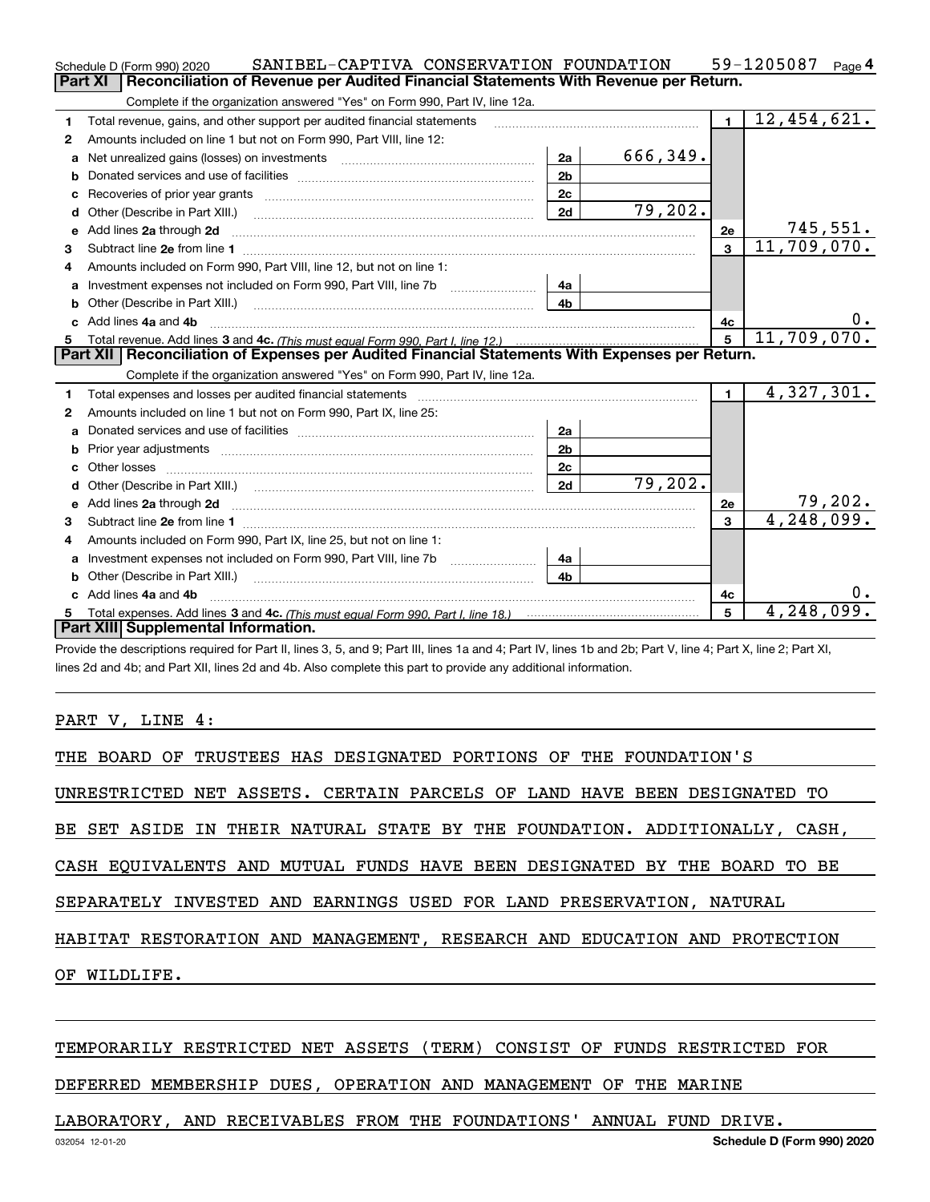Schedule D (Form 990) 2020 SANIBEL-CAPTIVA CONSERVATION FOUNDATION 59-1205087 Page 4

## Part XI Reconciliation of Revenue per Audited Financial Statements With Revenue per Return.

Complete if the organization answered "Yes" on Form 990, Part IV, line 12a.

| | | | | | |
|---|---|---|---|---|---|
| 1 | Total revenue, gains, and other support per audited financial statements | | | 1 | 12,454,621. |
| 2 | Amounts included on line 1 but not on Form 990, Part VIII, line 12: | | | | |
| a | Net unrealized gains (losses) on investments | 2a | 666,349. | | |
| b | Donated services and use of facilities | 2b | | | |
| c | Recoveries of prior year grants | 2c | | | |
| d | Other (Describe in Part XIII.) | 2d | 79,202. | | |
| e | Add lines 2a through 2d | | | 2e | 745,551. |
| 3 | Subtract line 2e from line 1 | | | 3 | 11,709,070. |
| 4 | Amounts included on Form 990, Part VIII, line 12, but not on line 1: | | | | |
| a | Investment expenses not included on Form 990, Part VIII, line 7b | 4a | | | |
| b | Other (Describe in Part XIII.) | 4b | | | |
| c | Add lines 4a and 4b | | | 4c | 0. |
| 5 | Total revenue. Add lines 3 and 4c. *(This must equal Form 990, Part I, line 12.)* | | | 5 | 11,709,070. |

## Part XII Reconciliation of Expenses per Audited Financial Statements With Expenses per Return.

Complete if the organization answered "Yes" on Form 990, Part IV, line 12a.

| | | | | | |
|---|---|---|---|---|---|
| 1 | Total expenses and losses per audited financial statements | | | 1 | 4,327,301. |
| 2 | Amounts included on line 1 but not on Form 990, Part IX, line 25: | | | | |
| a | Donated services and use of facilities | 2a | | | |
| b | Prior year adjustments | 2b | | | |
| c | Other losses | 2c | | | |
| d | Other (Describe in Part XIII.) | 2d | 79,202. | | |
| e | Add lines 2a through 2d | | | 2e | 79,202. |
| 3 | Subtract line 2e from line 1 | | | 3 | 4,248,099. |
| 4 | Amounts included on Form 990, Part IX, line 25, but not on line 1: | | | | |
| a | Investment expenses not included on Form 990, Part VIII, line 7b | 4a | | | |
| b | Other (Describe in Part XIII.) | 4b | | | |
| c | Add lines 4a and 4b | | | 4c | 0. |
| 5 | Total expenses. Add lines 3 and 4c. *(This must equal Form 990, Part I, line 18.)* | | | 5 | 4,248,099. |

## Part XIII Supplemental Information.

Provide the descriptions required for Part II, lines 3, 5, and 9; Part III, lines 1a and 4; Part IV, lines 1b and 2b; Part V, line 4; Part X, line 2; Part XI, lines 2d and 4b; and Part XII, lines 2d and 4b. Also complete this part to provide any additional information.

PART V, LINE 4:

THE BOARD OF TRUSTEES HAS DESIGNATED PORTIONS OF THE FOUNDATION'S UNRESTRICTED NET ASSETS. CERTAIN PARCELS OF LAND HAVE BEEN DESIGNATED TO BE SET ASIDE IN THEIR NATURAL STATE BY THE FOUNDATION. ADDITIONALLY, CASH, CASH EQUIVALENTS AND MUTUAL FUNDS HAVE BEEN DESIGNATED BY THE BOARD TO BE SEPARATELY INVESTED AND EARNINGS USED FOR LAND PRESERVATION, NATURAL HABITAT RESTORATION AND MANAGEMENT, RESEARCH AND EDUCATION AND PROTECTION OF WILDLIFE.

TEMPORARILY RESTRICTED NET ASSETS (TERM) CONSIST OF FUNDS RESTRICTED FOR DEFERRED MEMBERSHIP DUES, OPERATION AND MANAGEMENT OF THE MARINE LABORATORY, AND RECEIVABLES FROM THE FOUNDATIONS' ANNUAL FUND DRIVE.

032054 12-01-20 Schedule D (Form 990) 2020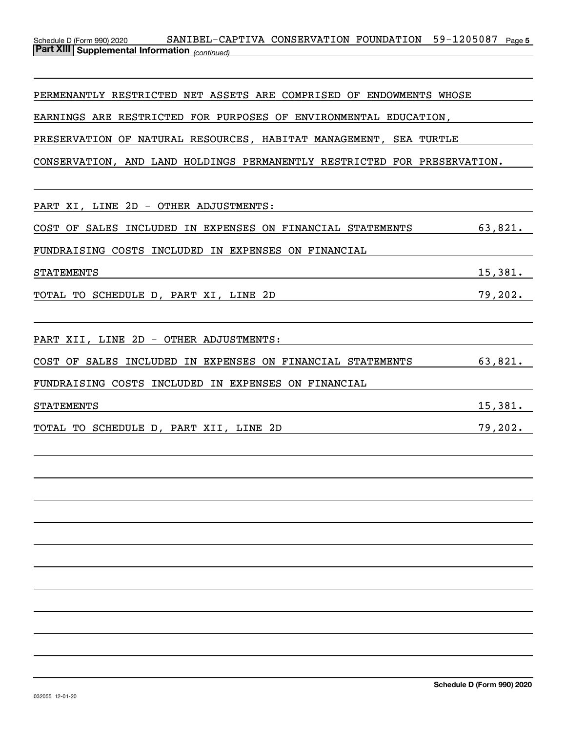**Part XIII | Supplemental Information** *(continued)*

PERMENANTLY RESTRICTED NET ASSETS ARE COMPRISED OF ENDOWMENTS WHOSE EARNINGS ARE RESTRICTED FOR PURPOSES OF ENVIRONMENTAL EDUCATION, PRESERVATION OF NATURAL RESOURCES, HABITAT MANAGEMENT, SEA TURTLE CONSERVATION, AND LAND HOLDINGS PERMANENTLY RESTRICTED FOR PRESERVATION.

PART XI, LINE 2D - OTHER ADJUSTMENTS:

| | |
|---|---|
| COST OF SALES INCLUDED IN EXPENSES ON FINANCIAL STATEMENTS | 63,821. |
| FUNDRAISING COSTS INCLUDED IN EXPENSES ON FINANCIAL STATEMENTS | 15,381. |
| TOTAL TO SCHEDULE D, PART XI, LINE 2D | 79,202. |

PART XII, LINE 2D - OTHER ADJUSTMENTS:

| | |
|---|---|
| COST OF SALES INCLUDED IN EXPENSES ON FINANCIAL STATEMENTS | 63,821. |
| FUNDRAISING COSTS INCLUDED IN EXPENSES ON FINANCIAL STATEMENTS | 15,381. |
| TOTAL TO SCHEDULE D, PART XII, LINE 2D | 79,202. |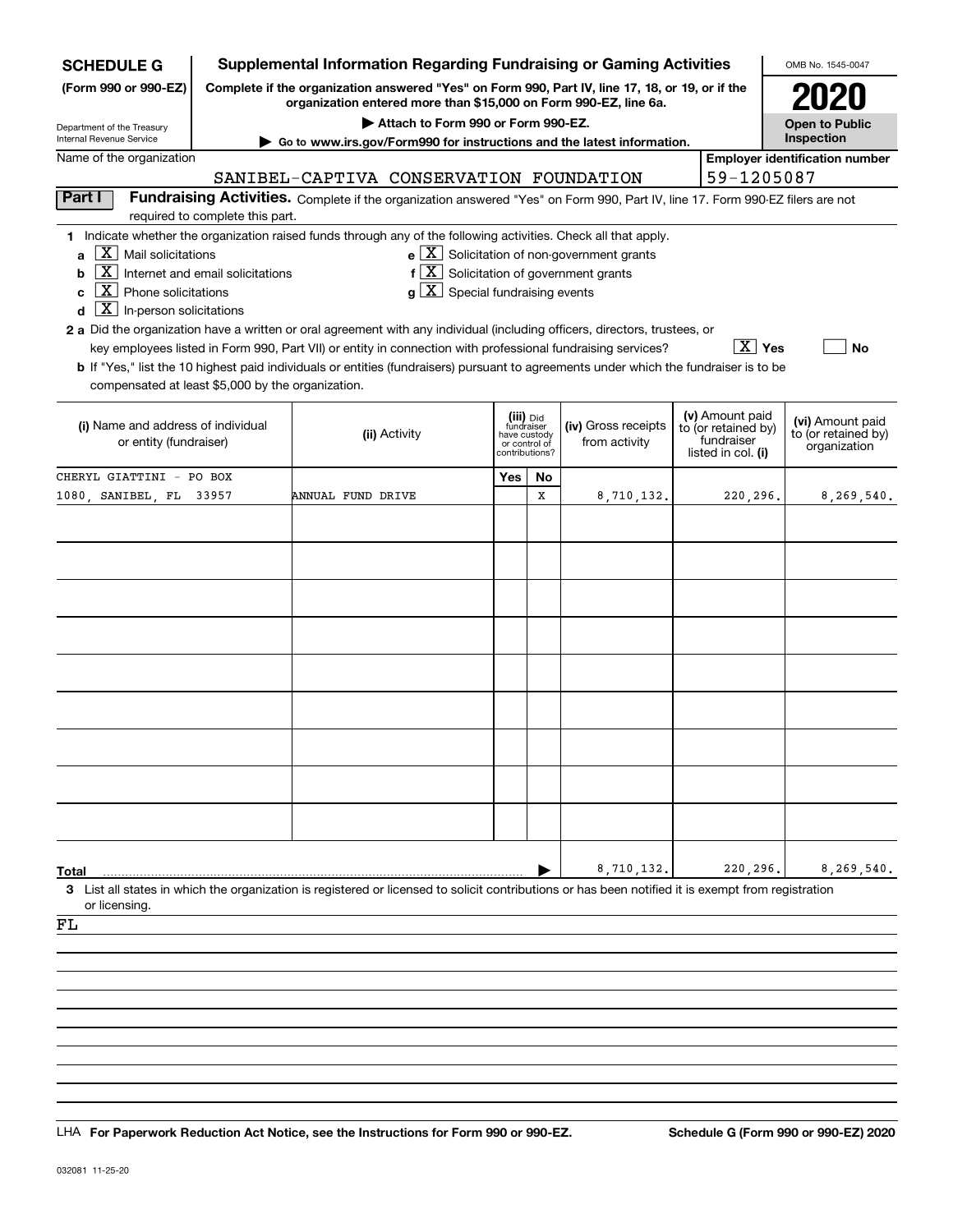**SCHEDULE G**
**(Form 990 or 990-EZ)**

Department of the Treasury
Internal Revenue Service

# Supplemental Information Regarding Fundraising or Gaming Activities

**Complete if the organization answered "Yes" on Form 990, Part IV, line 17, 18, or 19, or if the organization entered more than $15,000 on Form 990-EZ, line 6a.**

**▶ Attach to Form 990 or Form 990-EZ.**

**▶ Go to www.irs.gov/Form990 for instructions and the latest information.**

OMB No. 1545-0047

**2020**

**Open to Public Inspection**

Name of the organization: SANIBEL-CAPTIVA CONSERVATION FOUNDATION

**Employer identification number:** 59-1205087

**Part I** **Fundraising Activities.** Complete if the organization answered "Yes" on Form 990, Part IV, line 17. Form 990-EZ filers are not required to complete this part.

**1** Indicate whether the organization raised funds through any of the following activities. Check all that apply.

- **a** [X] Mail solicitations
- **b** [X] Internet and email solicitations
- **c** [X] Phone solicitations
- **d** [X] In-person solicitations
- **e** [X] Solicitation of non-government grants
- **f** [X] Solicitation of government grants
- **g** [X] Special fundraising events

**2 a** Did the organization have a written or oral agreement with any individual (including officers, directors, trustees, or key employees listed in Form 990, Part VII) or entity in connection with professional fundraising services? [X] Yes [ ] No

**b** If "Yes," list the 10 highest paid individuals or entities (fundraisers) pursuant to agreements under which the fundraiser is to be compensated at least $5,000 by the organization.

| (i) Name and address of individual or entity (fundraiser) | (ii) Activity | (iii) Did fundraiser have custody or control of contributions? Yes | No | (iv) Gross receipts from activity | (v) Amount paid to (or retained by) fundraiser listed in col. (i) | (vi) Amount paid to (or retained by) organization |
|---|---|---|---|---|---|---|
| CHERYL GIATTINI - PO BOX 1080, SANIBEL, FL 33957 | ANNUAL FUND DRIVE | | X | 8,710,132. | 220,296. | 8,269,540. |
| | | | | | | |
| | | | | | | |
| | | | | | | |
| | | | | | | |
| | | | | | | |
| | | | | | | |
| | | | | | | |
| | | | | | | |
| | | | | | | |
| **Total** | | | | 8,710,132. | 220,296. | 8,269,540. |

**3** List all states in which the organization is registered or licensed to solicit contributions or has been notified it is exempt from registration or licensing.

FL

LHA **For Paperwork Reduction Act Notice, see the Instructions for Form 990 or 990-EZ.** **Schedule G (Form 990 or 990-EZ) 2020**

032081 11-25-20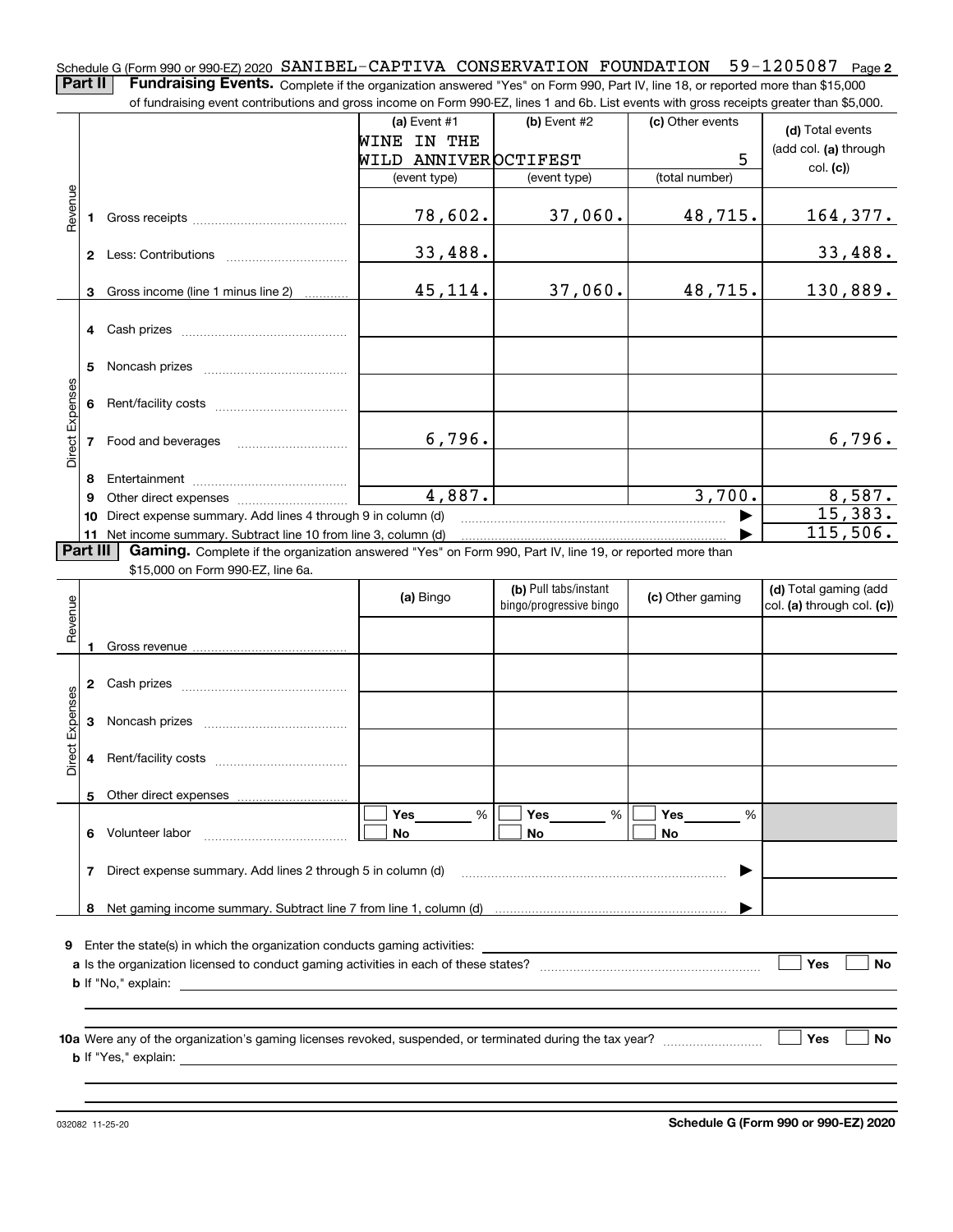Schedule G (Form 990 or 990-EZ) 2020 SANIBEL-CAPTIVA CONSERVATION FOUNDATION 59-1205087 Page **2**

**Part II** **Fundraising Events.** Complete if the organization answered "Yes" on Form 990, Part IV, line 18, or reported more than $15,000 of fundraising event contributions and gross income on Form 990-EZ, lines 1 and 6b. List events with gross receipts greater than $5,000.

| | | (a) Event #1 WINE IN THE WILD ANNIVER (event type) | (b) Event #2 OCTIFEST (event type) | (c) Other events 5 (total number) | (d) Total events (add col. (a) through col. (c)) |
|---|---|---|---|---|---|
| Revenue | 1 Gross receipts | 78,602. | 37,060. | 48,715. | 164,377. |
| | 2 Less: Contributions | 33,488. | | | 33,488. |
| | 3 Gross income (line 1 minus line 2) | 45,114. | 37,060. | 48,715. | 130,889. |
| Direct Expenses | 4 Cash prizes | | | | |
| | 5 Noncash prizes | | | | |
| | 6 Rent/facility costs | | | | |
| | 7 Food and beverages | 6,796. | | | 6,796. |
| | 8 Entertainment | | | | |
| | 9 Other direct expenses | 4,887. | | 3,700. | 8,587. |
| | 10 Direct expense summary. Add lines 4 through 9 in column (d) | | | | 15,383. |
| | 11 Net income summary. Subtract line 10 from line 3, column (d) | | | | 115,506. |

**Part III** **Gaming.** Complete if the organization answered "Yes" on Form 990, Part IV, line 19, or reported more than $15,000 on Form 990-EZ, line 6a.

| | | (a) Bingo | (b) Pull tabs/instant bingo/progressive bingo | (c) Other gaming | (d) Total gaming (add col. (a) through col. (c)) |
|---|---|---|---|---|---|
| Revenue | 1 Gross revenue | | | | |
| Direct Expenses | 2 Cash prizes | | | | |
| | 3 Noncash prizes | | | | |
| | 4 Rent/facility costs | | | | |
| | 5 Other direct expenses | | | | |
| | 6 Volunteer labor | ☐ Yes ____ % ☐ No | ☐ Yes ____ % ☐ No | ☐ Yes ____ % ☐ No | |
| | 7 Direct expense summary. Add lines 2 through 5 in column (d) | | | | |
| | 8 Net gaming income summary. Subtract line 7 from line 1, column (d) | | | | |

**9** Enter the state(s) in which the organization conducts gaming activities:

**a** Is the organization licensed to conduct gaming activities in each of these states? ☐ Yes ☐ No

**b** If "No," explain:

**10a** Were any of the organization's gaming licenses revoked, suspended, or terminated during the tax year? ☐ Yes ☐ No

**b** If "Yes," explain:

032082 11-25-20 **Schedule G (Form 990 or 990-EZ) 2020**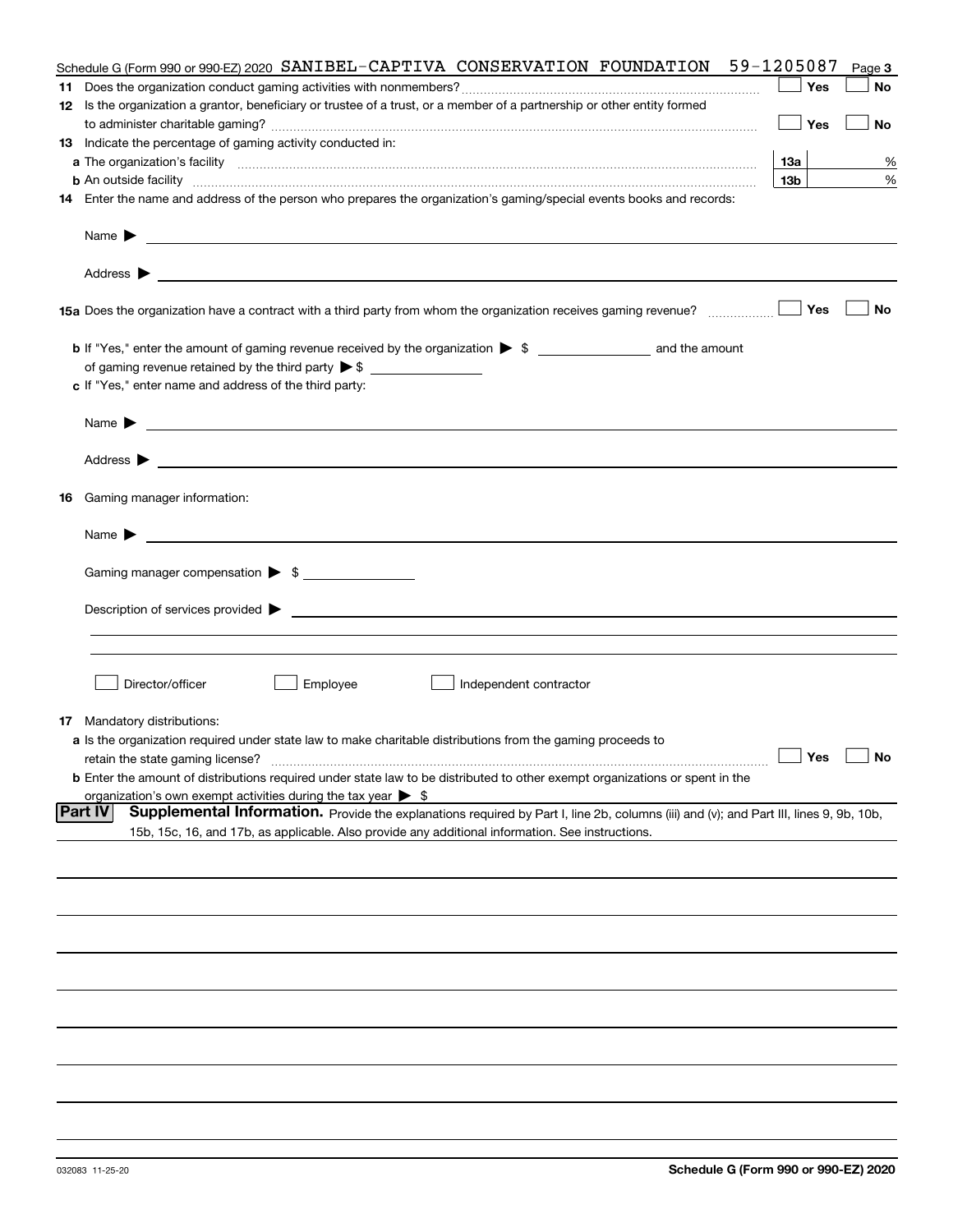Schedule G (Form 990 or 990-EZ) 2020 SANIBEL-CAPTIVA CONSERVATION FOUNDATION 59-1205087 Page 3

**11** Does the organization conduct gaming activities with nonmembers? ☐ Yes ☐ No

**12** Is the organization a grantor, beneficiary or trustee of a trust, or a member of a partnership or other entity formed to administer charitable gaming? ☐ Yes ☐ No

**13** Indicate the percentage of gaming activity conducted in:

**a** The organization's facility **13a** %

**b** An outside facility **13b** %

**14** Enter the name and address of the person who prepares the organization's gaming/special events books and records:

Name ▶

Address ▶

**15a** Does the organization have a contract with a third party from whom the organization receives gaming revenue? ☐ Yes ☐ No

**b** If "Yes," enter the amount of gaming revenue received by the organization ▶ $ ______ and the amount of gaming revenue retained by the third party ▶ $ ______

**c** If "Yes," enter name and address of the third party:

Name ▶

Address ▶

**16** Gaming manager information:

Name ▶

Gaming manager compensation ▶ $ ______

Description of services provided ▶

☐ Director/officer ☐ Employee ☐ Independent contractor

**17** Mandatory distributions:

**a** Is the organization required under state law to make charitable distributions from the gaming proceeds to retain the state gaming license? ☐ Yes ☐ No

**b** Enter the amount of distributions required under state law to be distributed to other exempt organizations or spent in the organization's own exempt activities during the tax year ▶ $

**Part IV** **Supplemental Information.** Provide the explanations required by Part I, line 2b, columns (iii) and (v); and Part III, lines 9, 9b, 10b, 15b, 15c, 16, and 17b, as applicable. Also provide any additional information. See instructions.

032083 11-25-20 **Schedule G (Form 990 or 990-EZ) 2020**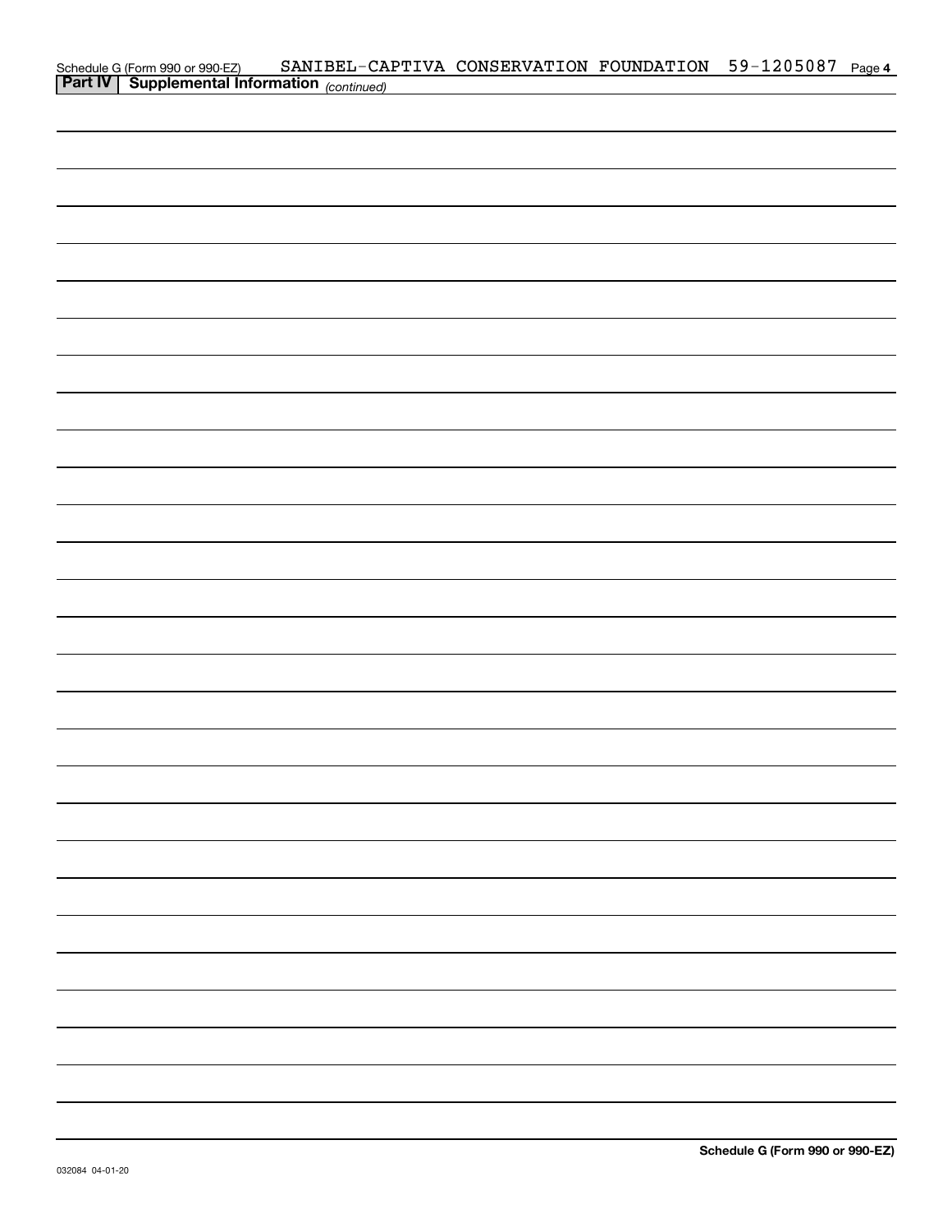Schedule G (Form 990 or 990-EZ) SANIBEL-CAPTIVA CONSERVATION FOUNDATION 59-1205087 Page **4**

**Part IV | Supplemental Information** *(continued)*

**Schedule G (Form 990 or 990-EZ)**

032084 04-01-20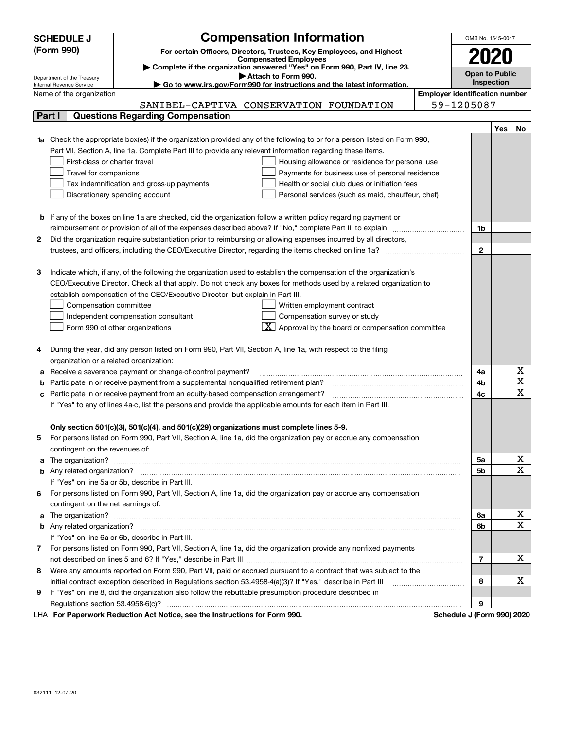**SCHEDULE J (Form 990)**

Department of the Treasury
Internal Revenue Service

# Compensation Information

**For certain Officers, Directors, Trustees, Key Employees, and Highest Compensated Employees**

▶ **Complete if the organization answered "Yes" on Form 990, Part IV, line 23.**

▶ **Attach to Form 990.**

▶ **Go to www.irs.gov/Form990 for instructions and the latest information.**

OMB No. 1545-0047

**2020**

**Open to Public Inspection**

Name of the organization: SANIBEL-CAPTIVA CONSERVATION FOUNDATION

Employer identification number: 59-1205087

## Part I — Questions Regarding Compensation

| | | | Yes | No |
|---|---|---|---|---|
| **1a** | Check the appropriate box(es) if the organization provided any of the following to or for a person listed on Form 990, Part VII, Section A, line 1a. Complete Part III to provide any relevant information regarding these items.<br>☐ First-class or charter travel<br>☐ Travel for companions<br>☐ Tax indemnification and gross-up payments<br>☐ Discretionary spending account<br>☐ Housing allowance or residence for personal use<br>☐ Payments for business use of personal residence<br>☐ Health or social club dues or initiation fees<br>☐ Personal services (such as maid, chauffeur, chef) | | | |
| **b** | If any of the boxes on line 1a are checked, did the organization follow a written policy regarding payment or reimbursement or provision of all of the expenses described above? If "No," complete Part III to explain | 1b | | |
| **2** | Did the organization require substantiation prior to reimbursing or allowing expenses incurred by all directors, trustees, and officers, including the CEO/Executive Director, regarding the items checked on line 1a? | 2 | | |
| **3** | Indicate which, if any, of the following the organization used to establish the compensation of the organization's CEO/Executive Director. Check all that apply. Do not check any boxes for methods used by a related organization to establish compensation of the CEO/Executive Director, but explain in Part III.<br>☐ Compensation committee<br>☐ Independent compensation consultant<br>☐ Form 990 of other organizations<br>☐ Written employment contract<br>☐ Compensation survey or study<br>☒ Approval by the board or compensation committee | | | |
| **4** | During the year, did any person listed on Form 990, Part VII, Section A, line 1a, with respect to the filing organization or a related organization: | | | |
| **a** | Receive a severance payment or change-of-control payment? | 4a | | X |
| **b** | Participate in or receive payment from a supplemental nonqualified retirement plan? | 4b | | X |
| **c** | Participate in or receive payment from an equity-based compensation arrangement? | 4c | | X |
| | If "Yes" to any of lines 4a-c, list the persons and provide the applicable amounts for each item in Part III. | | | |
| | **Only section 501(c)(3), 501(c)(4), and 501(c)(29) organizations must complete lines 5-9.** | | | |
| **5** | For persons listed on Form 990, Part VII, Section A, line 1a, did the organization pay or accrue any compensation contingent on the revenues of: | | | |
| **a** | The organization? | 5a | | X |
| **b** | Any related organization? | 5b | | X |
| | If "Yes" on line 5a or 5b, describe in Part III. | | | |
| **6** | For persons listed on Form 990, Part VII, Section A, line 1a, did the organization pay or accrue any compensation contingent on the net earnings of: | | | |
| **a** | The organization? | 6a | | X |
| **b** | Any related organization? | 6b | | X |
| | If "Yes" on line 6a or 6b, describe in Part III. | | | |
| **7** | For persons listed on Form 990, Part VII, Section A, line 1a, did the organization provide any nonfixed payments not described on lines 5 and 6? If "Yes," describe in Part III | 7 | | X |
| **8** | Were any amounts reported on Form 990, Part VII, paid or accrued pursuant to a contract that was subject to the initial contract exception described in Regulations section 53.4958-4(a)(3)? If "Yes," describe in Part III | 8 | | X |
| **9** | If "Yes" on line 8, did the organization also follow the rebuttable presumption procedure described in Regulations section 53.4958-6(c)? | 9 | | |

LHA **For Paperwork Reduction Act Notice, see the Instructions for Form 990.** **Schedule J (Form 990) 2020**

032111 12-07-20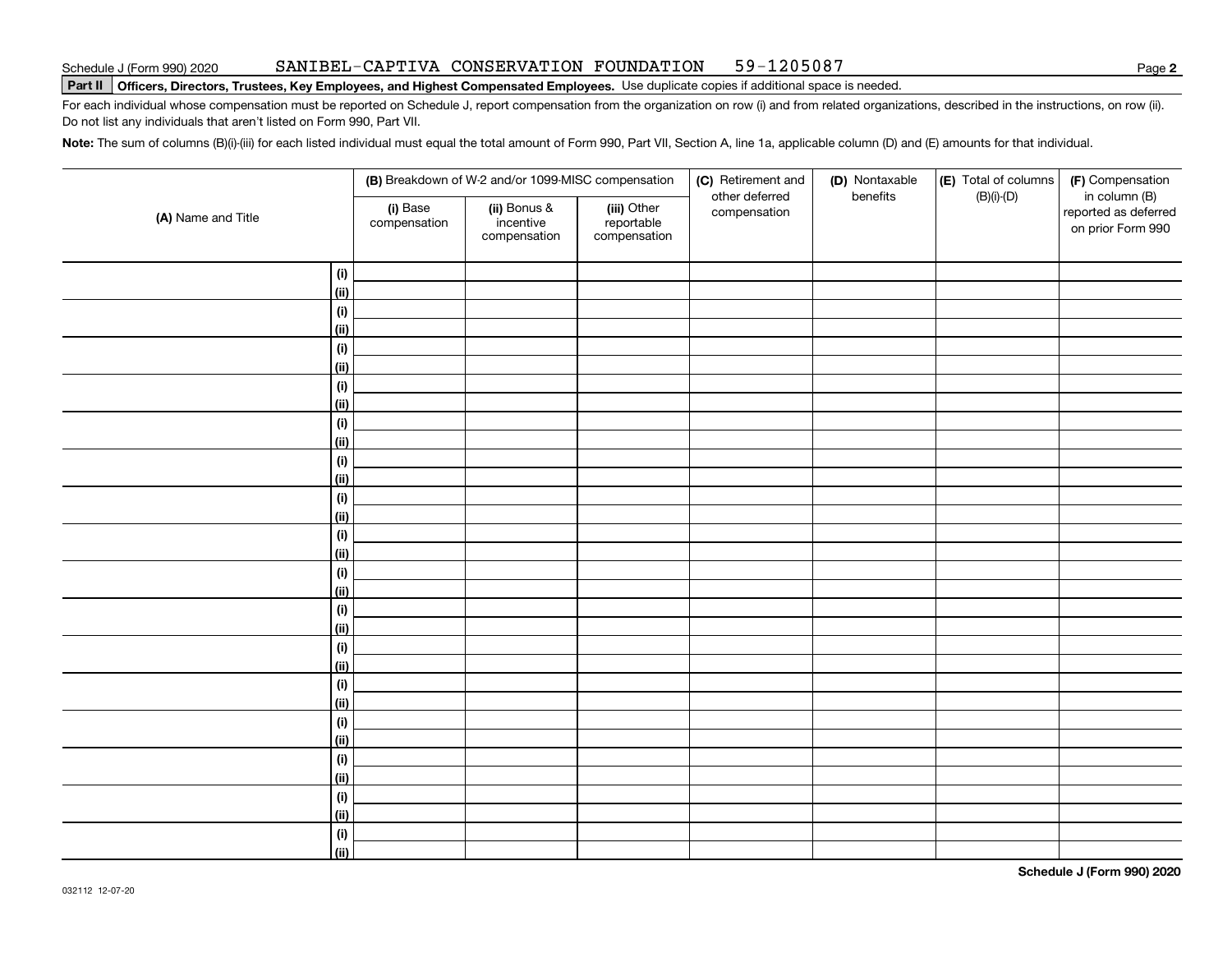Schedule J (Form 990) 2020 SANIBEL-CAPTIVA CONSERVATION FOUNDATION 59-1205087 Page **2**

**Part II** **Officers, Directors, Trustees, Key Employees, and Highest Compensated Employees.** Use duplicate copies if additional space is needed.

For each individual whose compensation must be reported on Schedule J, report compensation from the organization on row (i) and from related organizations, described in the instructions, on row (ii). Do not list any individuals that aren't listed on Form 990, Part VII.

**Note:** The sum of columns (B)(i)-(iii) for each listed individual must equal the total amount of Form 990, Part VII, Section A, line 1a, applicable column (D) and (E) amounts for that individual.

| (A) Name and Title | | (B) Breakdown of W-2 and/or 1099-MISC compensation | | | (C) Retirement and other deferred compensation | (D) Nontaxable benefits | (E) Total of columns (B)(i)-(D) | (F) Compensation in column (B) reported as deferred on prior Form 990 |
|---|---|---|---|---|---|---|---|---|
| | | (i) Base compensation | (ii) Bonus & incentive compensation | (iii) Other reportable compensation | | | | |
| | (i) | | | | | | | |
| | (ii) | | | | | | | |
| | (i) | | | | | | | |
| | (ii) | | | | | | | |
| | (i) | | | | | | | |
| | (ii) | | | | | | | |
| | (i) | | | | | | | |
| | (ii) | | | | | | | |
| | (i) | | | | | | | |
| | (ii) | | | | | | | |
| | (i) | | | | | | | |
| | (ii) | | | | | | | |
| | (i) | | | | | | | |
| | (ii) | | | | | | | |
| | (i) | | | | | | | |
| | (ii) | | | | | | | |
| | (i) | | | | | | | |
| | (ii) | | | | | | | |
| | (i) | | | | | | | |
| | (ii) | | | | | | | |
| | (i) | | | | | | | |
| | (ii) | | | | | | | |
| | (i) | | | | | | | |
| | (ii) | | | | | | | |
| | (i) | | | | | | | |
| | (ii) | | | | | | | |
| | (i) | | | | | | | |
| | (ii) | | | | | | | |
| | (i) | | | | | | | |
| | (ii) | | | | | | | |
| | (i) | | | | | | | |
| | (ii) | | | | | | | |

032112 12-07-20

**Schedule J (Form 990) 2020**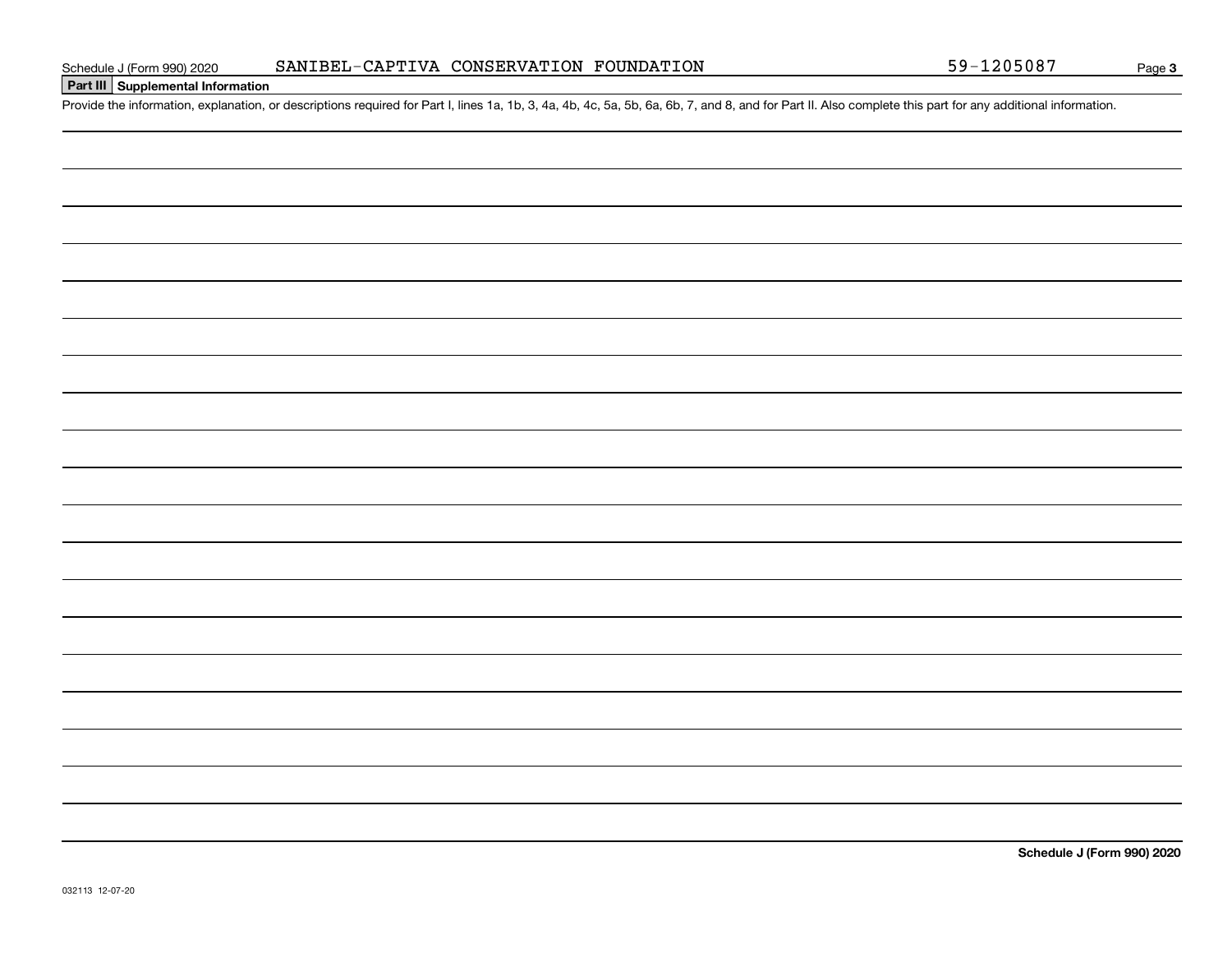Schedule J (Form 990) 2020 SANIBEL-CAPTIVA CONSERVATION FOUNDATION 59-1205087

## Part III Supplemental Information

Provide the information, explanation, or descriptions required for Part I, lines 1a, 1b, 3, 4a, 4b, 4c, 5a, 5b, 6a, 6b, 7, and 8, and for Part II. Also complete this part for any additional information.

**Schedule J (Form 990) 2020**

032113 12-07-20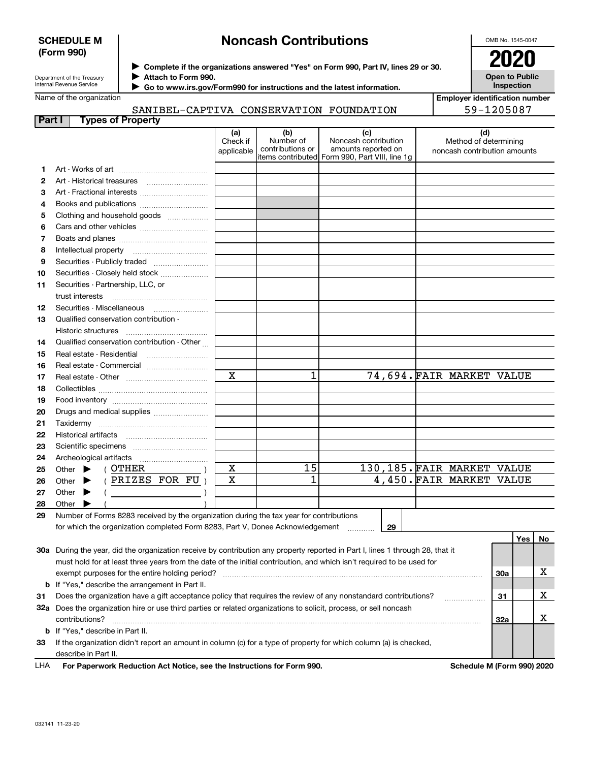**SCHEDULE M (Form 990)**

Department of the Treasury
Internal Revenue Service

# Noncash Contributions

▶ Complete if the organizations answered "Yes" on Form 990, Part IV, lines 29 or 30.
▶ Attach to Form 990.
▶ Go to www.irs.gov/Form990 for instructions and the latest information.

OMB No. 1545-0047

**2020**

**Open to Public Inspection**

Name of the organization: SANIBEL-CAPTIVA CONSERVATION FOUNDATION

Employer identification number: 59-1205087

## Part I Types of Property

| | | (a) Check if applicable | (b) Number of contributions or items contributed | (c) Noncash contribution amounts reported on Form 990, Part VIII, line 1g | (d) Method of determining noncash contribution amounts |
|---|---|---|---|---|---|
| 1 | Art - Works of art | | | | |
| 2 | Art - Historical treasures | | | | |
| 3 | Art - Fractional interests | | | | |
| 4 | Books and publications | | | | |
| 5 | Clothing and household goods | | | | |
| 6 | Cars and other vehicles | | | | |
| 7 | Boats and planes | | | | |
| 8 | Intellectual property | | | | |
| 9 | Securities - Publicly traded | | | | |
| 10 | Securities - Closely held stock | | | | |
| 11 | Securities - Partnership, LLC, or trust interests | | | | |
| 12 | Securities - Miscellaneous | | | | |
| 13 | Qualified conservation contribution - Historic structures | | | | |
| 14 | Qualified conservation contribution - Other | | | | |
| 15 | Real estate - Residential | | | | |
| 16 | Real estate - Commercial | | | | |
| 17 | Real estate - Other | X | 1 | 74,694. | FAIR MARKET VALUE |
| 18 | Collectibles | | | | |
| 19 | Food inventory | | | | |
| 20 | Drugs and medical supplies | | | | |
| 21 | Taxidermy | | | | |
| 22 | Historical artifacts | | | | |
| 23 | Scientific specimens | | | | |
| 24 | Archeological artifacts | | | | |
| 25 | Other ▶ ( OTHER ) | X | 15 | 130,185. | FAIR MARKET VALUE |
| 26 | Other ▶ ( PRIZES FOR FU ) | X | 1 | 4,450. | FAIR MARKET VALUE |
| 27 | Other ▶ ( ) | | | | |
| 28 | Other ▶ ( ) | | | | |

29 Number of Forms 8283 received by the organization during the tax year for contributions for which the organization completed Form 8283, Part V, Donee Acknowledgement ..... **29**

| | | | Yes | No |
|---|---|---|---|---|
| 30a | During the year, did the organization receive by contribution any property reported in Part I, lines 1 through 28, that it must hold for at least three years from the date of the initial contribution, and which isn't required to be used for exempt purposes for the entire holding period? | 30a | | X |
| b | If "Yes," describe the arrangement in Part II. | | | |
| 31 | Does the organization have a gift acceptance policy that requires the review of any nonstandard contributions? | 31 | | X |
| 32a | Does the organization hire or use third parties or related organizations to solicit, process, or sell noncash contributions? | 32a | | X |
| b | If "Yes," describe in Part II. | | | |
| 33 | If the organization didn't report an amount in column (c) for a type of property for which column (a) is checked, describe in Part II. | | | |

LHA **For Paperwork Reduction Act Notice, see the Instructions for Form 990.** **Schedule M (Form 990) 2020**

032141 11-23-20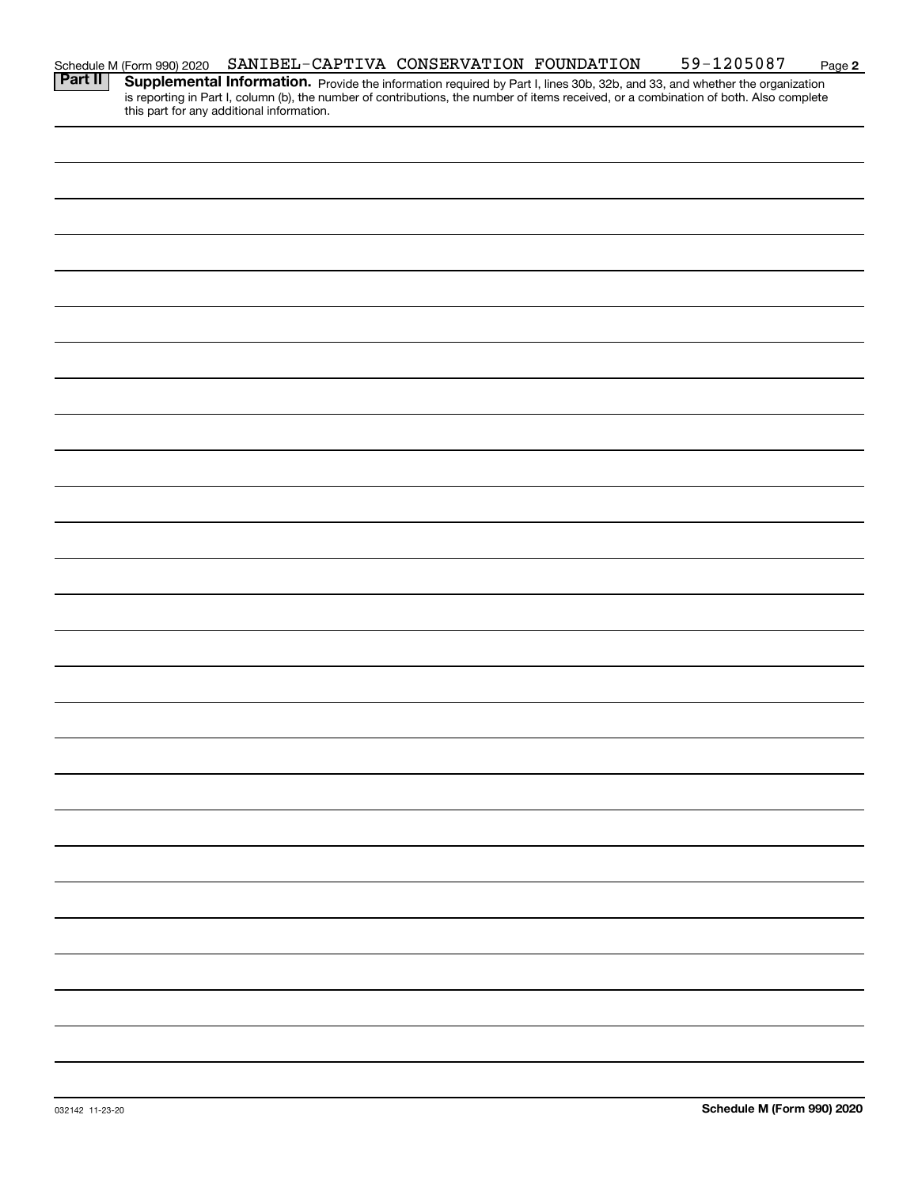Schedule M (Form 990) 2020 SANIBEL-CAPTIVA CONSERVATION FOUNDATION 59-1205087 Page 2

**Part II** **Supplemental Information.** Provide the information required by Part I, lines 30b, 32b, and 33, and whether the organization is reporting in Part I, column (b), the number of contributions, the number of items received, or a combination of both. Also complete this part for any additional information.

032142 11-23-20

**Schedule M (Form 990) 2020**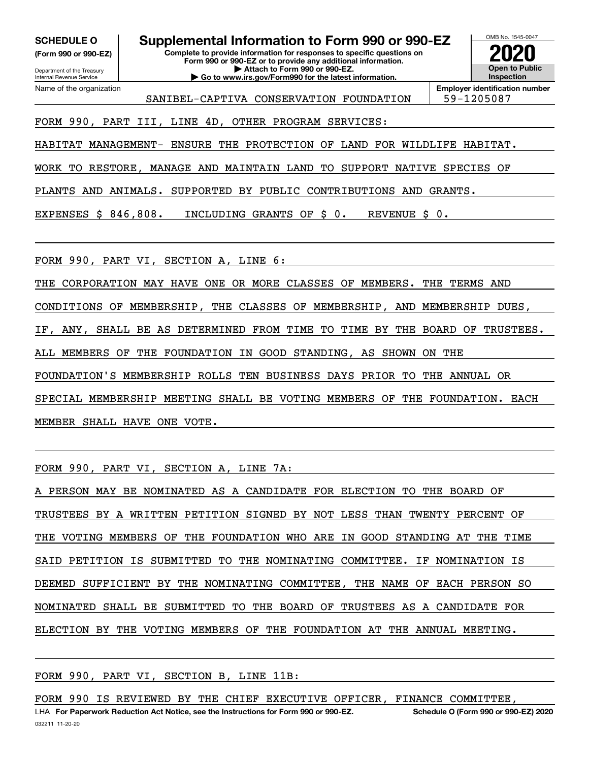**SCHEDULE O**
**(Form 990 or 990-EZ)**

Department of the Treasury
Internal Revenue Service

# Supplemental Information to Form 990 or 990-EZ

**Complete to provide information for responses to specific questions on Form 990 or 990-EZ or to provide any additional information.**
**▶ Attach to Form 990 or 990-EZ.**
**▶ Go to www.irs.gov/Form990 for the latest information.**

OMB No. 1545-0047

**2020**

**Open to Public Inspection**

Name of the organization: SANIBEL-CAPTIVA CONSERVATION FOUNDATION

**Employer identification number** 59-1205087

FORM 990, PART III, LINE 4D, OTHER PROGRAM SERVICES:

HABITAT MANAGEMENT- ENSURE THE PROTECTION OF LAND FOR WILDLIFE HABITAT. WORK TO RESTORE, MANAGE AND MAINTAIN LAND TO SUPPORT NATIVE SPECIES OF PLANTS AND ANIMALS. SUPPORTED BY PUBLIC CONTRIBUTIONS AND GRANTS.

EXPENSES $ 846,808. INCLUDING GRANTS OF $ 0. REVENUE $ 0.

FORM 990, PART VI, SECTION A, LINE 6:

THE CORPORATION MAY HAVE ONE OR MORE CLASSES OF MEMBERS. THE TERMS AND CONDITIONS OF MEMBERSHIP, THE CLASSES OF MEMBERSHIP, AND MEMBERSHIP DUES, IF, ANY, SHALL BE AS DETERMINED FROM TIME TO TIME BY THE BOARD OF TRUSTEES. ALL MEMBERS OF THE FOUNDATION IN GOOD STANDING, AS SHOWN ON THE FOUNDATION'S MEMBERSHIP ROLLS TEN BUSINESS DAYS PRIOR TO THE ANNUAL OR SPECIAL MEMBERSHIP MEETING SHALL BE VOTING MEMBERS OF THE FOUNDATION. EACH MEMBER SHALL HAVE ONE VOTE.

FORM 990, PART VI, SECTION A, LINE 7A:

A PERSON MAY BE NOMINATED AS A CANDIDATE FOR ELECTION TO THE BOARD OF TRUSTEES BY A WRITTEN PETITION SIGNED BY NOT LESS THAN TWENTY PERCENT OF THE VOTING MEMBERS OF THE FOUNDATION WHO ARE IN GOOD STANDING AT THE TIME SAID PETITION IS SUBMITTED TO THE NOMINATING COMMITTEE. IF NOMINATION IS DEEMED SUFFICIENT BY THE NOMINATING COMMITTEE, THE NAME OF EACH PERSON SO NOMINATED SHALL BE SUBMITTED TO THE BOARD OF TRUSTEES AS A CANDIDATE FOR ELECTION BY THE VOTING MEMBERS OF THE FOUNDATION AT THE ANNUAL MEETING.

FORM 990, PART VI, SECTION B, LINE 11B:

FORM 990 IS REVIEWED BY THE CHIEF EXECUTIVE OFFICER, FINANCE COMMITTEE,

LHA **For Paperwork Reduction Act Notice, see the Instructions for Form 990 or 990-EZ.** **Schedule O (Form 990 or 990-EZ) 2020**

032211 11-20-20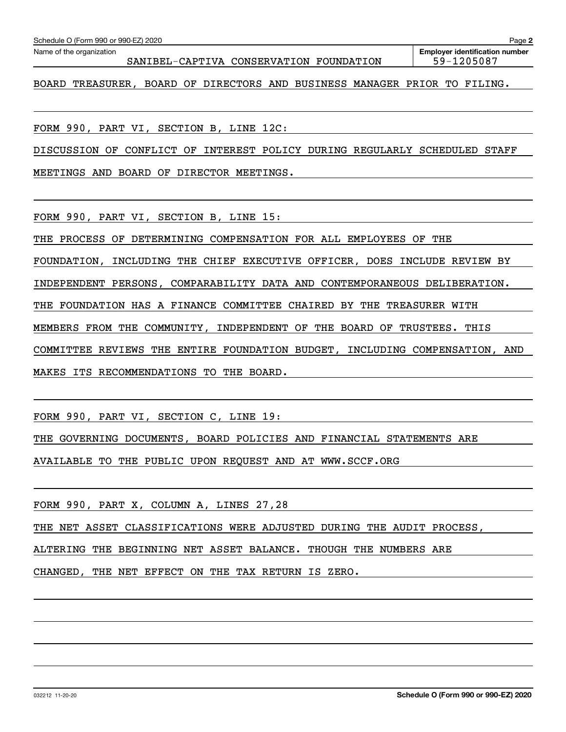Name of the organization SANIBEL-CAPTIVA CONSERVATION FOUNDATION

Employer identification number 59-1205087

BOARD TREASURER, BOARD OF DIRECTORS AND BUSINESS MANAGER PRIOR TO FILING.

FORM 990, PART VI, SECTION B, LINE 12C:

DISCUSSION OF CONFLICT OF INTEREST POLICY DURING REGULARLY SCHEDULED STAFF MEETINGS AND BOARD OF DIRECTOR MEETINGS.

FORM 990, PART VI, SECTION B, LINE 15:

THE PROCESS OF DETERMINING COMPENSATION FOR ALL EMPLOYEES OF THE FOUNDATION, INCLUDING THE CHIEF EXECUTIVE OFFICER, DOES INCLUDE REVIEW BY INDEPENDENT PERSONS, COMPARABILITY DATA AND CONTEMPORANEOUS DELIBERATION. THE FOUNDATION HAS A FINANCE COMMITTEE CHAIRED BY THE TREASURER WITH MEMBERS FROM THE COMMUNITY, INDEPENDENT OF THE BOARD OF TRUSTEES. THIS COMMITTEE REVIEWS THE ENTIRE FOUNDATION BUDGET, INCLUDING COMPENSATION, AND MAKES ITS RECOMMENDATIONS TO THE BOARD.

FORM 990, PART VI, SECTION C, LINE 19:

THE GOVERNING DOCUMENTS, BOARD POLICIES AND FINANCIAL STATEMENTS ARE AVAILABLE TO THE PUBLIC UPON REQUEST AND AT WWW.SCCF.ORG

FORM 990, PART X, COLUMN A, LINES 27,28

THE NET ASSET CLASSIFICATIONS WERE ADJUSTED DURING THE AUDIT PROCESS, ALTERING THE BEGINNING NET ASSET BALANCE. THOUGH THE NUMBERS ARE CHANGED, THE NET EFFECT ON THE TAX RETURN IS ZERO.